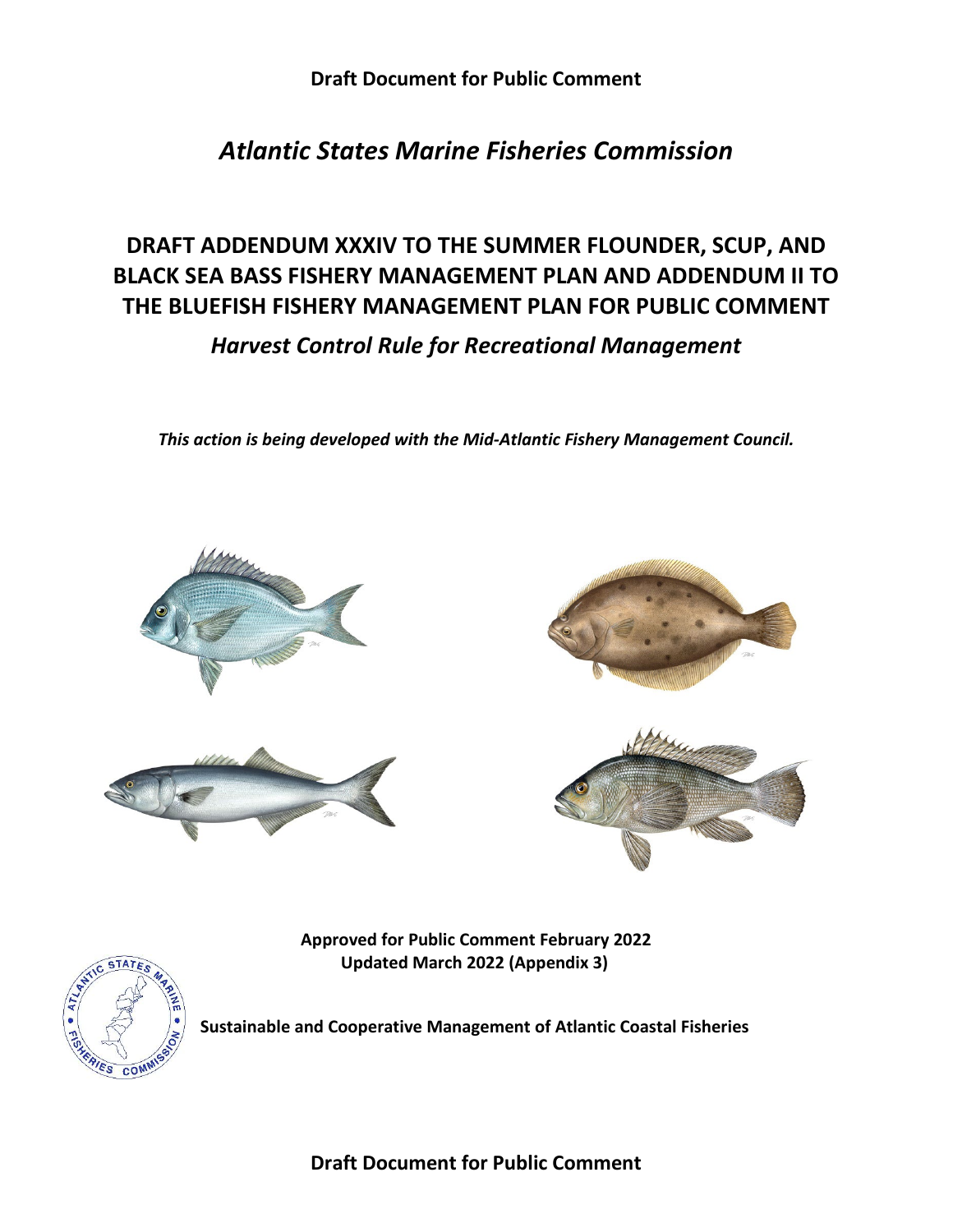**Draft Document for Public Comment**

# *Atlantic States Marine Fisheries Commission*

# DRAFT ADDENDUM XXXIV TO THE SUMMER FLOUNDER, SCUP, AND BLACK SEA BASS FISHERY MANAGEMENT PLAN AND ADDENDUM II TO THE BLUEFISH FISHERY MANAGEMENT PLAN FOR PUBLIC COMMENT

## *Harvest Control Rule for Recreational Management*

***This action is being developed with the Mid-Atlantic Fishery Management Council.***

**Approved for Public Comment February 2022**
**Updated March 2022 (Appendix 3)**

**Sustainable and Cooperative Management of Atlantic Coastal Fisheries**

**Draft Document for Public Comment**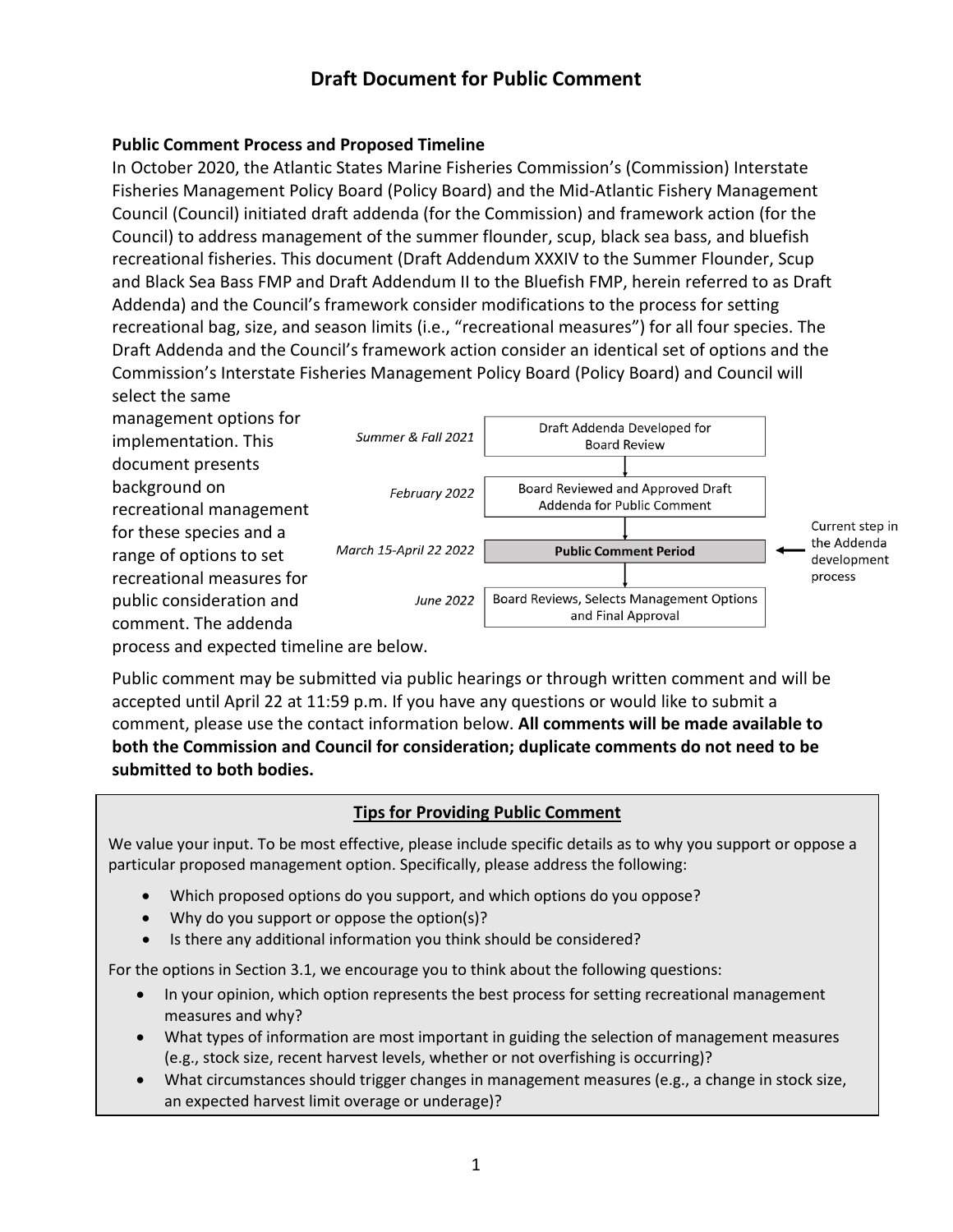# Draft Document for Public Comment

**Public Comment Process and Proposed Timeline**

In October 2020, the Atlantic States Marine Fisheries Commission's (Commission) Interstate Fisheries Management Policy Board (Policy Board) and the Mid-Atlantic Fishery Management Council (Council) initiated draft addenda (for the Commission) and framework action (for the Council) to address management of the summer flounder, scup, black sea bass, and bluefish recreational fisheries. This document (Draft Addendum XXXIV to the Summer Flounder, Scup and Black Sea Bass FMP and Draft Addendum II to the Bluefish FMP, herein referred to as Draft Addenda) and the Council's framework consider modifications to the process for setting recreational bag, size, and season limits (i.e., "recreational measures") for all four species. The Draft Addenda and the Council's framework action consider an identical set of options and the Commission's Interstate Fisheries Management Policy Board (Policy Board) and Council will select the same management options for implementation. This document presents background on recreational management for these species and a range of options to set recreational measures for public consideration and comment. The addenda process and expected timeline are below.

| Timeline | Step |
|---|---|
| *Summer & Fall 2021* | Draft Addenda Developed for Board Review |
| *February 2022* | Board Reviewed and Approved Draft Addenda for Public Comment |
| *March 15-April 22 2022* | **Public Comment Period** ← Current step in the Addenda development process |
| *June 2022* | Board Reviews, Selects Management Options and Final Approval |

Public comment may be submitted via public hearings or through written comment and will be accepted until April 22 at 11:59 p.m. If you have any questions or would like to submit a comment, please use the contact information below. **All comments will be made available to both the Commission and Council for consideration; duplicate comments do not need to be submitted to both bodies.**

**Tips for Providing Public Comment**

We value your input. To be most effective, please include specific details as to why you support or oppose a particular proposed management option. Specifically, please address the following:

- Which proposed options do you support, and which options do you oppose?
- Why do you support or oppose the option(s)?
- Is there any additional information you think should be considered?

For the options in Section 3.1, we encourage you to think about the following questions:

- In your opinion, which option represents the best process for setting recreational management measures and why?
- What types of information are most important in guiding the selection of management measures (e.g., stock size, recent harvest levels, whether or not overfishing is occurring)?
- What circumstances should trigger changes in management measures (e.g., a change in stock size, an expected harvest limit overage or underage)?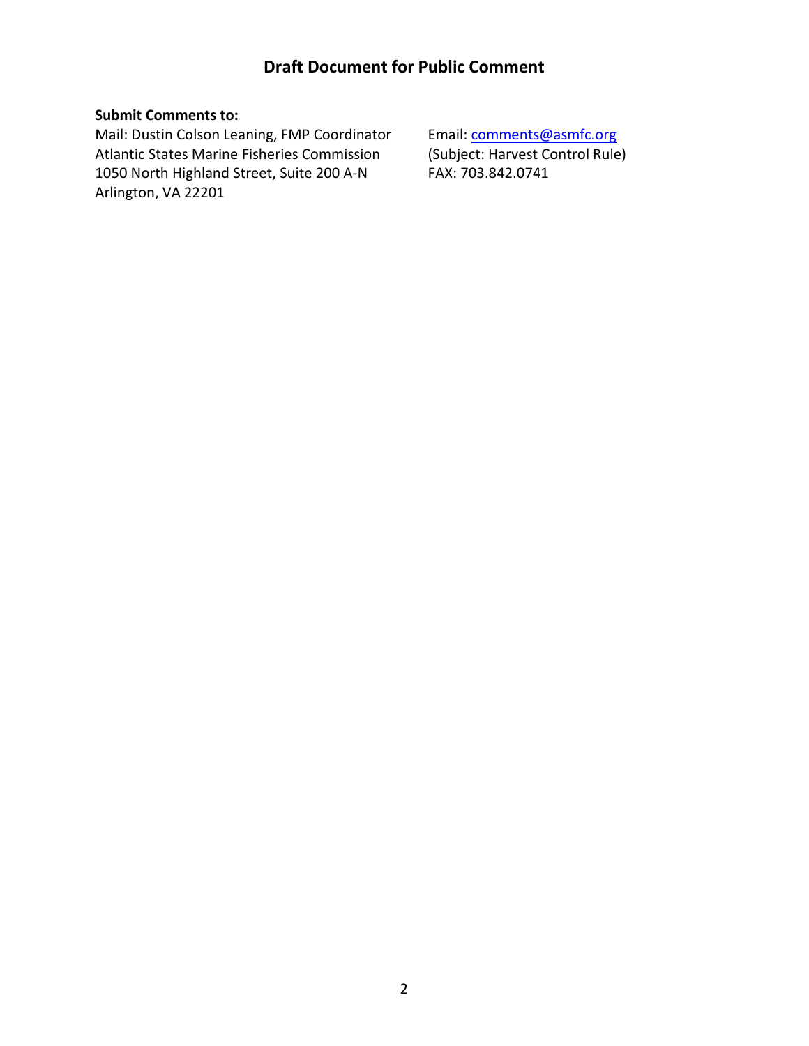## Draft Document for Public Comment

**Submit Comments to:**

Mail: Dustin Colson Leaning, FMP Coordinator
Atlantic States Marine Fisheries Commission
1050 North Highland Street, Suite 200 A-N
Arlington, VA 22201

Email: comments@asmfc.org
(Subject: Harvest Control Rule)
FAX: 703.842.0741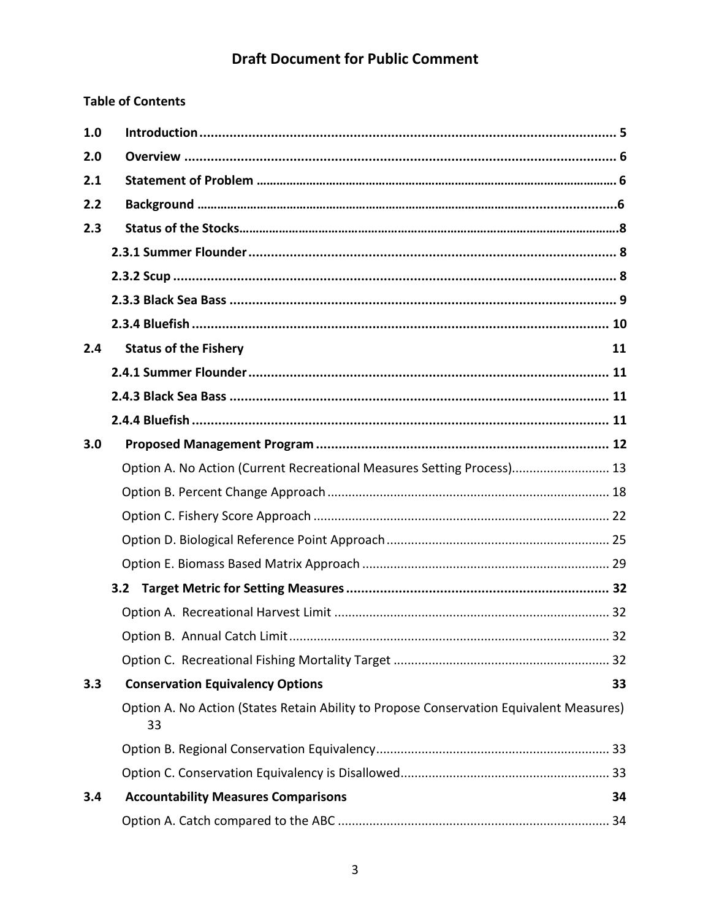# Draft Document for Public Comment

**Table of Contents**

| | | |
|---|---|---|
| **1.0** | **Introduction** | **5** |
| **2.0** | **Overview** | **6** |
| **2.1** | **Statement of Problem** | **6** |
| **2.2** | **Background** | **6** |
| **2.3** | **Status of the Stocks** | **8** |
| | **2.3.1 Summer Flounder** | **8** |
| | **2.3.2 Scup** | **8** |
| | **2.3.3 Black Sea Bass** | **9** |
| | **2.3.4 Bluefish** | **10** |
| **2.4** | **Status of the Fishery** | **11** |
| | **2.4.1 Summer Flounder** | **11** |
| | **2.4.3 Black Sea Bass** | **11** |
| | **2.4.4 Bluefish** | **11** |
| **3.0** | **Proposed Management Program** | **12** |
| | Option A. No Action (Current Recreational Measures Setting Process) | 13 |
| | Option B. Percent Change Approach | 18 |
| | Option C. Fishery Score Approach | 22 |
| | Option D. Biological Reference Point Approach | 25 |
| | Option E. Biomass Based Matrix Approach | 29 |
| | **3.2 Target Metric for Setting Measures** | **32** |
| | Option A. Recreational Harvest Limit | 32 |
| | Option B. Annual Catch Limit | 32 |
| | Option C. Recreational Fishing Mortality Target | 32 |
| **3.3** | **Conservation Equivalency Options** | **33** |
| | Option A. No Action (States Retain Ability to Propose Conservation Equivalent Measures) | 33 |
| | Option B. Regional Conservation Equivalency | 33 |
| | Option C. Conservation Equivalency is Disallowed | 33 |
| **3.4** | **Accountability Measures Comparisons** | **34** |
| | Option A. Catch compared to the ABC | 34 |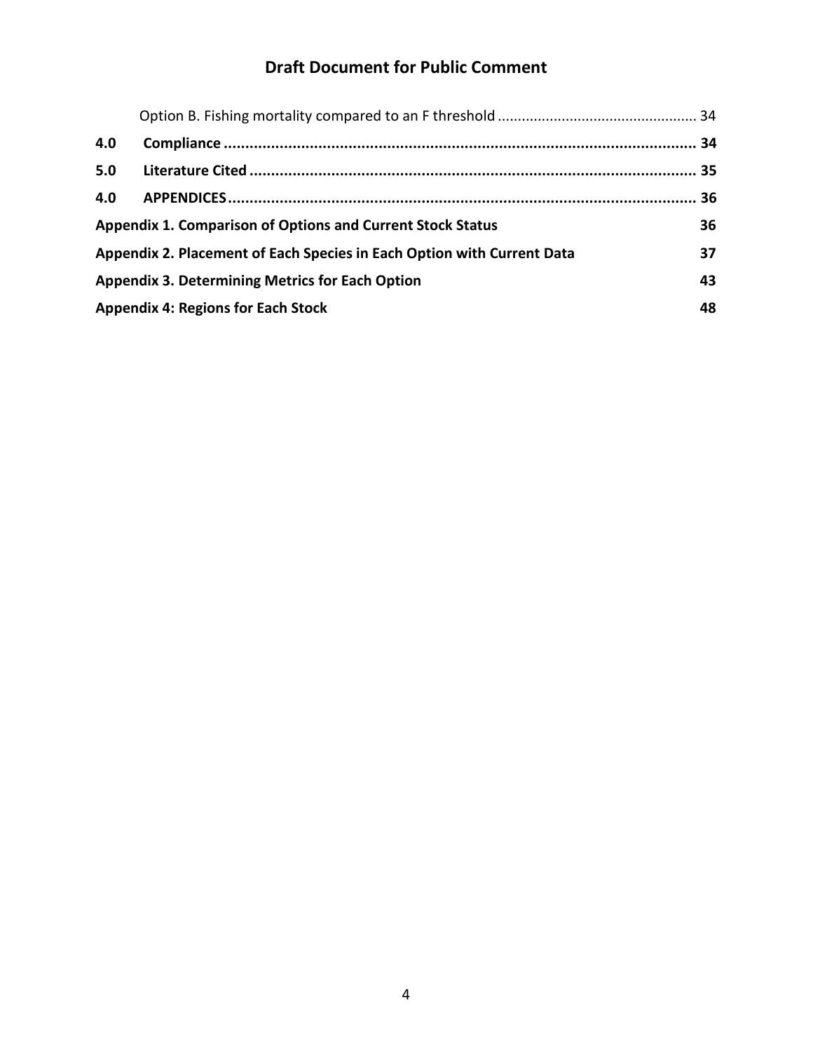Option B. Fishing mortality compared to an F threshold ................................................ 34

**4.0 Compliance** ............................................................................................................ **34**

**5.0 Literature Cited** ........................................................................................................ **35**

**4.0 APPENDICES** ............................................................................................................ **36**

**Appendix 1. Comparison of Options and Current Stock Status** **36**

**Appendix 2. Placement of Each Species in Each Option with Current Data** **37**

**Appendix 3. Determining Metrics for Each Option** **43**

**Appendix 4: Regions for Each Stock** **48**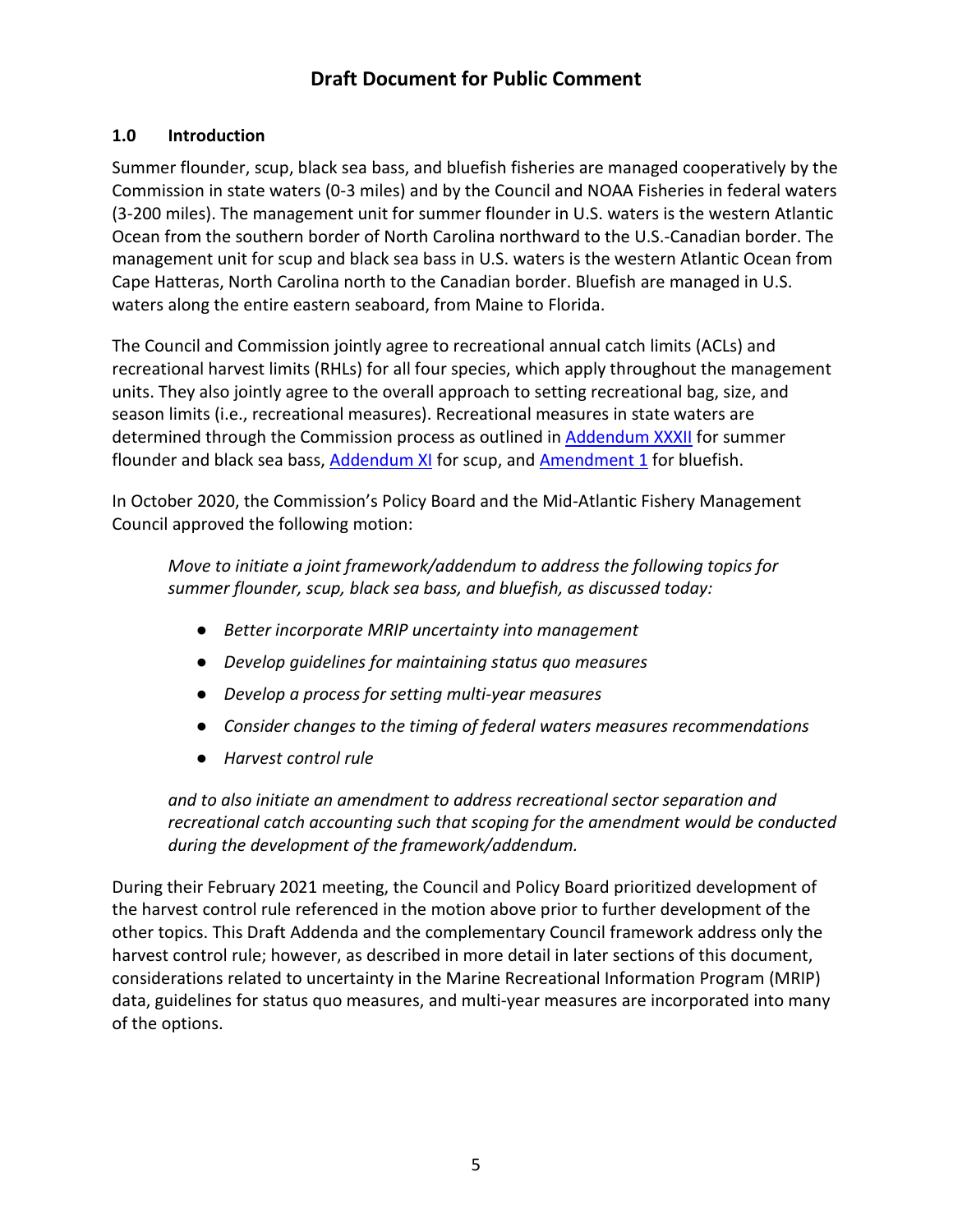## 1.0 Introduction

Summer flounder, scup, black sea bass, and bluefish fisheries are managed cooperatively by the Commission in state waters (0-3 miles) and by the Council and NOAA Fisheries in federal waters (3-200 miles). The management unit for summer flounder in U.S. waters is the western Atlantic Ocean from the southern border of North Carolina northward to the U.S.-Canadian border. The management unit for scup and black sea bass in U.S. waters is the western Atlantic Ocean from Cape Hatteras, North Carolina north to the Canadian border. Bluefish are managed in U.S. waters along the entire eastern seaboard, from Maine to Florida.

The Council and Commission jointly agree to recreational annual catch limits (ACLs) and recreational harvest limits (RHLs) for all four species, which apply throughout the management units. They also jointly agree to the overall approach to setting recreational bag, size, and season limits (i.e., recreational measures). Recreational measures in state waters are determined through the Commission process as outlined in Addendum XXXII for summer flounder and black sea bass, Addendum XI for scup, and Amendment 1 for bluefish.

In October 2020, the Commission's Policy Board and the Mid-Atlantic Fishery Management Council approved the following motion:

> *Move to initiate a joint framework/addendum to address the following topics for summer flounder, scup, black sea bass, and bluefish, as discussed today:*
>
> - *Better incorporate MRIP uncertainty into management*
> - *Develop guidelines for maintaining status quo measures*
> - *Develop a process for setting multi-year measures*
> - *Consider changes to the timing of federal waters measures recommendations*
> - *Harvest control rule*
>
> *and to also initiate an amendment to address recreational sector separation and recreational catch accounting such that scoping for the amendment would be conducted during the development of the framework/addendum.*

During their February 2021 meeting, the Council and Policy Board prioritized development of the harvest control rule referenced in the motion above prior to further development of the other topics. This Draft Addenda and the complementary Council framework address only the harvest control rule; however, as described in more detail in later sections of this document, considerations related to uncertainty in the Marine Recreational Information Program (MRIP) data, guidelines for status quo measures, and multi-year measures are incorporated into many of the options.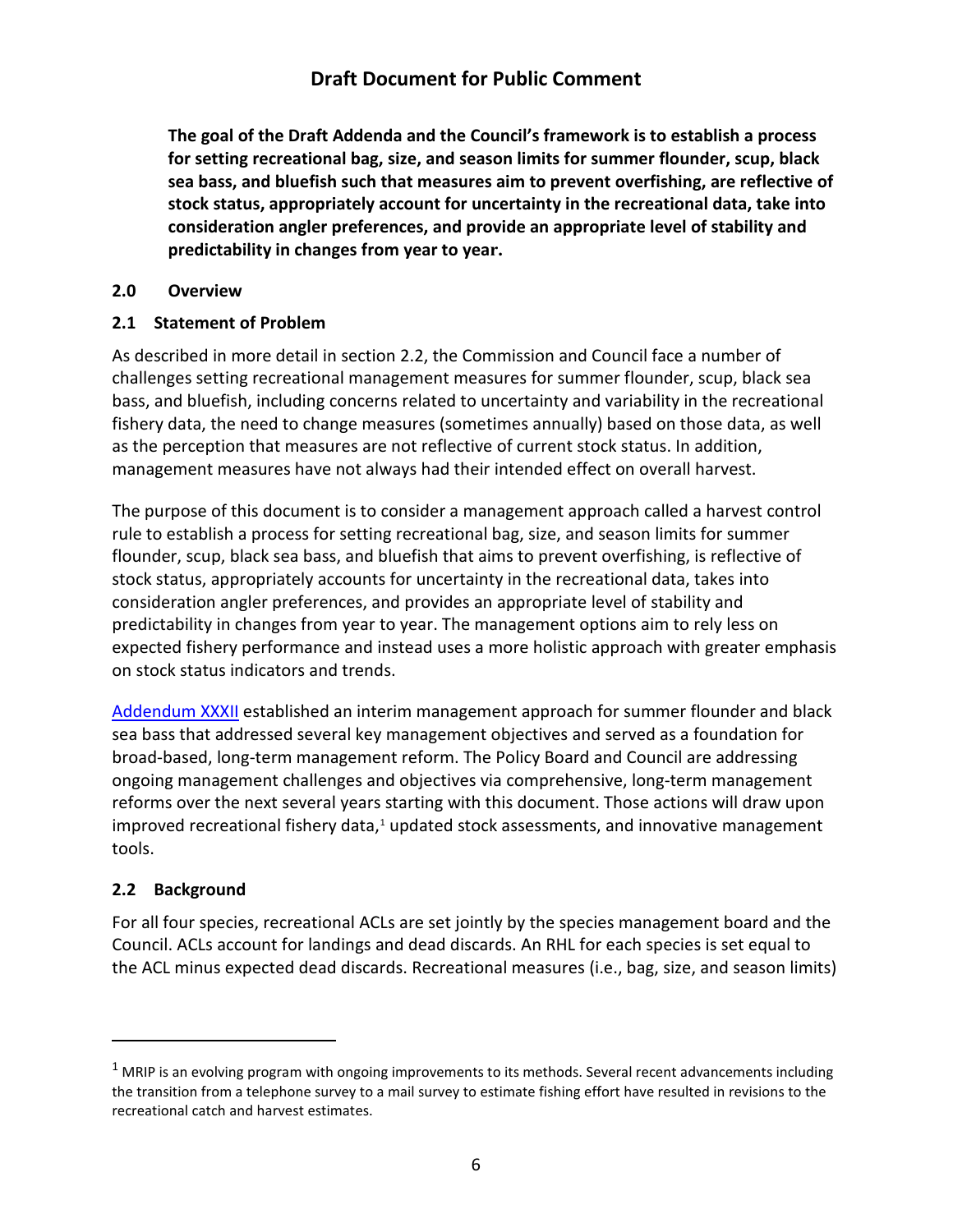**The goal of the Draft Addenda and the Council's framework is to establish a process for setting recreational bag, size, and season limits for summer flounder, scup, black sea bass, and bluefish such that measures aim to prevent overfishing, are reflective of stock status, appropriately account for uncertainty in the recreational data, take into consideration angler preferences, and provide an appropriate level of stability and predictability in changes from year to year.**

## 2.0 Overview

### 2.1 Statement of Problem

As described in more detail in section 2.2, the Commission and Council face a number of challenges setting recreational management measures for summer flounder, scup, black sea bass, and bluefish, including concerns related to uncertainty and variability in the recreational fishery data, the need to change measures (sometimes annually) based on those data, as well as the perception that measures are not reflective of current stock status. In addition, management measures have not always had their intended effect on overall harvest.

The purpose of this document is to consider a management approach called a harvest control rule to establish a process for setting recreational bag, size, and season limits for summer flounder, scup, black sea bass, and bluefish that aims to prevent overfishing, is reflective of stock status, appropriately accounts for uncertainty in the recreational data, takes into consideration angler preferences, and provides an appropriate level of stability and predictability in changes from year to year. The management options aim to rely less on expected fishery performance and instead uses a more holistic approach with greater emphasis on stock status indicators and trends.

Addendum XXXII established an interim management approach for summer flounder and black sea bass that addressed several key management objectives and served as a foundation for broad-based, long-term management reform. The Policy Board and Council are addressing ongoing management challenges and objectives via comprehensive, long-term management reforms over the next several years starting with this document. Those actions will draw upon improved recreational fishery data,[1] updated stock assessments, and innovative management tools.

### 2.2 Background

For all four species, recreational ACLs are set jointly by the species management board and the Council. ACLs account for landings and dead discards. An RHL for each species is set equal to the ACL minus expected dead discards. Recreational measures (i.e., bag, size, and season limits)

[1] MRIP is an evolving program with ongoing improvements to its methods. Several recent advancements including the transition from a telephone survey to a mail survey to estimate fishing effort have resulted in revisions to the recreational catch and harvest estimates.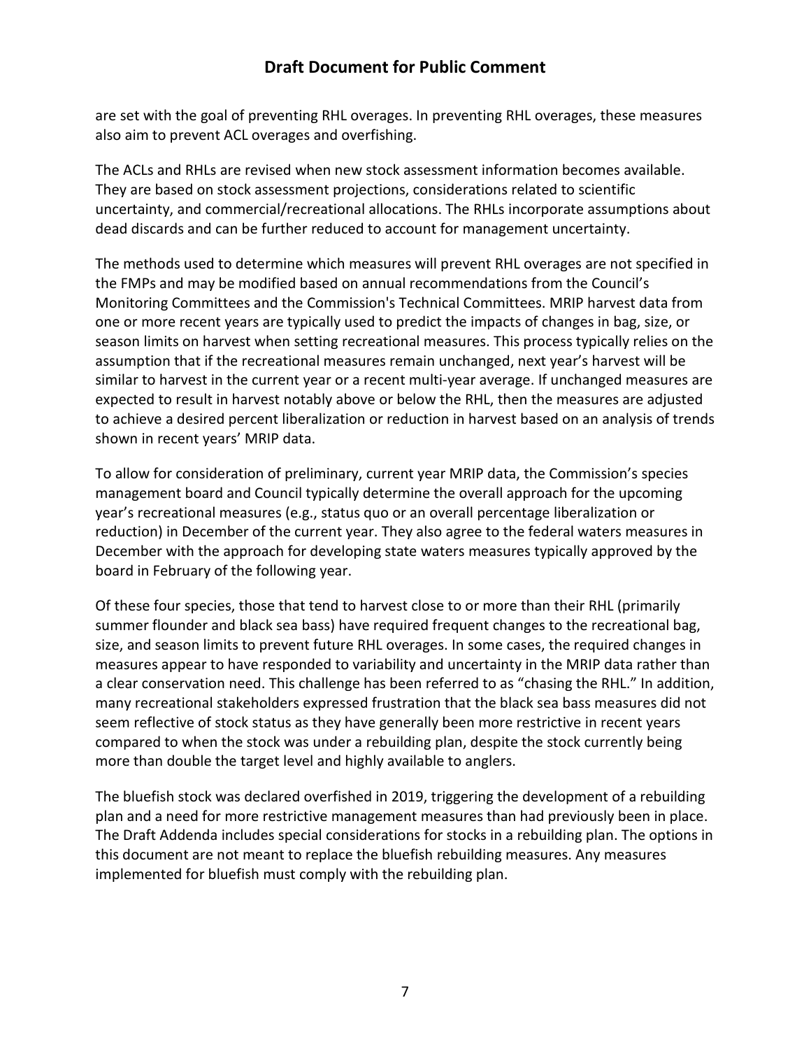are set with the goal of preventing RHL overages. In preventing RHL overages, these measures also aim to prevent ACL overages and overfishing.

The ACLs and RHLs are revised when new stock assessment information becomes available. They are based on stock assessment projections, considerations related to scientific uncertainty, and commercial/recreational allocations. The RHLs incorporate assumptions about dead discards and can be further reduced to account for management uncertainty.

The methods used to determine which measures will prevent RHL overages are not specified in the FMPs and may be modified based on annual recommendations from the Council's Monitoring Committees and the Commission's Technical Committees. MRIP harvest data from one or more recent years are typically used to predict the impacts of changes in bag, size, or season limits on harvest when setting recreational measures. This process typically relies on the assumption that if the recreational measures remain unchanged, next year's harvest will be similar to harvest in the current year or a recent multi-year average. If unchanged measures are expected to result in harvest notably above or below the RHL, then the measures are adjusted to achieve a desired percent liberalization or reduction in harvest based on an analysis of trends shown in recent years' MRIP data.

To allow for consideration of preliminary, current year MRIP data, the Commission's species management board and Council typically determine the overall approach for the upcoming year's recreational measures (e.g., status quo or an overall percentage liberalization or reduction) in December of the current year. They also agree to the federal waters measures in December with the approach for developing state waters measures typically approved by the board in February of the following year.

Of these four species, those that tend to harvest close to or more than their RHL (primarily summer flounder and black sea bass) have required frequent changes to the recreational bag, size, and season limits to prevent future RHL overages. In some cases, the required changes in measures appear to have responded to variability and uncertainty in the MRIP data rather than a clear conservation need. This challenge has been referred to as "chasing the RHL." In addition, many recreational stakeholders expressed frustration that the black sea bass measures did not seem reflective of stock status as they have generally been more restrictive in recent years compared to when the stock was under a rebuilding plan, despite the stock currently being more than double the target level and highly available to anglers.

The bluefish stock was declared overfished in 2019, triggering the development of a rebuilding plan and a need for more restrictive management measures than had previously been in place. The Draft Addenda includes special considerations for stocks in a rebuilding plan. The options in this document are not meant to replace the bluefish rebuilding measures. Any measures implemented for bluefish must comply with the rebuilding plan.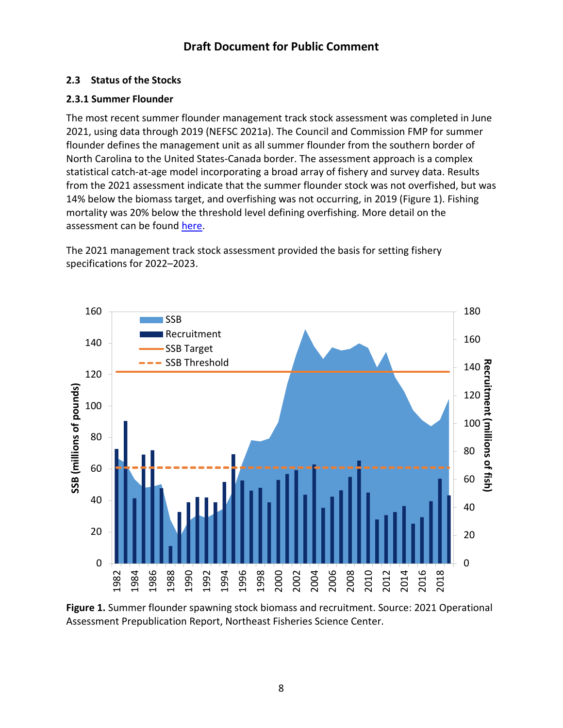## 2.3 Status of the Stocks

### 2.3.1 Summer Flounder

The most recent summer flounder management track stock assessment was completed in June 2021, using data through 2019 (NEFSC 2021a). The Council and Commission FMP for summer flounder defines the management unit as all summer flounder from the southern border of North Carolina to the United States-Canada border. The assessment approach is a complex statistical catch-at-age model incorporating a broad array of fishery and survey data. Results from the 2021 assessment indicate that the summer flounder stock was not overfished, but was 14% below the biomass target, and overfishing was not occurring, in 2019 (Figure 1). Fishing mortality was 20% below the threshold level defining overfishing. More detail on the assessment can be found here.

The 2021 management track stock assessment provided the basis for setting fishery specifications for 2022–2023.

**Figure 1.** Summer flounder spawning stock biomass and recruitment. Source: 2021 Operational Assessment Prepublication Report, Northeast Fisheries Science Center.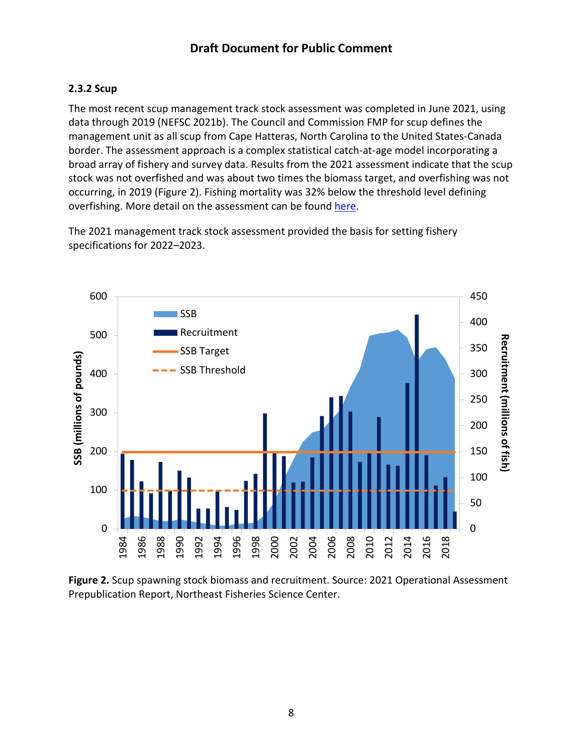### 2.3.2 Scup

The most recent scup management track stock assessment was completed in June 2021, using data through 2019 (NEFSC 2021b). The Council and Commission FMP for scup defines the management unit as all scup from Cape Hatteras, North Carolina to the United States-Canada border. The assessment approach is a complex statistical catch-at-age model incorporating a broad array of fishery and survey data. Results from the 2021 assessment indicate that the scup stock was not overfished and was about two times the biomass target, and overfishing was not occurring, in 2019 (Figure 2). Fishing mortality was 32% below the threshold level defining overfishing. More detail on the assessment can be found here.

The 2021 management track stock assessment provided the basis for setting fishery specifications for 2022–2023.

**Figure 2.** Scup spawning stock biomass and recruitment. Source: 2021 Operational Assessment Prepublication Report, Northeast Fisheries Science Center.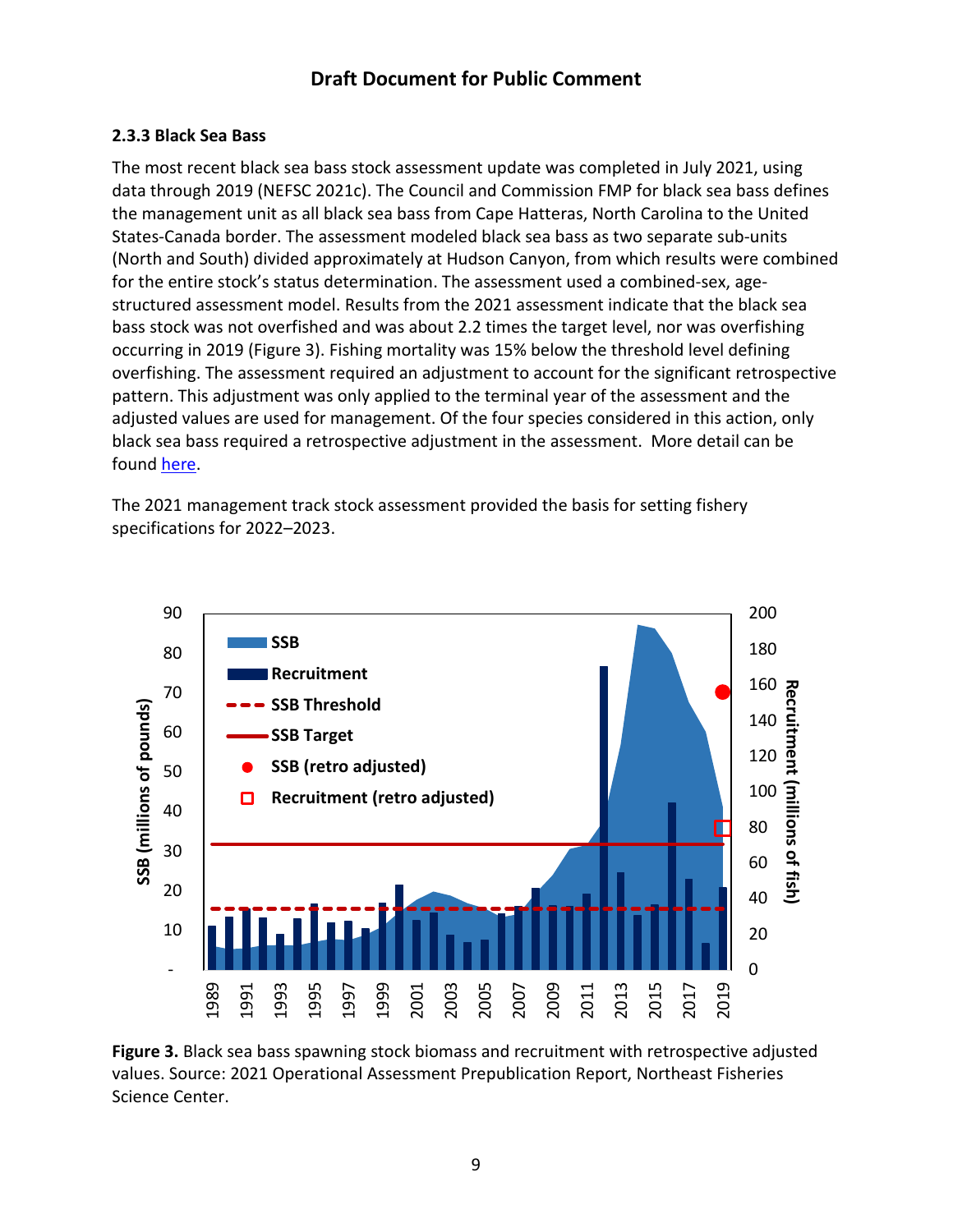### 2.3.3 Black Sea Bass

The most recent black sea bass stock assessment update was completed in July 2021, using data through 2019 (NEFSC 2021c). The Council and Commission FMP for black sea bass defines the management unit as all black sea bass from Cape Hatteras, North Carolina to the United States-Canada border. The assessment modeled black sea bass as two separate sub-units (North and South) divided approximately at Hudson Canyon, from which results were combined for the entire stock's status determination. The assessment used a combined-sex, age-structured assessment model. Results from the 2021 assessment indicate that the black sea bass stock was not overfished and was about 2.2 times the target level, nor was overfishing occurring in 2019 (Figure 3). Fishing mortality was 15% below the threshold level defining overfishing. The assessment required an adjustment to account for the significant retrospective pattern. This adjustment was only applied to the terminal year of the assessment and the adjusted values are used for management. Of the four species considered in this action, only black sea bass required a retrospective adjustment in the assessment. More detail can be found here.

The 2021 management track stock assessment provided the basis for setting fishery specifications for 2022–2023.

**Figure 3.** Black sea bass spawning stock biomass and recruitment with retrospective adjusted values. Source: 2021 Operational Assessment Prepublication Report, Northeast Fisheries Science Center.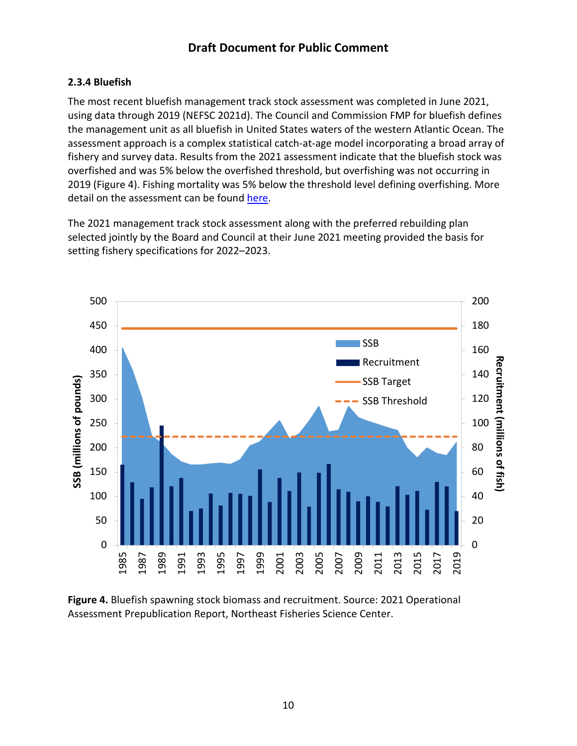### 2.3.4 Bluefish

The most recent bluefish management track stock assessment was completed in June 2021, using data through 2019 (NEFSC 2021d). The Council and Commission FMP for bluefish defines the management unit as all bluefish in United States waters of the western Atlantic Ocean. The assessment approach is a complex statistical catch-at-age model incorporating a broad array of fishery and survey data. Results from the 2021 assessment indicate that the bluefish stock was overfished and was 5% below the overfished threshold, but overfishing was not occurring in 2019 (Figure 4). Fishing mortality was 5% below the threshold level defining overfishing. More detail on the assessment can be found here.

The 2021 management track stock assessment along with the preferred rebuilding plan selected jointly by the Board and Council at their June 2021 meeting provided the basis for setting fishery specifications for 2022–2023.

**Figure 4.** Bluefish spawning stock biomass and recruitment. Source: 2021 Operational Assessment Prepublication Report, Northeast Fisheries Science Center.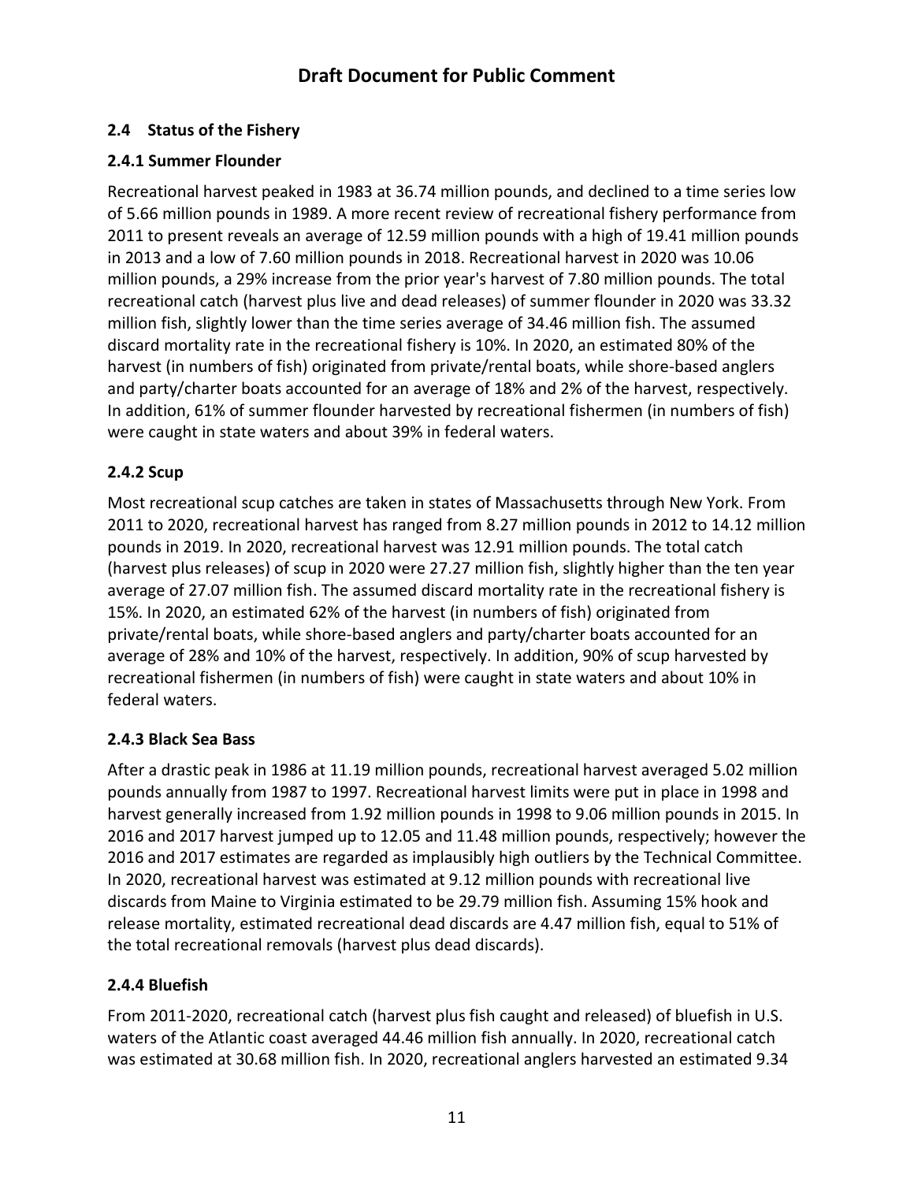## 2.4 Status of the Fishery

### 2.4.1 Summer Flounder

Recreational harvest peaked in 1983 at 36.74 million pounds, and declined to a time series low of 5.66 million pounds in 1989. A more recent review of recreational fishery performance from 2011 to present reveals an average of 12.59 million pounds with a high of 19.41 million pounds in 2013 and a low of 7.60 million pounds in 2018. Recreational harvest in 2020 was 10.06 million pounds, a 29% increase from the prior year's harvest of 7.80 million pounds. The total recreational catch (harvest plus live and dead releases) of summer flounder in 2020 was 33.32 million fish, slightly lower than the time series average of 34.46 million fish. The assumed discard mortality rate in the recreational fishery is 10%. In 2020, an estimated 80% of the harvest (in numbers of fish) originated from private/rental boats, while shore-based anglers and party/charter boats accounted for an average of 18% and 2% of the harvest, respectively. In addition, 61% of summer flounder harvested by recreational fishermen (in numbers of fish) were caught in state waters and about 39% in federal waters.

### 2.4.2 Scup

Most recreational scup catches are taken in states of Massachusetts through New York. From 2011 to 2020, recreational harvest has ranged from 8.27 million pounds in 2012 to 14.12 million pounds in 2019. In 2020, recreational harvest was 12.91 million pounds. The total catch (harvest plus releases) of scup in 2020 were 27.27 million fish, slightly higher than the ten year average of 27.07 million fish. The assumed discard mortality rate in the recreational fishery is 15%. In 2020, an estimated 62% of the harvest (in numbers of fish) originated from private/rental boats, while shore-based anglers and party/charter boats accounted for an average of 28% and 10% of the harvest, respectively. In addition, 90% of scup harvested by recreational fishermen (in numbers of fish) were caught in state waters and about 10% in federal waters.

### 2.4.3 Black Sea Bass

After a drastic peak in 1986 at 11.19 million pounds, recreational harvest averaged 5.02 million pounds annually from 1987 to 1997. Recreational harvest limits were put in place in 1998 and harvest generally increased from 1.92 million pounds in 1998 to 9.06 million pounds in 2015. In 2016 and 2017 harvest jumped up to 12.05 and 11.48 million pounds, respectively; however the 2016 and 2017 estimates are regarded as implausibly high outliers by the Technical Committee. In 2020, recreational harvest was estimated at 9.12 million pounds with recreational live discards from Maine to Virginia estimated to be 29.79 million fish. Assuming 15% hook and release mortality, estimated recreational dead discards are 4.47 million fish, equal to 51% of the total recreational removals (harvest plus dead discards).

### 2.4.4 Bluefish

From 2011-2020, recreational catch (harvest plus fish caught and released) of bluefish in U.S. waters of the Atlantic coast averaged 44.46 million fish annually. In 2020, recreational catch was estimated at 30.68 million fish. In 2020, recreational anglers harvested an estimated 9.34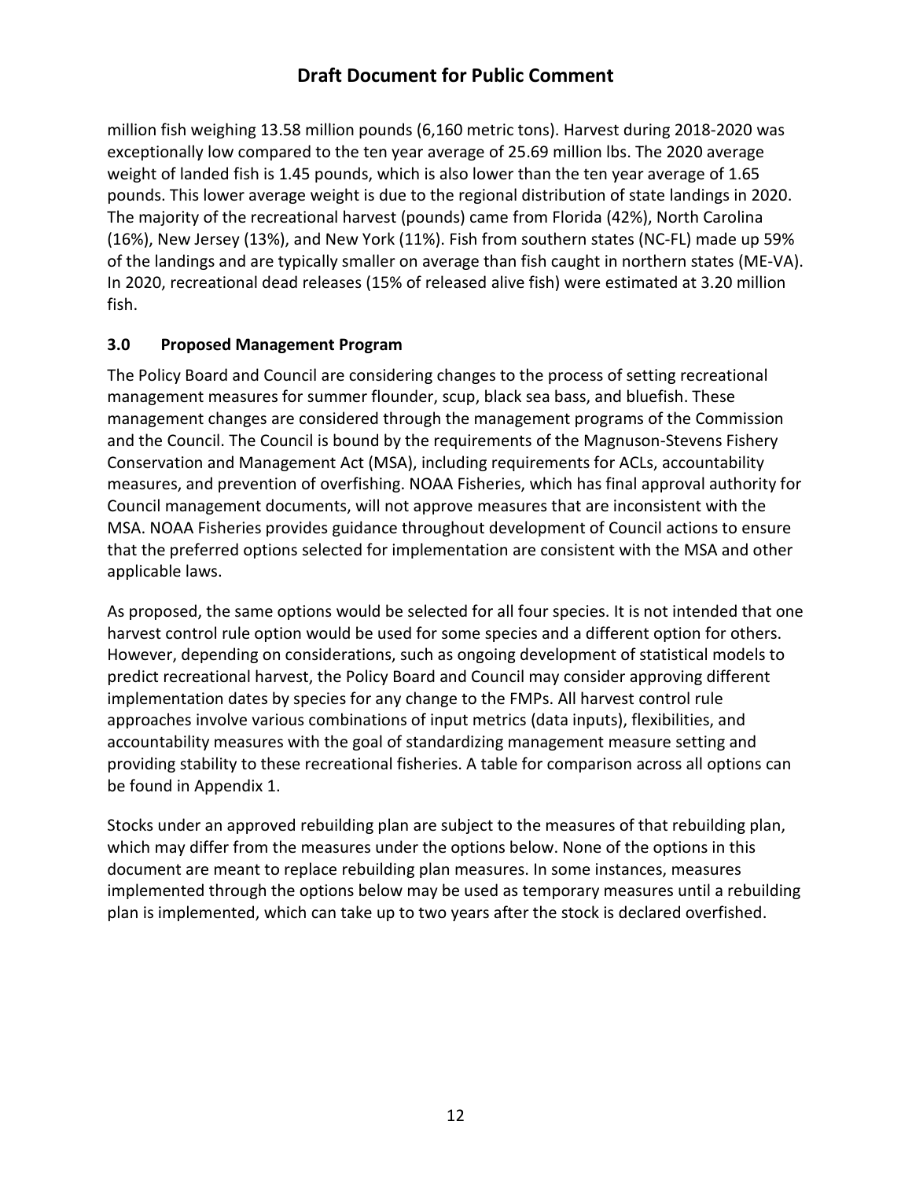million fish weighing 13.58 million pounds (6,160 metric tons). Harvest during 2018-2020 was exceptionally low compared to the ten year average of 25.69 million lbs. The 2020 average weight of landed fish is 1.45 pounds, which is also lower than the ten year average of 1.65 pounds. This lower average weight is due to the regional distribution of state landings in 2020. The majority of the recreational harvest (pounds) came from Florida (42%), North Carolina (16%), New Jersey (13%), and New York (11%). Fish from southern states (NC-FL) made up 59% of the landings and are typically smaller on average than fish caught in northern states (ME-VA). In 2020, recreational dead releases (15% of released alive fish) were estimated at 3.20 million fish.

## 3.0 Proposed Management Program

The Policy Board and Council are considering changes to the process of setting recreational management measures for summer flounder, scup, black sea bass, and bluefish. These management changes are considered through the management programs of the Commission and the Council. The Council is bound by the requirements of the Magnuson-Stevens Fishery Conservation and Management Act (MSA), including requirements for ACLs, accountability measures, and prevention of overfishing. NOAA Fisheries, which has final approval authority for Council management documents, will not approve measures that are inconsistent with the MSA. NOAA Fisheries provides guidance throughout development of Council actions to ensure that the preferred options selected for implementation are consistent with the MSA and other applicable laws.

As proposed, the same options would be selected for all four species. It is not intended that one harvest control rule option would be used for some species and a different option for others. However, depending on considerations, such as ongoing development of statistical models to predict recreational harvest, the Policy Board and Council may consider approving different implementation dates by species for any change to the FMPs. All harvest control rule approaches involve various combinations of input metrics (data inputs), flexibilities, and accountability measures with the goal of standardizing management measure setting and providing stability to these recreational fisheries. A table for comparison across all options can be found in Appendix 1.

Stocks under an approved rebuilding plan are subject to the measures of that rebuilding plan, which may differ from the measures under the options below. None of the options in this document are meant to replace rebuilding plan measures. In some instances, measures implemented through the options below may be used as temporary measures until a rebuilding plan is implemented, which can take up to two years after the stock is declared overfished.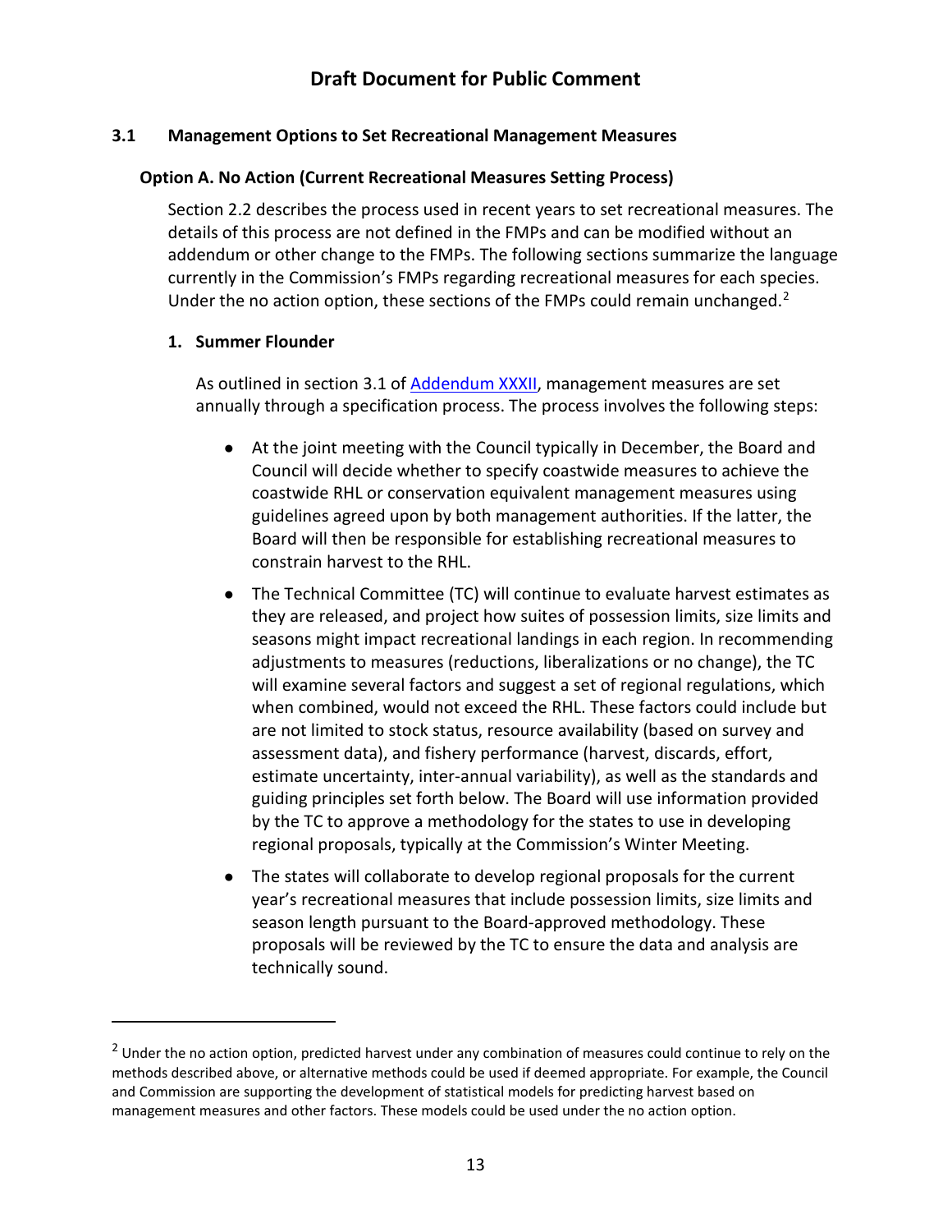### 3.1 Management Options to Set Recreational Management Measures

#### Option A. No Action (Current Recreational Measures Setting Process)

Section 2.2 describes the process used in recent years to set recreational measures. The details of this process are not defined in the FMPs and can be modified without an addendum or other change to the FMPs. The following sections summarize the language currently in the Commission's FMPs regarding recreational measures for each species. Under the no action option, these sections of the FMPs could remain unchanged.[2]

**1. Summer Flounder**

As outlined in section 3.1 of Addendum XXXII, management measures are set annually through a specification process. The process involves the following steps:

- At the joint meeting with the Council typically in December, the Board and Council will decide whether to specify coastwide measures to achieve the coastwide RHL or conservation equivalent management measures using guidelines agreed upon by both management authorities. If the latter, the Board will then be responsible for establishing recreational measures to constrain harvest to the RHL.
- The Technical Committee (TC) will continue to evaluate harvest estimates as they are released, and project how suites of possession limits, size limits and seasons might impact recreational landings in each region. In recommending adjustments to measures (reductions, liberalizations or no change), the TC will examine several factors and suggest a set of regional regulations, which when combined, would not exceed the RHL. These factors could include but are not limited to stock status, resource availability (based on survey and assessment data), and fishery performance (harvest, discards, effort, estimate uncertainty, inter-annual variability), as well as the standards and guiding principles set forth below. The Board will use information provided by the TC to approve a methodology for the states to use in developing regional proposals, typically at the Commission's Winter Meeting.
- The states will collaborate to develop regional proposals for the current year's recreational measures that include possession limits, size limits and season length pursuant to the Board-approved methodology. These proposals will be reviewed by the TC to ensure the data and analysis are technically sound.

[2] Under the no action option, predicted harvest under any combination of measures could continue to rely on the methods described above, or alternative methods could be used if deemed appropriate. For example, the Council and Commission are supporting the development of statistical models for predicting harvest based on management measures and other factors. These models could be used under the no action option.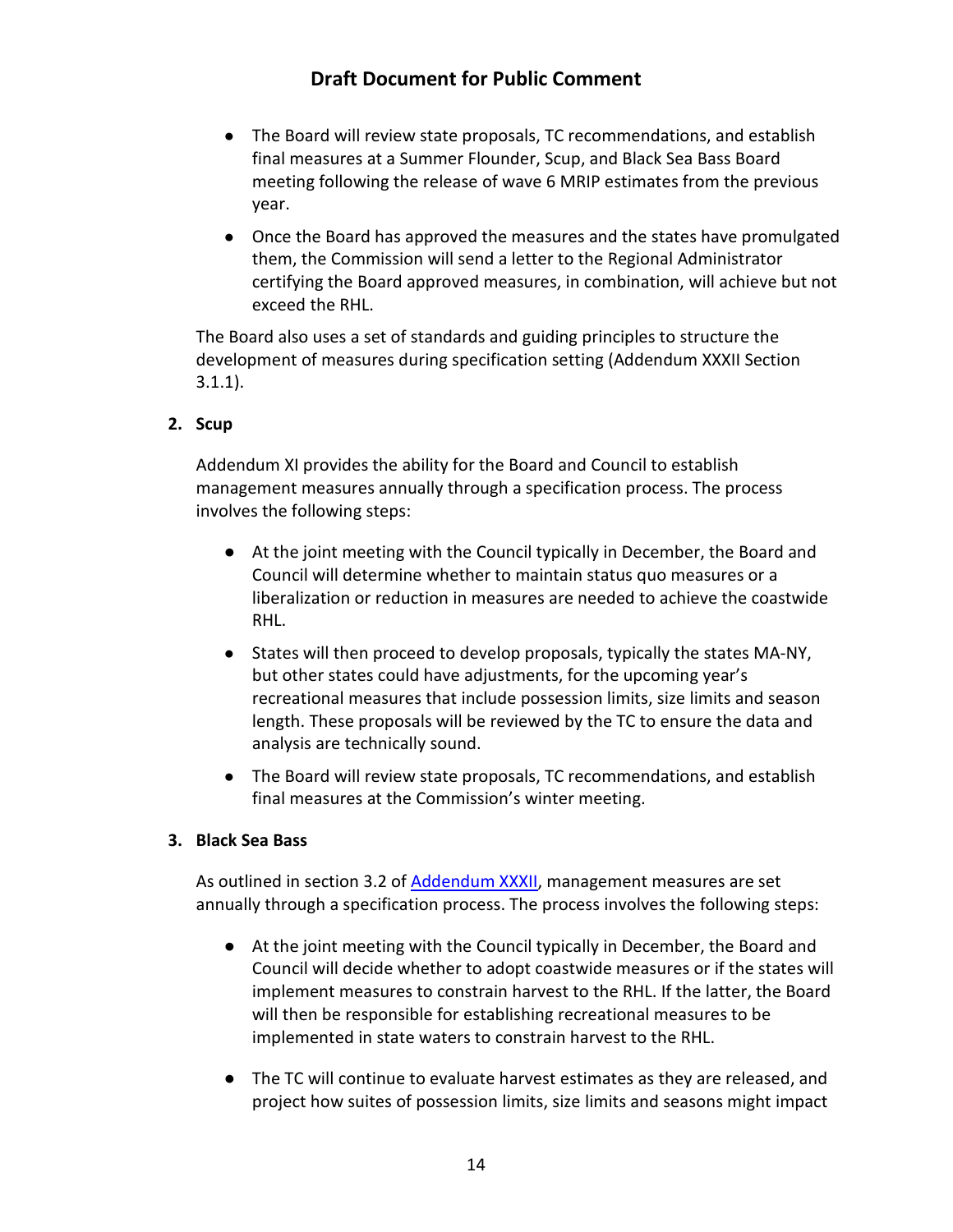- The Board will review state proposals, TC recommendations, and establish final measures at a Summer Flounder, Scup, and Black Sea Bass Board meeting following the release of wave 6 MRIP estimates from the previous year.
- Once the Board has approved the measures and the states have promulgated them, the Commission will send a letter to the Regional Administrator certifying the Board approved measures, in combination, will achieve but not exceed the RHL.

The Board also uses a set of standards and guiding principles to structure the development of measures during specification setting (Addendum XXXII Section 3.1.1).

**2. Scup**

Addendum XI provides the ability for the Board and Council to establish management measures annually through a specification process. The process involves the following steps:

- At the joint meeting with the Council typically in December, the Board and Council will determine whether to maintain status quo measures or a liberalization or reduction in measures are needed to achieve the coastwide RHL.
- States will then proceed to develop proposals, typically the states MA-NY, but other states could have adjustments, for the upcoming year's recreational measures that include possession limits, size limits and season length. These proposals will be reviewed by the TC to ensure the data and analysis are technically sound.
- The Board will review state proposals, TC recommendations, and establish final measures at the Commission's winter meeting.

**3. Black Sea Bass**

As outlined in section 3.2 of Addendum XXXII, management measures are set annually through a specification process. The process involves the following steps:

- At the joint meeting with the Council typically in December, the Board and Council will decide whether to adopt coastwide measures or if the states will implement measures to constrain harvest to the RHL. If the latter, the Board will then be responsible for establishing recreational measures to be implemented in state waters to constrain harvest to the RHL.
- The TC will continue to evaluate harvest estimates as they are released, and project how suites of possession limits, size limits and seasons might impact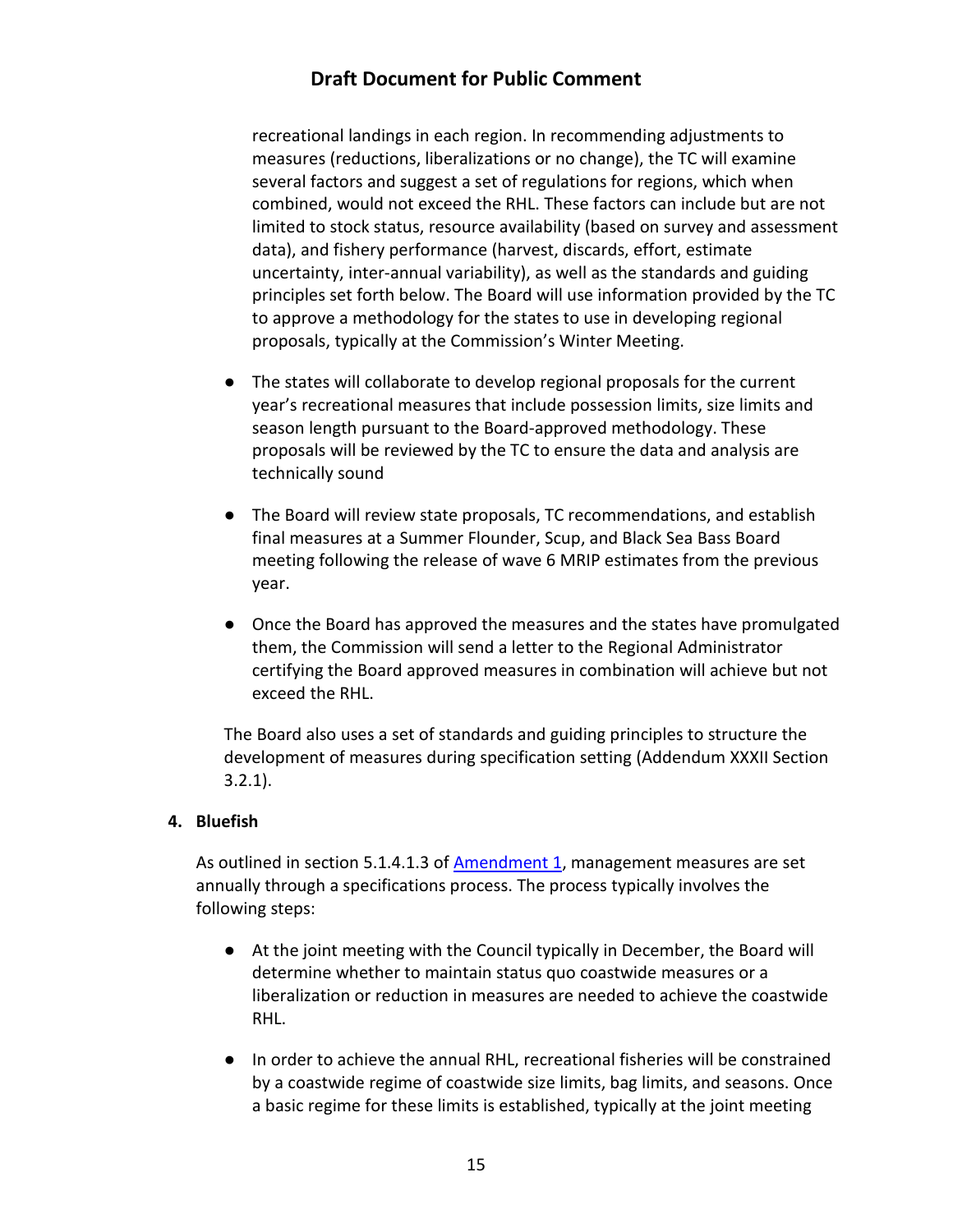recreational landings in each region. In recommending adjustments to measures (reductions, liberalizations or no change), the TC will examine several factors and suggest a set of regulations for regions, which when combined, would not exceed the RHL. These factors can include but are not limited to stock status, resource availability (based on survey and assessment data), and fishery performance (harvest, discards, effort, estimate uncertainty, inter-annual variability), as well as the standards and guiding principles set forth below. The Board will use information provided by the TC to approve a methodology for the states to use in developing regional proposals, typically at the Commission's Winter Meeting.

- The states will collaborate to develop regional proposals for the current year's recreational measures that include possession limits, size limits and season length pursuant to the Board-approved methodology. These proposals will be reviewed by the TC to ensure the data and analysis are technically sound

- The Board will review state proposals, TC recommendations, and establish final measures at a Summer Flounder, Scup, and Black Sea Bass Board meeting following the release of wave 6 MRIP estimates from the previous year.

- Once the Board has approved the measures and the states have promulgated them, the Commission will send a letter to the Regional Administrator certifying the Board approved measures in combination will achieve but not exceed the RHL.

The Board also uses a set of standards and guiding principles to structure the development of measures during specification setting (Addendum XXXII Section 3.2.1).

**4. Bluefish**

As outlined in section 5.1.4.1.3 of Amendment 1, management measures are set annually through a specifications process. The process typically involves the following steps:

- At the joint meeting with the Council typically in December, the Board will determine whether to maintain status quo coastwide measures or a liberalization or reduction in measures are needed to achieve the coastwide RHL.

- In order to achieve the annual RHL, recreational fisheries will be constrained by a coastwide regime of coastwide size limits, bag limits, and seasons. Once a basic regime for these limits is established, typically at the joint meeting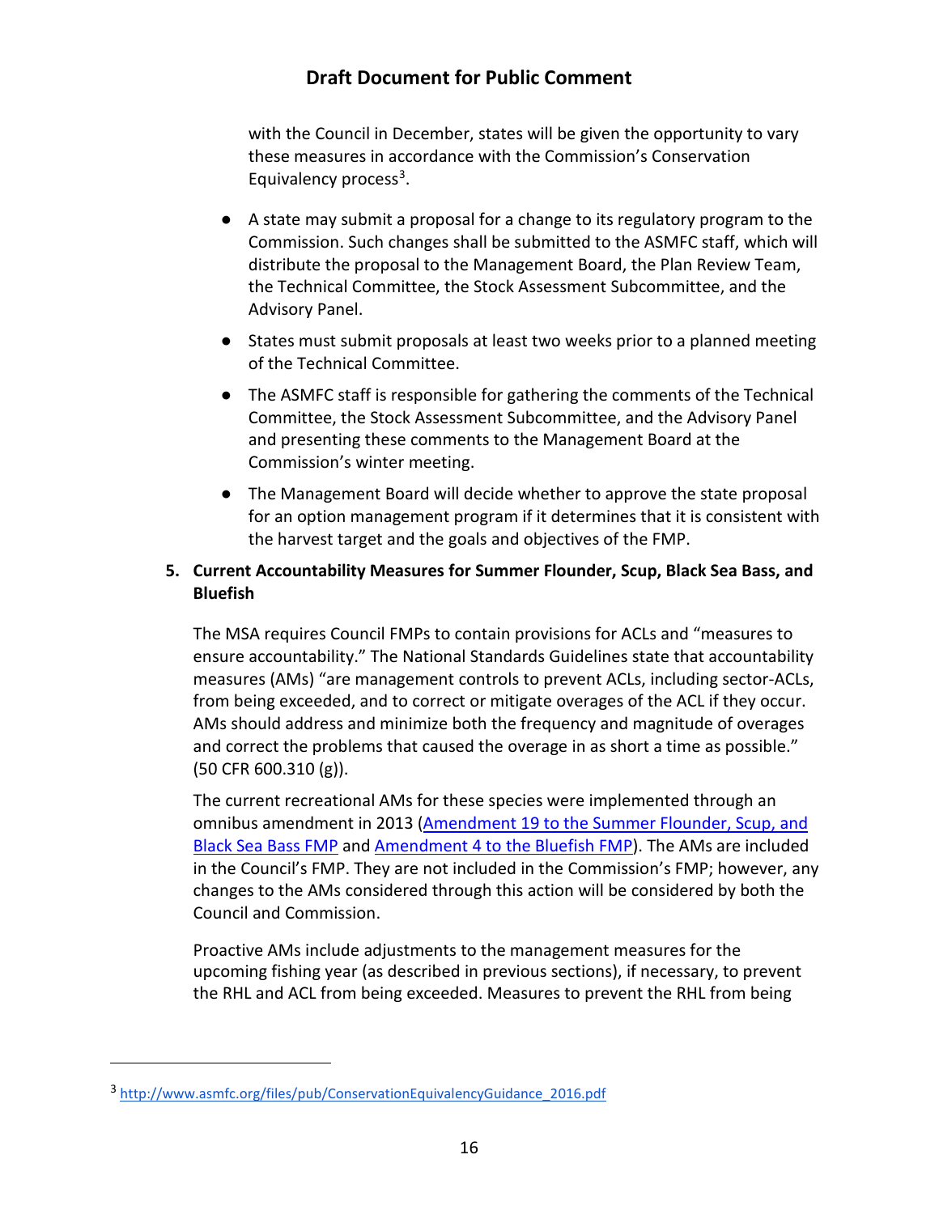with the Council in December, states will be given the opportunity to vary these measures in accordance with the Commission's Conservation Equivalency process[3].

- A state may submit a proposal for a change to its regulatory program to the Commission. Such changes shall be submitted to the ASMFC staff, which will distribute the proposal to the Management Board, the Plan Review Team, the Technical Committee, the Stock Assessment Subcommittee, and the Advisory Panel.
- States must submit proposals at least two weeks prior to a planned meeting of the Technical Committee.
- The ASMFC staff is responsible for gathering the comments of the Technical Committee, the Stock Assessment Subcommittee, and the Advisory Panel and presenting these comments to the Management Board at the Commission's winter meeting.
- The Management Board will decide whether to approve the state proposal for an option management program if it determines that it is consistent with the harvest target and the goals and objectives of the FMP.

## 5. Current Accountability Measures for Summer Flounder, Scup, Black Sea Bass, and Bluefish

The MSA requires Council FMPs to contain provisions for ACLs and "measures to ensure accountability." The National Standards Guidelines state that accountability measures (AMs) "are management controls to prevent ACLs, including sector-ACLs, from being exceeded, and to correct or mitigate overages of the ACL if they occur. AMs should address and minimize both the frequency and magnitude of overages and correct the problems that caused the overage in as short a time as possible." (50 CFR 600.310 (g)).

The current recreational AMs for these species were implemented through an omnibus amendment in 2013 (Amendment 19 to the Summer Flounder, Scup, and Black Sea Bass FMP and Amendment 4 to the Bluefish FMP). The AMs are included in the Council's FMP. They are not included in the Commission's FMP; however, any changes to the AMs considered through this action will be considered by both the Council and Commission.

Proactive AMs include adjustments to the management measures for the upcoming fishing year (as described in previous sections), if necessary, to prevent the RHL and ACL from being exceeded. Measures to prevent the RHL from being

[3] http://www.asmfc.org/files/pub/ConservationEquivalencyGuidance_2016.pdf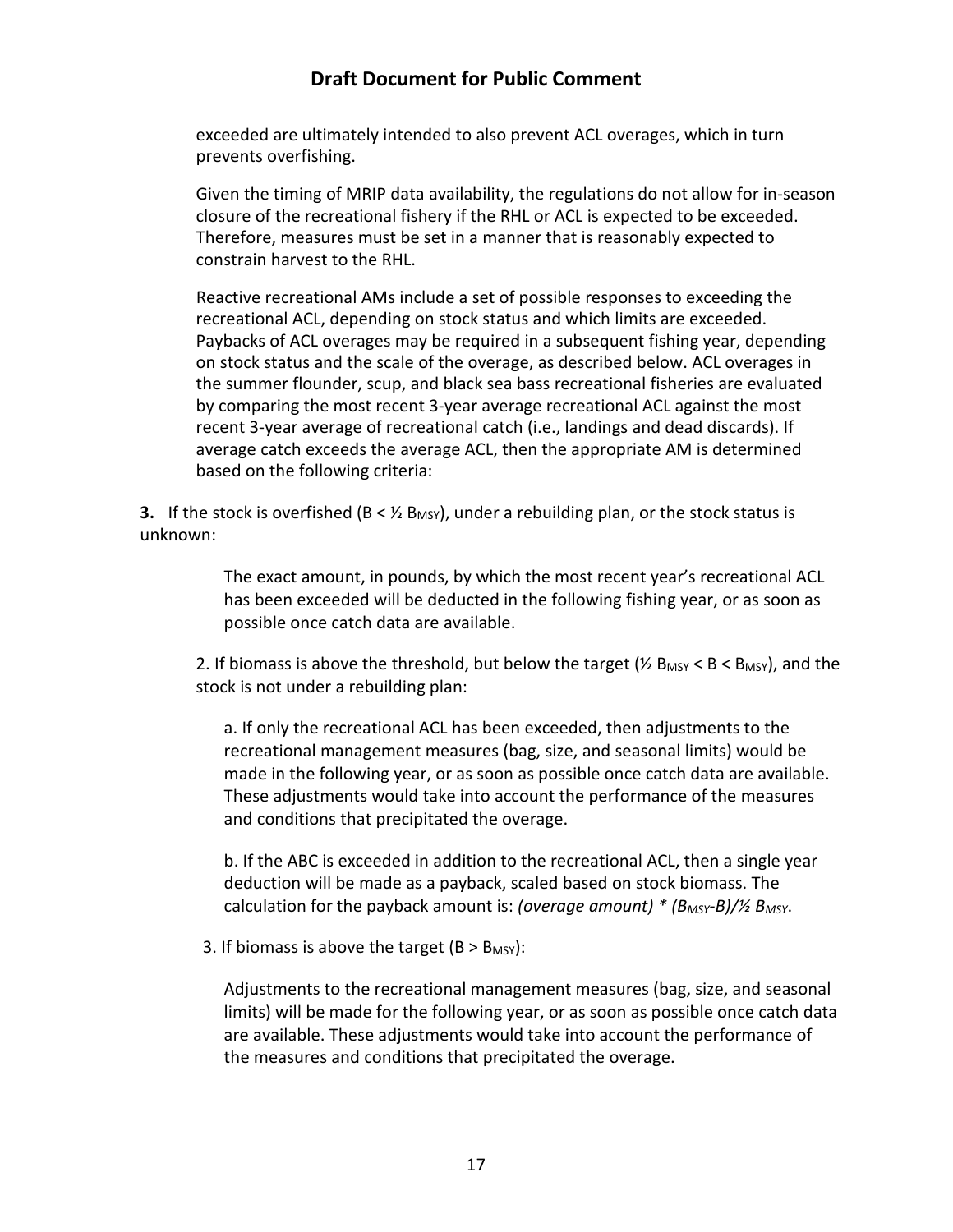exceeded are ultimately intended to also prevent ACL overages, which in turn prevents overfishing.

Given the timing of MRIP data availability, the regulations do not allow for in-season closure of the recreational fishery if the RHL or ACL is expected to be exceeded. Therefore, measures must be set in a manner that is reasonably expected to constrain harvest to the RHL.

Reactive recreational AMs include a set of possible responses to exceeding the recreational ACL, depending on stock status and which limits are exceeded. Paybacks of ACL overages may be required in a subsequent fishing year, depending on stock status and the scale of the overage, as described below. ACL overages in the summer flounder, scup, and black sea bass recreational fisheries are evaluated by comparing the most recent 3-year average recreational ACL against the most recent 3-year average of recreational catch (i.e., landings and dead discards). If average catch exceeds the average ACL, then the appropriate AM is determined based on the following criteria:

**3.** If the stock is overfished ($B < ½ B_{MSY}$), under a rebuilding plan, or the stock status is unknown:

The exact amount, in pounds, by which the most recent year's recreational ACL has been exceeded will be deducted in the following fishing year, or as soon as possible once catch data are available.

2. If biomass is above the threshold, but below the target ($½ B_{MSY} < B < B_{MSY}$), and the stock is not under a rebuilding plan:

a. If only the recreational ACL has been exceeded, then adjustments to the recreational management measures (bag, size, and seasonal limits) would be made in the following year, or as soon as possible once catch data are available. These adjustments would take into account the performance of the measures and conditions that precipitated the overage.

b. If the ABC is exceeded in addition to the recreational ACL, then a single year deduction will be made as a payback, scaled based on stock biomass. The calculation for the payback amount is: *(overage amount) * $(B_{MSY}-B)/½ B_{MSY}$*.

3. If biomass is above the target ($B > B_{MSY}$):

Adjustments to the recreational management measures (bag, size, and seasonal limits) will be made for the following year, or as soon as possible once catch data are available. These adjustments would take into account the performance of the measures and conditions that precipitated the overage.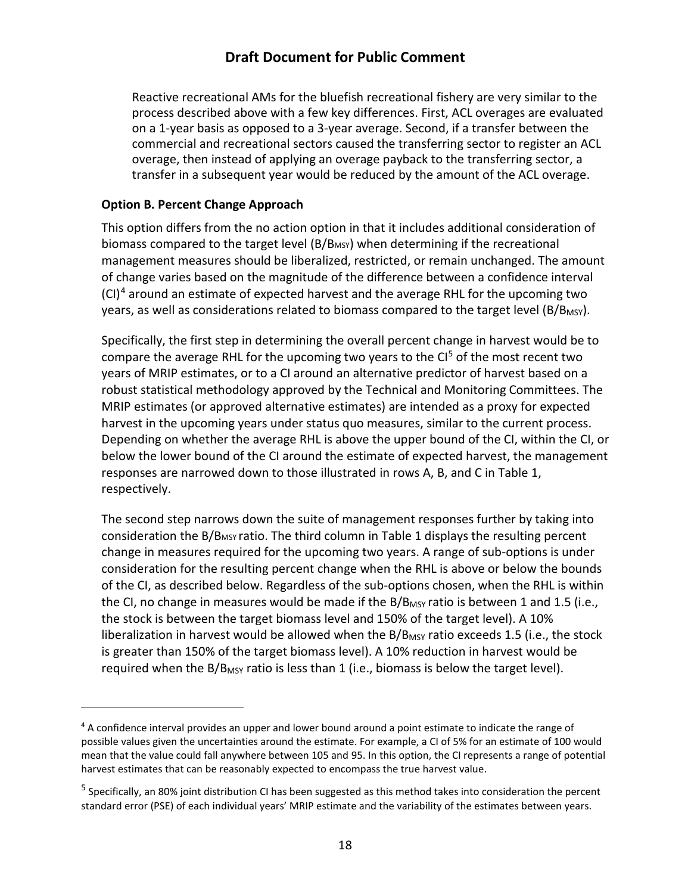Reactive recreational AMs for the bluefish recreational fishery are very similar to the process described above with a few key differences. First, ACL overages are evaluated on a 1-year basis as opposed to a 3-year average. Second, if a transfer between the commercial and recreational sectors caused the transferring sector to register an ACL overage, then instead of applying an overage payback to the transferring sector, a transfer in a subsequent year would be reduced by the amount of the ACL overage.

### Option B. Percent Change Approach

This option differs from the no action option in that it includes additional consideration of biomass compared to the target level ($B/B_{MSY}$) when determining if the recreational management measures should be liberalized, restricted, or remain unchanged. The amount of change varies based on the magnitude of the difference between a confidence interval (CI)[4] around an estimate of expected harvest and the average RHL for the upcoming two years, as well as considerations related to biomass compared to the target level ($B/B_{MSY}$).

Specifically, the first step in determining the overall percent change in harvest would be to compare the average RHL for the upcoming two years to the CI[5] of the most recent two years of MRIP estimates, or to a CI around an alternative predictor of harvest based on a robust statistical methodology approved by the Technical and Monitoring Committees. The MRIP estimates (or approved alternative estimates) are intended as a proxy for expected harvest in the upcoming years under status quo measures, similar to the current process. Depending on whether the average RHL is above the upper bound of the CI, within the CI, or below the lower bound of the CI around the estimate of expected harvest, the management responses are narrowed down to those illustrated in rows A, B, and C in Table 1, respectively.

The second step narrows down the suite of management responses further by taking into consideration the $B/B_{MSY}$ ratio. The third column in Table 1 displays the resulting percent change in measures required for the upcoming two years. A range of sub-options is under consideration for the resulting percent change when the RHL is above or below the bounds of the CI, as described below. Regardless of the sub-options chosen, when the RHL is within the CI, no change in measures would be made if the $B/B_{MSY}$ ratio is between 1 and 1.5 (i.e., the stock is between the target biomass level and 150% of the target level). A 10% liberalization in harvest would be allowed when the $B/B_{MSY}$ ratio exceeds 1.5 (i.e., the stock is greater than 150% of the target biomass level). A 10% reduction in harvest would be required when the $B/B_{MSY}$ ratio is less than 1 (i.e., biomass is below the target level).

---

[4] A confidence interval provides an upper and lower bound around a point estimate to indicate the range of possible values given the uncertainties around the estimate. For example, a CI of 5% for an estimate of 100 would mean that the value could fall anywhere between 105 and 95. In this option, the CI represents a range of potential harvest estimates that can be reasonably expected to encompass the true harvest value.

[5] Specifically, an 80% joint distribution CI has been suggested as this method takes into consideration the percent standard error (PSE) of each individual years' MRIP estimate and the variability of the estimates between years.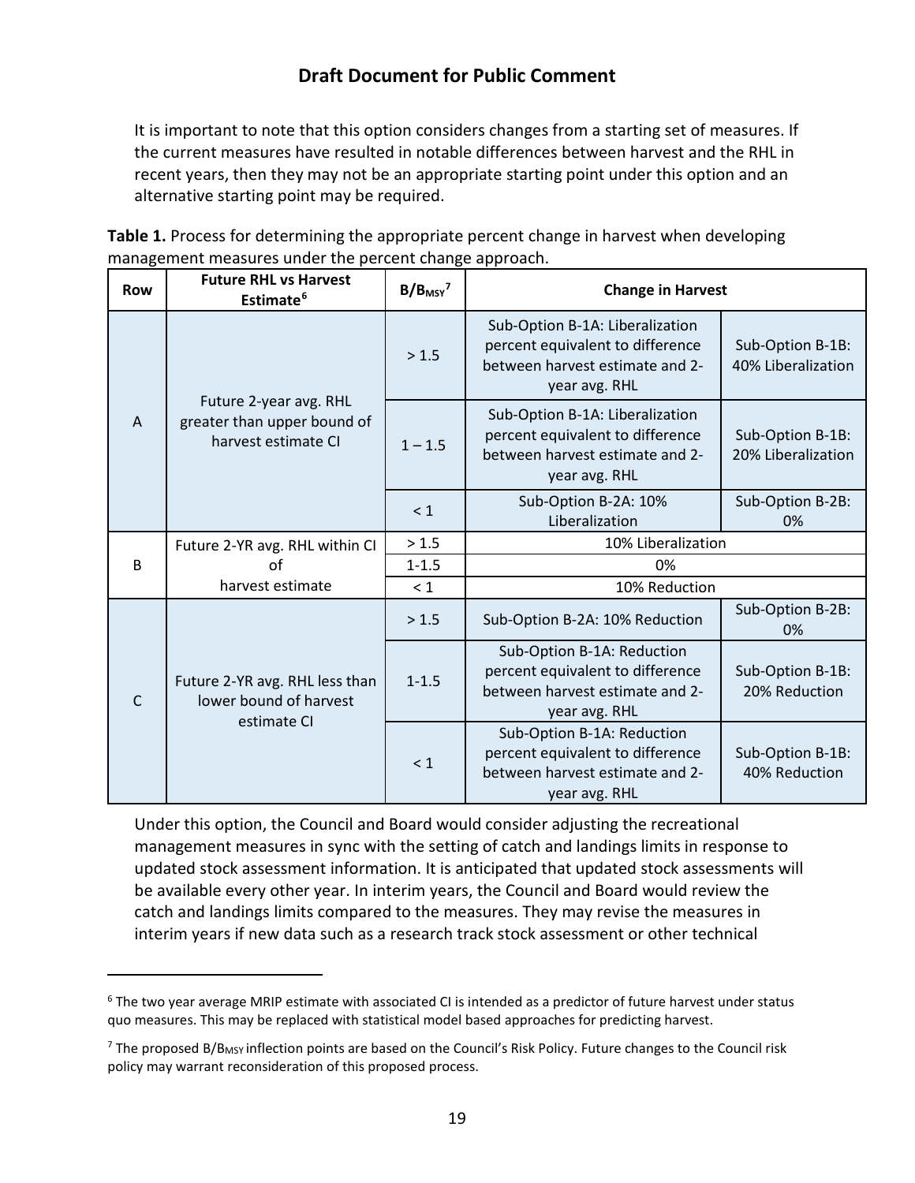**Draft Document for Public Comment**

It is important to note that this option considers changes from a starting set of measures. If the current measures have resulted in notable differences between harvest and the RHL in recent years, then they may not be an appropriate starting point under this option and an alternative starting point may be required.

**Table 1.** Process for determining the appropriate percent change in harvest when developing management measures under the percent change approach.

| Row | Future RHL vs Harvest Estimate[6] | $B/B_{MSY}$[7] | Change in Harvest | |
|---|---|---|---|---|
| A | Future 2-year avg. RHL greater than upper bound of harvest estimate CI | > 1.5 | Sub-Option B-1A: Liberalization percent equivalent to difference between harvest estimate and 2-year avg. RHL | Sub-Option B-1B: 40% Liberalization |
| | | 1 – 1.5 | Sub-Option B-1A: Liberalization percent equivalent to difference between harvest estimate and 2-year avg. RHL | Sub-Option B-1B: 20% Liberalization |
| | | < 1 | Sub-Option B-2A: 10% Liberalization | Sub-Option B-2B: 0% |
| B | Future 2-YR avg. RHL within CI of harvest estimate | > 1.5 | 10% Liberalization | |
| | | 1-1.5 | 0% | |
| | | < 1 | 10% Reduction | |
| C | Future 2-YR avg. RHL less than lower bound of harvest estimate CI | > 1.5 | Sub-Option B-2A: 10% Reduction | Sub-Option B-2B: 0% |
| | | 1-1.5 | Sub-Option B-1A: Reduction percent equivalent to difference between harvest estimate and 2-year avg. RHL | Sub-Option B-1B: 20% Reduction |
| | | < 1 | Sub-Option B-1A: Reduction percent equivalent to difference between harvest estimate and 2-year avg. RHL | Sub-Option B-1B: 40% Reduction |

Under this option, the Council and Board would consider adjusting the recreational management measures in sync with the setting of catch and landings limits in response to updated stock assessment information. It is anticipated that updated stock assessments will be available every other year. In interim years, the Council and Board would review the catch and landings limits compared to the measures. They may revise the measures in interim years if new data such as a research track stock assessment or other technical

---

[6] The two year average MRIP estimate with associated CI is intended as a predictor of future harvest under status quo measures. This may be replaced with statistical model based approaches for predicting harvest.

[7] The proposed $B/B_{MSY}$ inflection points are based on the Council's Risk Policy. Future changes to the Council risk policy may warrant reconsideration of this proposed process.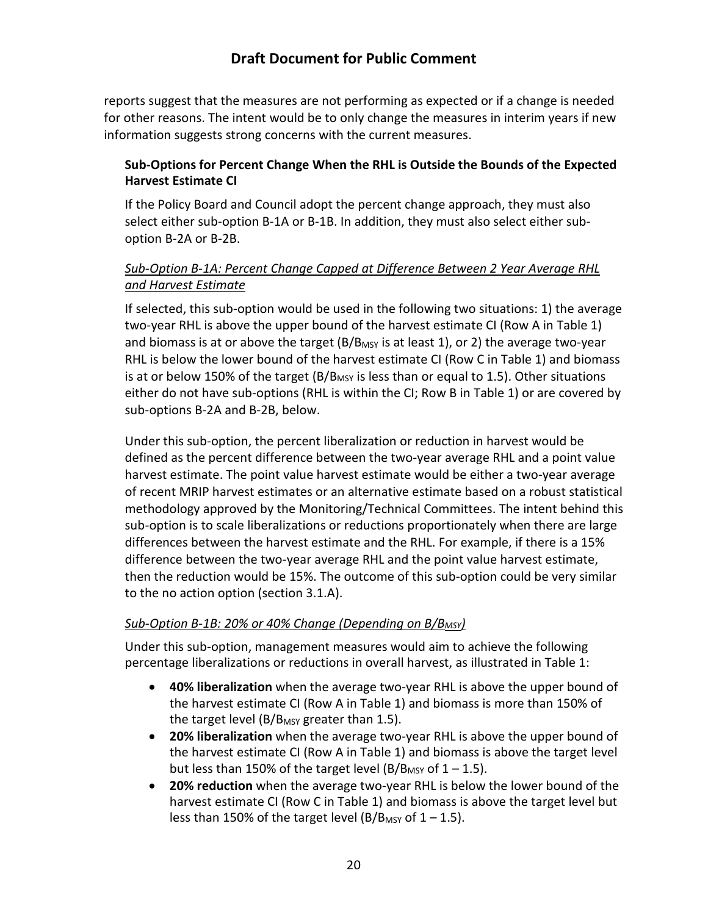reports suggest that the measures are not performing as expected or if a change is needed for other reasons. The intent would be to only change the measures in interim years if new information suggests strong concerns with the current measures.

### Sub-Options for Percent Change When the RHL is Outside the Bounds of the Expected Harvest Estimate CI

If the Policy Board and Council adopt the percent change approach, they must also select either sub-option B-1A or B-1B. In addition, they must also select either sub-option B-2A or B-2B.

#### *Sub-Option B-1A: Percent Change Capped at Difference Between 2 Year Average RHL and Harvest Estimate*

If selected, this sub-option would be used in the following two situations: 1) the average two-year RHL is above the upper bound of the harvest estimate CI (Row A in Table 1) and biomass is at or above the target ($B/B_{MSY}$ is at least 1), or 2) the average two-year RHL is below the lower bound of the harvest estimate CI (Row C in Table 1) and biomass is at or below 150% of the target ($B/B_{MSY}$ is less than or equal to 1.5). Other situations either do not have sub-options (RHL is within the CI; Row B in Table 1) or are covered by sub-options B-2A and B-2B, below.

Under this sub-option, the percent liberalization or reduction in harvest would be defined as the percent difference between the two-year average RHL and a point value harvest estimate. The point value harvest estimate would be either a two-year average of recent MRIP harvest estimates or an alternative estimate based on a robust statistical methodology approved by the Monitoring/Technical Committees. The intent behind this sub-option is to scale liberalizations or reductions proportionately when there are large differences between the harvest estimate and the RHL. For example, if there is a 15% difference between the two-year average RHL and the point value harvest estimate, then the reduction would be 15%. The outcome of this sub-option could be very similar to the no action option (section 3.1.A).

#### *Sub-Option B-1B: 20% or 40% Change (Depending on $B/B_{MSY}$)*

Under this sub-option, management measures would aim to achieve the following percentage liberalizations or reductions in overall harvest, as illustrated in Table 1:

- **40% liberalization** when the average two-year RHL is above the upper bound of the harvest estimate CI (Row A in Table 1) and biomass is more than 150% of the target level ($B/B_{MSY}$ greater than 1.5).
- **20% liberalization** when the average two-year RHL is above the upper bound of the harvest estimate CI (Row A in Table 1) and biomass is above the target level but less than 150% of the target level ($B/B_{MSY}$ of 1 – 1.5).
- **20% reduction** when the average two-year RHL is below the lower bound of the harvest estimate CI (Row C in Table 1) and biomass is above the target level but less than 150% of the target level ($B/B_{MSY}$ of 1 – 1.5).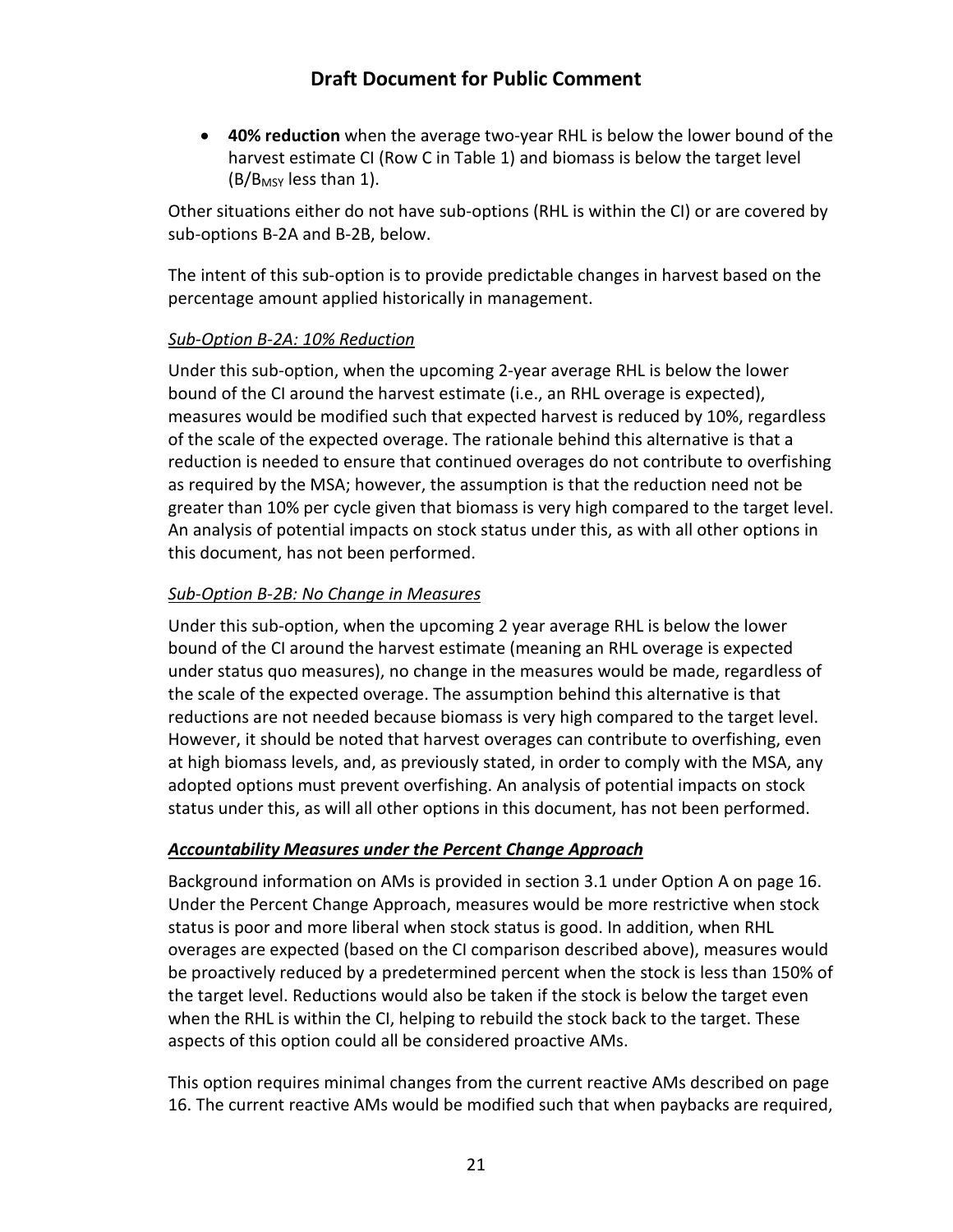- **40% reduction** when the average two-year RHL is below the lower bound of the harvest estimate CI (Row C in Table 1) and biomass is below the target level ($B/B_{MSY}$ less than 1).

Other situations either do not have sub-options (RHL is within the CI) or are covered by sub-options B-2A and B-2B, below.

The intent of this sub-option is to provide predictable changes in harvest based on the percentage amount applied historically in management.

*Sub-Option B-2A: 10% Reduction*

Under this sub-option, when the upcoming 2-year average RHL is below the lower bound of the CI around the harvest estimate (i.e., an RHL overage is expected), measures would be modified such that expected harvest is reduced by 10%, regardless of the scale of the expected overage. The rationale behind this alternative is that a reduction is needed to ensure that continued overages do not contribute to overfishing as required by the MSA; however, the assumption is that the reduction need not be greater than 10% per cycle given that biomass is very high compared to the target level. An analysis of potential impacts on stock status under this, as with all other options in this document, has not been performed.

*Sub-Option B-2B: No Change in Measures*

Under this sub-option, when the upcoming 2 year average RHL is below the lower bound of the CI around the harvest estimate (meaning an RHL overage is expected under status quo measures), no change in the measures would be made, regardless of the scale of the expected overage. The assumption behind this alternative is that reductions are not needed because biomass is very high compared to the target level. However, it should be noted that harvest overages can contribute to overfishing, even at high biomass levels, and, as previously stated, in order to comply with the MSA, any adopted options must prevent overfishing. An analysis of potential impacts on stock status under this, as will all other options in this document, has not been performed.

***Accountability Measures under the Percent Change Approach***

Background information on AMs is provided in section 3.1 under Option A on page 16. Under the Percent Change Approach, measures would be more restrictive when stock status is poor and more liberal when stock status is good. In addition, when RHL overages are expected (based on the CI comparison described above), measures would be proactively reduced by a predetermined percent when the stock is less than 150% of the target level. Reductions would also be taken if the stock is below the target even when the RHL is within the CI, helping to rebuild the stock back to the target. These aspects of this option could all be considered proactive AMs.

This option requires minimal changes from the current reactive AMs described on page 16. The current reactive AMs would be modified such that when paybacks are required,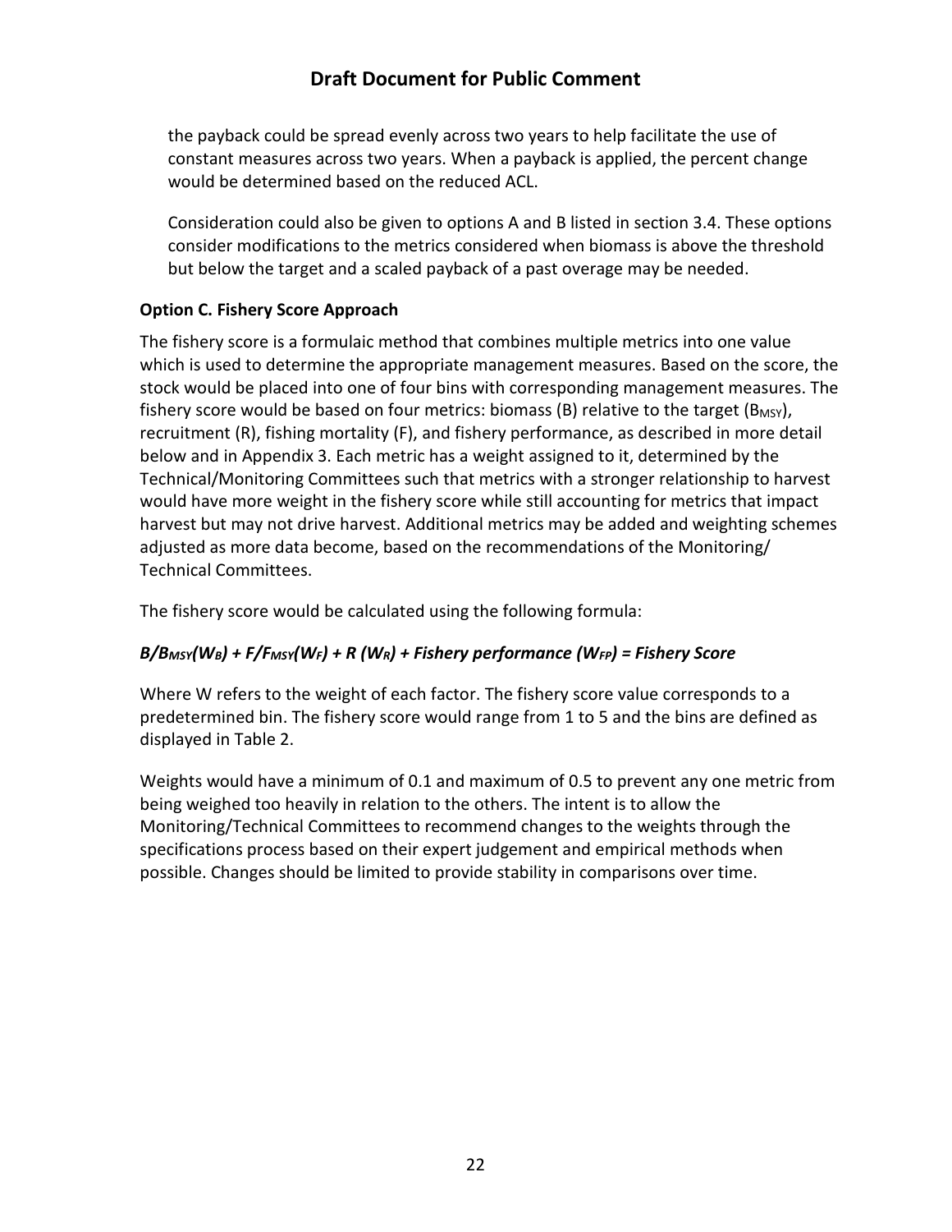the payback could be spread evenly across two years to help facilitate the use of constant measures across two years. When a payback is applied, the percent change would be determined based on the reduced ACL.

Consideration could also be given to options A and B listed in section 3.4. These options consider modifications to the metrics considered when biomass is above the threshold but below the target and a scaled payback of a past overage may be needed.

**Option C. Fishery Score Approach**

The fishery score is a formulaic method that combines multiple metrics into one value which is used to determine the appropriate management measures. Based on the score, the stock would be placed into one of four bins with corresponding management measures. The fishery score would be based on four metrics: biomass (B) relative to the target ($B_{MSY}$), recruitment (R), fishing mortality (F), and fishery performance, as described in more detail below and in Appendix 3. Each metric has a weight assigned to it, determined by the Technical/Monitoring Committees such that metrics with a stronger relationship to harvest would have more weight in the fishery score while still accounting for metrics that impact harvest but may not drive harvest. Additional metrics may be added and weighting schemes adjusted as more data become, based on the recommendations of the Monitoring/ Technical Committees.

The fishery score would be calculated using the following formula:

$$B/B_{MSY}(W_B) + F/F_{MSY}(W_F) + R\,(W_R) + \text{Fishery performance}\,(W_{FP}) = \text{Fishery Score}$$

Where W refers to the weight of each factor. The fishery score value corresponds to a predetermined bin. The fishery score would range from 1 to 5 and the bins are defined as displayed in Table 2.

Weights would have a minimum of 0.1 and maximum of 0.5 to prevent any one metric from being weighed too heavily in relation to the others. The intent is to allow the Monitoring/Technical Committees to recommend changes to the weights through the specifications process based on their expert judgement and empirical methods when possible. Changes should be limited to provide stability in comparisons over time.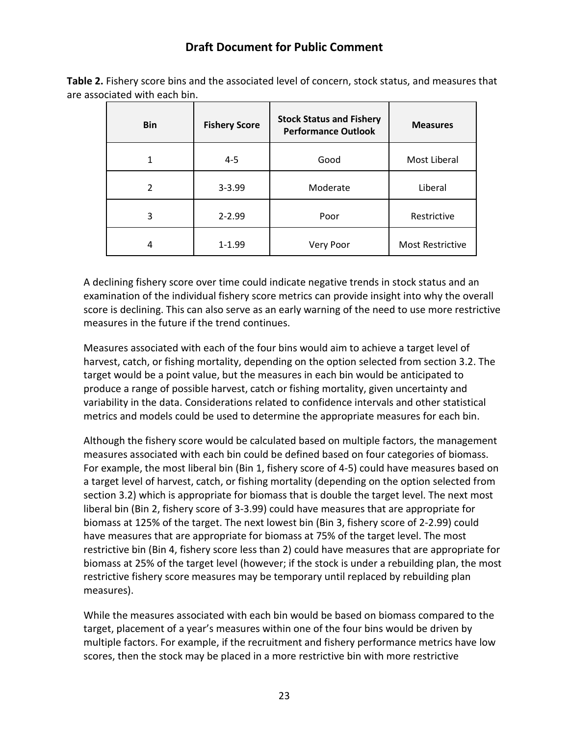**Table 2.** Fishery score bins and the associated level of concern, stock status, and measures that are associated with each bin.

| Bin | Fishery Score | Stock Status and Fishery Performance Outlook | Measures |
|---|---|---|---|
| 1 | 4-5 | Good | Most Liberal |
| 2 | 3-3.99 | Moderate | Liberal |
| 3 | 2-2.99 | Poor | Restrictive |
| 4 | 1-1.99 | Very Poor | Most Restrictive |

A declining fishery score over time could indicate negative trends in stock status and an examination of the individual fishery score metrics can provide insight into why the overall score is declining. This can also serve as an early warning of the need to use more restrictive measures in the future if the trend continues.

Measures associated with each of the four bins would aim to achieve a target level of harvest, catch, or fishing mortality, depending on the option selected from section 3.2. The target would be a point value, but the measures in each bin would be anticipated to produce a range of possible harvest, catch or fishing mortality, given uncertainty and variability in the data. Considerations related to confidence intervals and other statistical metrics and models could be used to determine the appropriate measures for each bin.

Although the fishery score would be calculated based on multiple factors, the management measures associated with each bin could be defined based on four categories of biomass. For example, the most liberal bin (Bin 1, fishery score of 4-5) could have measures based on a target level of harvest, catch, or fishing mortality (depending on the option selected from section 3.2) which is appropriate for biomass that is double the target level. The next most liberal bin (Bin 2, fishery score of 3-3.99) could have measures that are appropriate for biomass at 125% of the target. The next lowest bin (Bin 3, fishery score of 2-2.99) could have measures that are appropriate for biomass at 75% of the target level. The most restrictive bin (Bin 4, fishery score less than 2) could have measures that are appropriate for biomass at 25% of the target level (however; if the stock is under a rebuilding plan, the most restrictive fishery score measures may be temporary until replaced by rebuilding plan measures).

While the measures associated with each bin would be based on biomass compared to the target, placement of a year's measures within one of the four bins would be driven by multiple factors. For example, if the recruitment and fishery performance metrics have low scores, then the stock may be placed in a more restrictive bin with more restrictive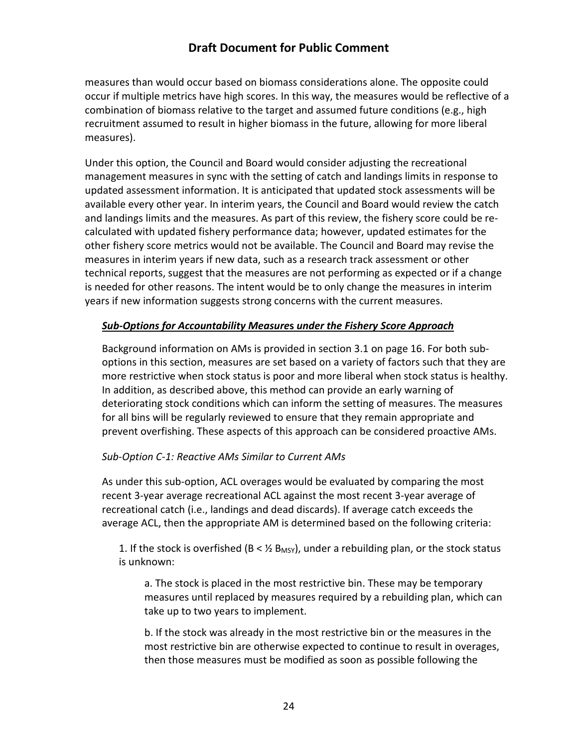measures than would occur based on biomass considerations alone. The opposite could occur if multiple metrics have high scores. In this way, the measures would be reflective of a combination of biomass relative to the target and assumed future conditions (e.g., high recruitment assumed to result in higher biomass in the future, allowing for more liberal measures).

Under this option, the Council and Board would consider adjusting the recreational management measures in sync with the setting of catch and landings limits in response to updated assessment information. It is anticipated that updated stock assessments will be available every other year. In interim years, the Council and Board would review the catch and landings limits and the measures. As part of this review, the fishery score could be re-calculated with updated fishery performance data; however, updated estimates for the other fishery score metrics would not be available. The Council and Board may revise the measures in interim years if new data, such as a research track assessment or other technical reports, suggest that the measures are not performing as expected or if a change is needed for other reasons. The intent would be to only change the measures in interim years if new information suggests strong concerns with the current measures.

***Sub-Options for Accountability Measures under the Fishery Score Approach***

Background information on AMs is provided in section 3.1 on page 16. For both sub-options in this section, measures are set based on a variety of factors such that they are more restrictive when stock status is poor and more liberal when stock status is healthy. In addition, as described above, this method can provide an early warning of deteriorating stock conditions which can inform the setting of measures. The measures for all bins will be regularly reviewed to ensure that they remain appropriate and prevent overfishing. These aspects of this approach can be considered proactive AMs.

*Sub-Option C-1: Reactive AMs Similar to Current AMs*

As under this sub-option, ACL overages would be evaluated by comparing the most recent 3-year average recreational ACL against the most recent 3-year average of recreational catch (i.e., landings and dead discards). If average catch exceeds the average ACL, then the appropriate AM is determined based on the following criteria:

1. If the stock is overfished ($B < ½ B_{MSY}$), under a rebuilding plan, or the stock status is unknown:

    a. The stock is placed in the most restrictive bin. These may be temporary measures until replaced by measures required by a rebuilding plan, which can take up to two years to implement.

    b. If the stock was already in the most restrictive bin or the measures in the most restrictive bin are otherwise expected to continue to result in overages, then those measures must be modified as soon as possible following the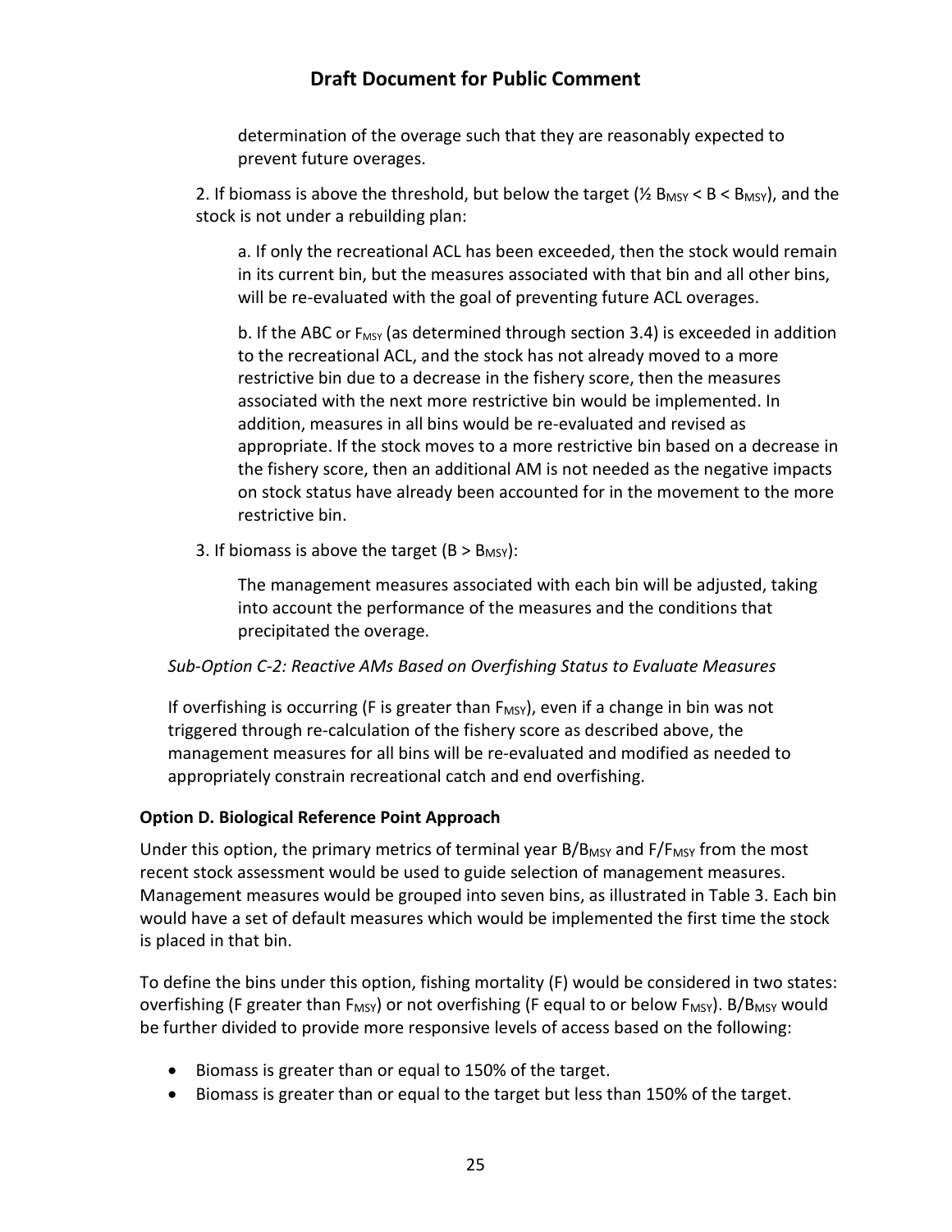determination of the overage such that they are reasonably expected to prevent future overages.

2. If biomass is above the threshold, but below the target (½ $B_{MSY}$ < B < $B_{MSY}$), and the stock is not under a rebuilding plan:

a. If only the recreational ACL has been exceeded, then the stock would remain in its current bin, but the measures associated with that bin and all other bins, will be re-evaluated with the goal of preventing future ACL overages.

b. If the ABC or $F_{MSY}$ (as determined through section 3.4) is exceeded in addition to the recreational ACL, and the stock has not already moved to a more restrictive bin due to a decrease in the fishery score, then the measures associated with the next more restrictive bin would be implemented. In addition, measures in all bins would be re-evaluated and revised as appropriate. If the stock moves to a more restrictive bin based on a decrease in the fishery score, then an additional AM is not needed as the negative impacts on stock status have already been accounted for in the movement to the more restrictive bin.

3. If biomass is above the target (B > $B_{MSY}$):

The management measures associated with each bin will be adjusted, taking into account the performance of the measures and the conditions that precipitated the overage.

*Sub-Option C-2: Reactive AMs Based on Overfishing Status to Evaluate Measures*

If overfishing is occurring (F is greater than $F_{MSY}$), even if a change in bin was not triggered through re-calculation of the fishery score as described above, the management measures for all bins will be re-evaluated and modified as needed to appropriately constrain recreational catch and end overfishing.

**Option D. Biological Reference Point Approach**

Under this option, the primary metrics of terminal year B/$B_{MSY}$ and F/$F_{MSY}$ from the most recent stock assessment would be used to guide selection of management measures. Management measures would be grouped into seven bins, as illustrated in Table 3. Each bin would have a set of default measures which would be implemented the first time the stock is placed in that bin.

To define the bins under this option, fishing mortality (F) would be considered in two states: overfishing (F greater than $F_{MSY}$) or not overfishing (F equal to or below $F_{MSY}$). B/$B_{MSY}$ would be further divided to provide more responsive levels of access based on the following:

- Biomass is greater than or equal to 150% of the target.
- Biomass is greater than or equal to the target but less than 150% of the target.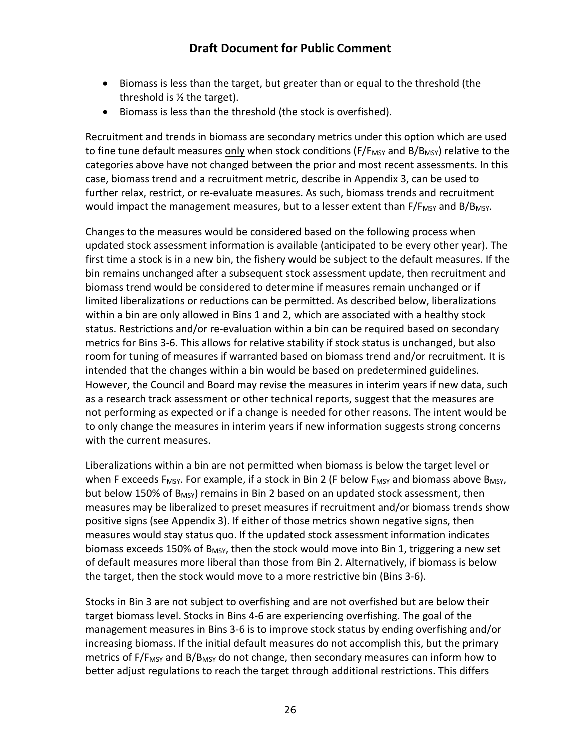- Biomass is less than the target, but greater than or equal to the threshold (the threshold is ½ the target).
- Biomass is less than the threshold (the stock is overfished).

Recruitment and trends in biomass are secondary metrics under this option which are used to fine tune default measures only when stock conditions ($F/F_{MSY}$ and $B/B_{MSY}$) relative to the categories above have not changed between the prior and most recent assessments. In this case, biomass trend and a recruitment metric, describe in Appendix 3, can be used to further relax, restrict, or re-evaluate measures. As such, biomass trends and recruitment would impact the management measures, but to a lesser extent than $F/F_{MSY}$ and $B/B_{MSY}$.

Changes to the measures would be considered based on the following process when updated stock assessment information is available (anticipated to be every other year). The first time a stock is in a new bin, the fishery would be subject to the default measures. If the bin remains unchanged after a subsequent stock assessment update, then recruitment and biomass trend would be considered to determine if measures remain unchanged or if limited liberalizations or reductions can be permitted. As described below, liberalizations within a bin are only allowed in Bins 1 and 2, which are associated with a healthy stock status. Restrictions and/or re-evaluation within a bin can be required based on secondary metrics for Bins 3-6. This allows for relative stability if stock status is unchanged, but also room for tuning of measures if warranted based on biomass trend and/or recruitment. It is intended that the changes within a bin would be based on predetermined guidelines. However, the Council and Board may revise the measures in interim years if new data, such as a research track assessment or other technical reports, suggest that the measures are not performing as expected or if a change is needed for other reasons. The intent would be to only change the measures in interim years if new information suggests strong concerns with the current measures.

Liberalizations within a bin are not permitted when biomass is below the target level or when F exceeds $F_{MSY}$. For example, if a stock in Bin 2 (F below $F_{MSY}$ and biomass above $B_{MSY}$, but below 150% of $B_{MSY}$) remains in Bin 2 based on an updated stock assessment, then measures may be liberalized to preset measures if recruitment and/or biomass trends show positive signs (see Appendix 3). If either of those metrics shown negative signs, then measures would stay status quo. If the updated stock assessment information indicates biomass exceeds 150% of $B_{MSY}$, then the stock would move into Bin 1, triggering a new set of default measures more liberal than those from Bin 2. Alternatively, if biomass is below the target, then the stock would move to a more restrictive bin (Bins 3-6).

Stocks in Bin 3 are not subject to overfishing and are not overfished but are below their target biomass level. Stocks in Bins 4-6 are experiencing overfishing. The goal of the management measures in Bins 3-6 is to improve stock status by ending overfishing and/or increasing biomass. If the initial default measures do not accomplish this, but the primary metrics of $F/F_{MSY}$ and $B/B_{MSY}$ do not change, then secondary measures can inform how to better adjust regulations to reach the target through additional restrictions. This differs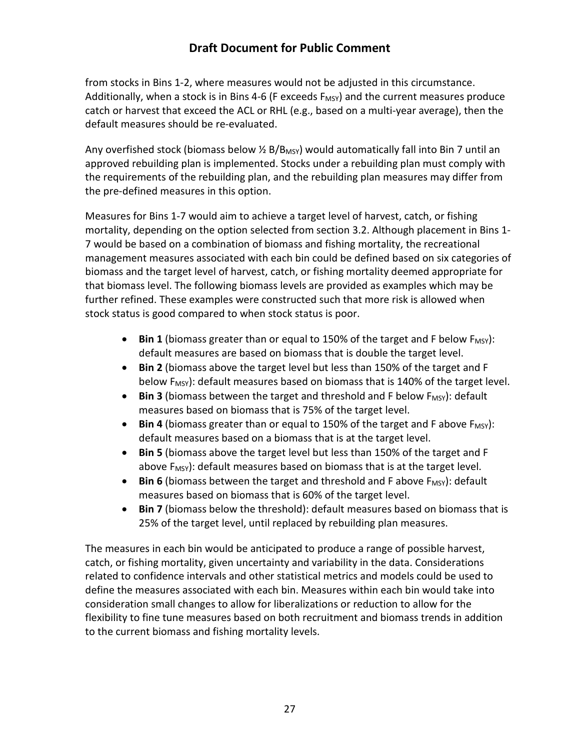from stocks in Bins 1-2, where measures would not be adjusted in this circumstance. Additionally, when a stock is in Bins 4-6 (F exceeds $F_{MSY}$) and the current measures produce catch or harvest that exceed the ACL or RHL (e.g., based on a multi-year average), then the default measures should be re-evaluated.

Any overfished stock (biomass below ½ $B/B_{MSY}$) would automatically fall into Bin 7 until an approved rebuilding plan is implemented. Stocks under a rebuilding plan must comply with the requirements of the rebuilding plan, and the rebuilding plan measures may differ from the pre-defined measures in this option.

Measures for Bins 1-7 would aim to achieve a target level of harvest, catch, or fishing mortality, depending on the option selected from section 3.2. Although placement in Bins 1-7 would be based on a combination of biomass and fishing mortality, the recreational management measures associated with each bin could be defined based on six categories of biomass and the target level of harvest, catch, or fishing mortality deemed appropriate for that biomass level. The following biomass levels are provided as examples which may be further refined. These examples were constructed such that more risk is allowed when stock status is good compared to when stock status is poor.

- **Bin 1** (biomass greater than or equal to 150% of the target and F below $F_{MSY}$): default measures are based on biomass that is double the target level.
- **Bin 2** (biomass above the target level but less than 150% of the target and F below $F_{MSY}$): default measures based on biomass that is 140% of the target level.
- **Bin 3** (biomass between the target and threshold and F below $F_{MSY}$): default measures based on biomass that is 75% of the target level.
- **Bin 4** (biomass greater than or equal to 150% of the target and F above $F_{MSY}$): default measures based on a biomass that is at the target level.
- **Bin 5** (biomass above the target level but less than 150% of the target and F above $F_{MSY}$): default measures based on biomass that is at the target level.
- **Bin 6** (biomass between the target and threshold and F above $F_{MSY}$): default measures based on biomass that is 60% of the target level.
- **Bin 7** (biomass below the threshold): default measures based on biomass that is 25% of the target level, until replaced by rebuilding plan measures.

The measures in each bin would be anticipated to produce a range of possible harvest, catch, or fishing mortality, given uncertainty and variability in the data. Considerations related to confidence intervals and other statistical metrics and models could be used to define the measures associated with each bin. Measures within each bin would take into consideration small changes to allow for liberalizations or reduction to allow for the flexibility to fine tune measures based on both recruitment and biomass trends in addition to the current biomass and fishing mortality levels.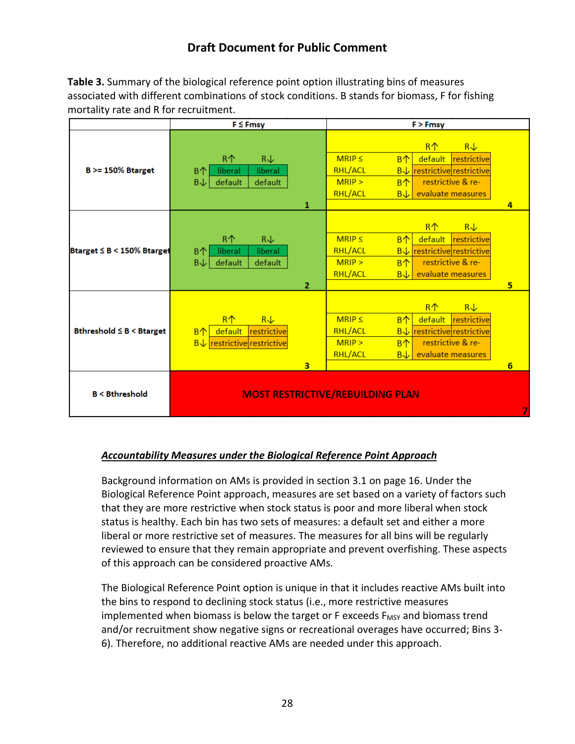## Draft Document for Public Comment

**Table 3.** Summary of the biological reference point option illustrating bins of measures associated with different combinations of stock conditions. B stands for biomass, F for fishing mortality rate and R for recruitment.

| | F ≤ Fmsy | F > Fmsy |
|---|---|---|
| **B >= 150% Btarget** | **Bin 1**<br>B↑: R↑ liberal; R↓ liberal<br>B↓: R↑ default; R↓ default | **Bin 4**<br>MRIP ≤ RHL/ACL: B↑: R↑ default; R↓ restrictive<br>MRIP ≤ RHL/ACL: B↓: R↑ restrictive; R↓ restrictive<br>MRIP > RHL/ACL: B↑/B↓: restrictive & re-evaluate measures |
| **Btarget ≤ B < 150% Btarget** | **Bin 2**<br>B↑: R↑ liberal; R↓ liberal<br>B↓: R↑ default; R↓ default | **Bin 5**<br>MRIP ≤ RHL/ACL: B↑: R↑ default; R↓ restrictive<br>MRIP ≤ RHL/ACL: B↓: R↑ restrictive; R↓ restrictive<br>MRIP > RHL/ACL: B↑/B↓: restrictive & re-evaluate measures |
| **Bthreshold ≤ B < Btarget** | **Bin 3**<br>B↑: R↑ default; R↓ restrictive<br>B↓: R↑ restrictive; R↓ restrictive | **Bin 6**<br>MRIP ≤ RHL/ACL: B↑: R↑ default; R↓ restrictive<br>MRIP ≤ RHL/ACL: B↓: R↑ restrictive; R↓ restrictive<br>MRIP > RHL/ACL: B↑/B↓: restrictive & re-evaluate measures |
| **B < Bthreshold** | **Bin 7**<br>MOST RESTRICTIVE/REBUILDING PLAN | |

***Accountability Measures under the Biological Reference Point Approach***

Background information on AMs is provided in section 3.1 on page 16. Under the Biological Reference Point approach, measures are set based on a variety of factors such that they are more restrictive when stock status is poor and more liberal when stock status is healthy. Each bin has two sets of measures: a default set and either a more liberal or more restrictive set of measures. The measures for all bins will be regularly reviewed to ensure that they remain appropriate and prevent overfishing. These aspects of this approach can be considered proactive AMs.

The Biological Reference Point option is unique in that it includes reactive AMs built into the bins to respond to declining stock status (i.e., more restrictive measures implemented when biomass is below the target or F exceeds $F_{MSY}$ and biomass trend and/or recruitment show negative signs or recreational overages have occurred; Bins 3-6). Therefore, no additional reactive AMs are needed under this approach.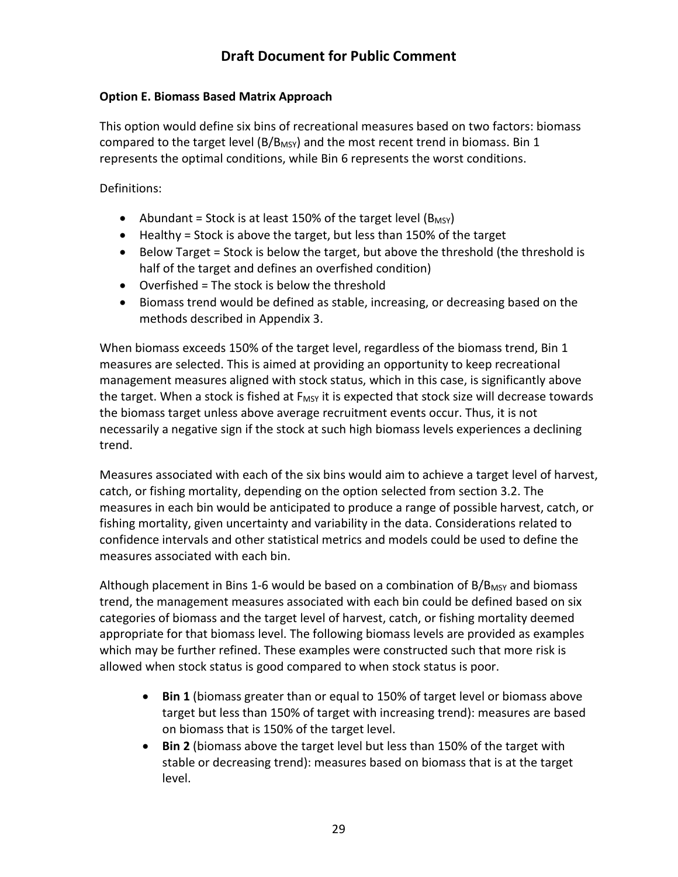**Option E. Biomass Based Matrix Approach**

This option would define six bins of recreational measures based on two factors: biomass compared to the target level ($B/B_{MSY}$) and the most recent trend in biomass. Bin 1 represents the optimal conditions, while Bin 6 represents the worst conditions.

Definitions:

- Abundant = Stock is at least 150% of the target level ($B_{MSY}$)
- Healthy = Stock is above the target, but less than 150% of the target
- Below Target = Stock is below the target, but above the threshold (the threshold is half of the target and defines an overfished condition)
- Overfished = The stock is below the threshold
- Biomass trend would be defined as stable, increasing, or decreasing based on the methods described in Appendix 3.

When biomass exceeds 150% of the target level, regardless of the biomass trend, Bin 1 measures are selected. This is aimed at providing an opportunity to keep recreational management measures aligned with stock status, which in this case, is significantly above the target. When a stock is fished at $F_{MSY}$ it is expected that stock size will decrease towards the biomass target unless above average recruitment events occur. Thus, it is not necessarily a negative sign if the stock at such high biomass levels experiences a declining trend.

Measures associated with each of the six bins would aim to achieve a target level of harvest, catch, or fishing mortality, depending on the option selected from section 3.2. The measures in each bin would be anticipated to produce a range of possible harvest, catch, or fishing mortality, given uncertainty and variability in the data. Considerations related to confidence intervals and other statistical metrics and models could be used to define the measures associated with each bin.

Although placement in Bins 1-6 would be based on a combination of $B/B_{MSY}$ and biomass trend, the management measures associated with each bin could be defined based on six categories of biomass and the target level of harvest, catch, or fishing mortality deemed appropriate for that biomass level. The following biomass levels are provided as examples which may be further refined. These examples were constructed such that more risk is allowed when stock status is good compared to when stock status is poor.

- **Bin 1** (biomass greater than or equal to 150% of target level or biomass above target but less than 150% of target with increasing trend): measures are based on biomass that is 150% of the target level.
- **Bin 2** (biomass above the target level but less than 150% of the target with stable or decreasing trend): measures based on biomass that is at the target level.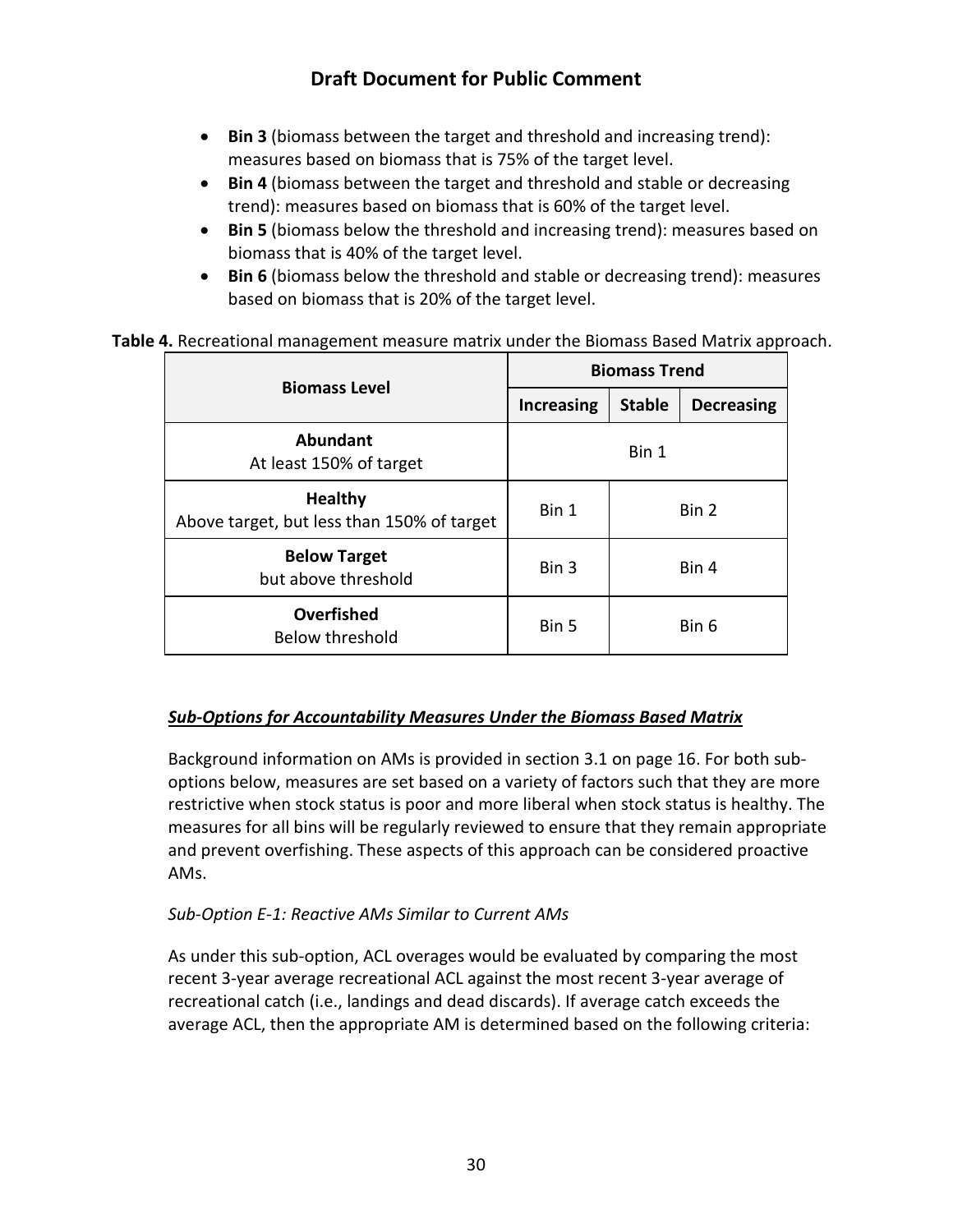- **Bin 3** (biomass between the target and threshold and increasing trend): measures based on biomass that is 75% of the target level.
- **Bin 4** (biomass between the target and threshold and stable or decreasing trend): measures based on biomass that is 60% of the target level.
- **Bin 5** (biomass below the threshold and increasing trend): measures based on biomass that is 40% of the target level.
- **Bin 6** (biomass below the threshold and stable or decreasing trend): measures based on biomass that is 20% of the target level.

**Table 4.** Recreational management measure matrix under the Biomass Based Matrix approach.

| Biomass Level | Biomass Trend | | |
|---|---|---|---|
| | **Increasing** | **Stable** | **Decreasing** |
| **Abundant** At least 150% of target | Bin 1 | | |
| **Healthy** Above target, but less than 150% of target | Bin 1 | Bin 2 | |
| **Below Target** but above threshold | Bin 3 | Bin 4 | |
| **Overfished** Below threshold | Bin 5 | Bin 6 | |

***Sub-Options for Accountability Measures Under the Biomass Based Matrix***

Background information on AMs is provided in section 3.1 on page 16. For both sub-options below, measures are set based on a variety of factors such that they are more restrictive when stock status is poor and more liberal when stock status is healthy. The measures for all bins will be regularly reviewed to ensure that they remain appropriate and prevent overfishing. These aspects of this approach can be considered proactive AMs.

*Sub-Option E-1: Reactive AMs Similar to Current AMs*

As under this sub-option, ACL overages would be evaluated by comparing the most recent 3-year average recreational ACL against the most recent 3-year average of recreational catch (i.e., landings and dead discards). If average catch exceeds the average ACL, then the appropriate AM is determined based on the following criteria: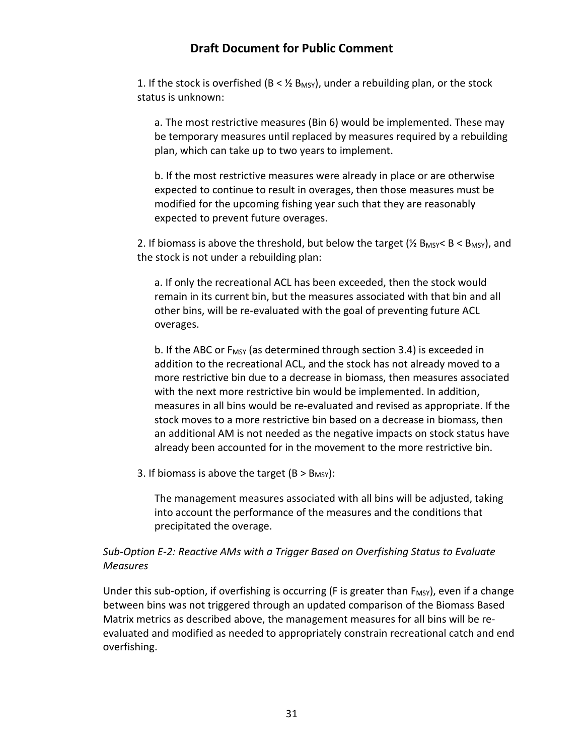1. If the stock is overfished ($B < ½ B_{MSY}$), under a rebuilding plan, or the stock status is unknown:

   a. The most restrictive measures (Bin 6) would be implemented. These may be temporary measures until replaced by measures required by a rebuilding plan, which can take up to two years to implement.

   b. If the most restrictive measures were already in place or are otherwise expected to continue to result in overages, then those measures must be modified for the upcoming fishing year such that they are reasonably expected to prevent future overages.

2. If biomass is above the threshold, but below the target ($½ B_{MSY} < B < B_{MSY}$), and the stock is not under a rebuilding plan:

   a. If only the recreational ACL has been exceeded, then the stock would remain in its current bin, but the measures associated with that bin and all other bins, will be re-evaluated with the goal of preventing future ACL overages.

   b. If the ABC or $F_{MSY}$ (as determined through section 3.4) is exceeded in addition to the recreational ACL, and the stock has not already moved to a more restrictive bin due to a decrease in biomass, then measures associated with the next more restrictive bin would be implemented. In addition, measures in all bins would be re-evaluated and revised as appropriate. If the stock moves to a more restrictive bin based on a decrease in biomass, then an additional AM is not needed as the negative impacts on stock status have already been accounted for in the movement to the more restrictive bin.

3. If biomass is above the target ($B > B_{MSY}$):

   The management measures associated with all bins will be adjusted, taking into account the performance of the measures and the conditions that precipitated the overage.

*Sub-Option E-2: Reactive AMs with a Trigger Based on Overfishing Status to Evaluate Measures*

Under this sub-option, if overfishing is occurring (F is greater than $F_{MSY}$), even if a change between bins was not triggered through an updated comparison of the Biomass Based Matrix metrics as described above, the management measures for all bins will be re-evaluated and modified as needed to appropriately constrain recreational catch and end overfishing.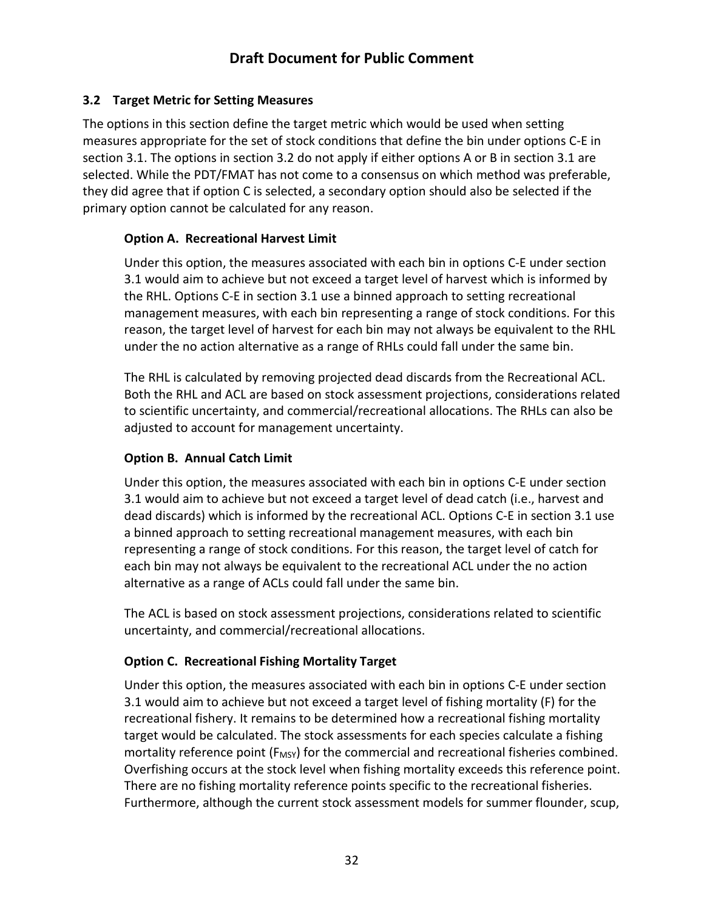## 3.2 Target Metric for Setting Measures

The options in this section define the target metric which would be used when setting measures appropriate for the set of stock conditions that define the bin under options C-E in section 3.1. The options in section 3.2 do not apply if either options A or B in section 3.1 are selected. While the PDT/FMAT has not come to a consensus on which method was preferable, they did agree that if option C is selected, a secondary option should also be selected if the primary option cannot be calculated for any reason.

### Option A. Recreational Harvest Limit

Under this option, the measures associated with each bin in options C-E under section 3.1 would aim to achieve but not exceed a target level of harvest which is informed by the RHL. Options C-E in section 3.1 use a binned approach to setting recreational management measures, with each bin representing a range of stock conditions. For this reason, the target level of harvest for each bin may not always be equivalent to the RHL under the no action alternative as a range of RHLs could fall under the same bin.

The RHL is calculated by removing projected dead discards from the Recreational ACL. Both the RHL and ACL are based on stock assessment projections, considerations related to scientific uncertainty, and commercial/recreational allocations. The RHLs can also be adjusted to account for management uncertainty.

### Option B. Annual Catch Limit

Under this option, the measures associated with each bin in options C-E under section 3.1 would aim to achieve but not exceed a target level of dead catch (i.e., harvest and dead discards) which is informed by the recreational ACL. Options C-E in section 3.1 use a binned approach to setting recreational management measures, with each bin representing a range of stock conditions. For this reason, the target level of catch for each bin may not always be equivalent to the recreational ACL under the no action alternative as a range of ACLs could fall under the same bin.

The ACL is based on stock assessment projections, considerations related to scientific uncertainty, and commercial/recreational allocations.

### Option C. Recreational Fishing Mortality Target

Under this option, the measures associated with each bin in options C-E under section 3.1 would aim to achieve but not exceed a target level of fishing mortality (F) for the recreational fishery. It remains to be determined how a recreational fishing mortality target would be calculated. The stock assessments for each species calculate a fishing mortality reference point ($F_{MSY}$) for the commercial and recreational fisheries combined. Overfishing occurs at the stock level when fishing mortality exceeds this reference point. There are no fishing mortality reference points specific to the recreational fisheries. Furthermore, although the current stock assessment models for summer flounder, scup,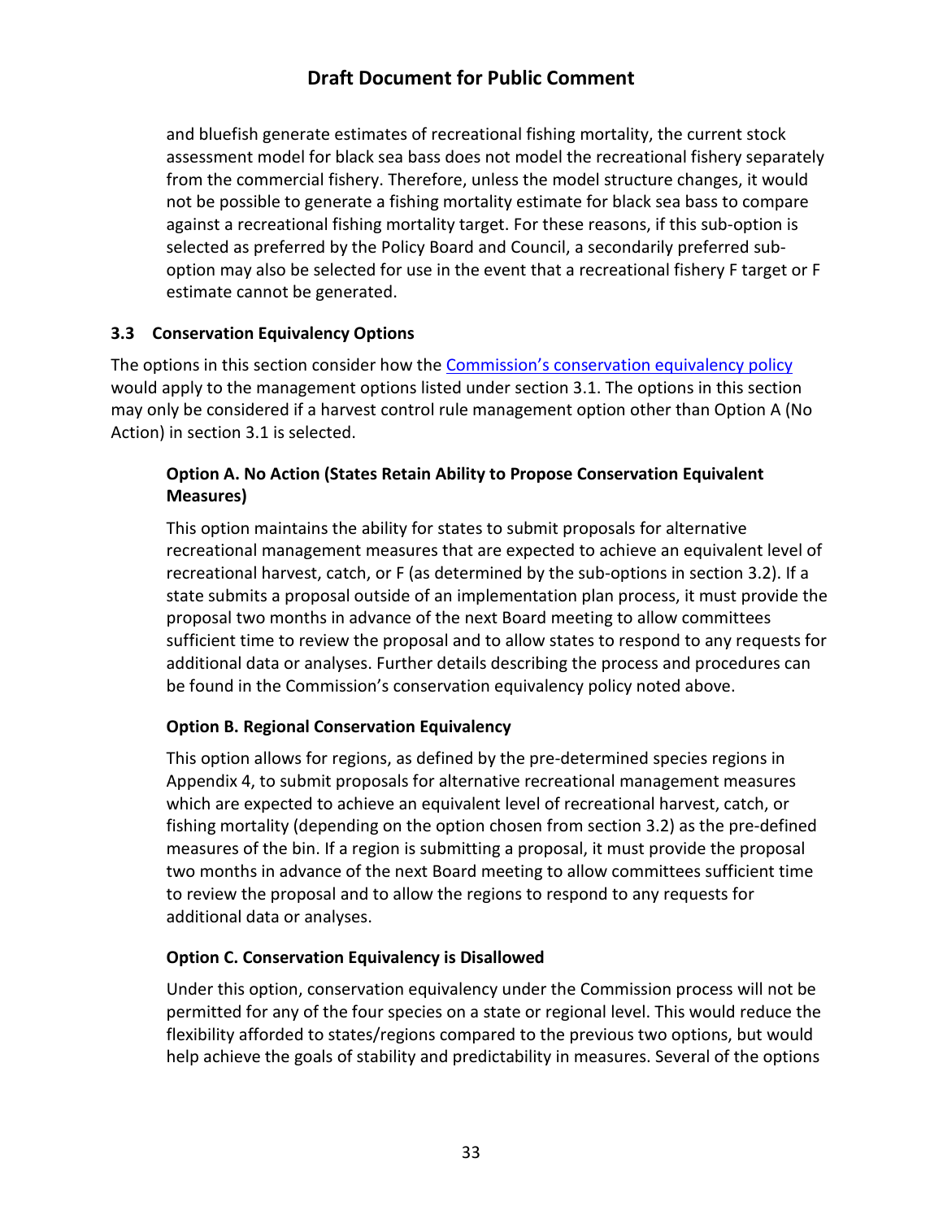and bluefish generate estimates of recreational fishing mortality, the current stock assessment model for black sea bass does not model the recreational fishery separately from the commercial fishery. Therefore, unless the model structure changes, it would not be possible to generate a fishing mortality estimate for black sea bass to compare against a recreational fishing mortality target. For these reasons, if this sub-option is selected as preferred by the Policy Board and Council, a secondarily preferred sub-option may also be selected for use in the event that a recreational fishery F target or F estimate cannot be generated.

### 3.3 Conservation Equivalency Options

The options in this section consider how the [Commission's conservation equivalency policy](#) would apply to the management options listed under section 3.1. The options in this section may only be considered if a harvest control rule management option other than Option A (No Action) in section 3.1 is selected.

#### Option A. No Action (States Retain Ability to Propose Conservation Equivalent Measures)

This option maintains the ability for states to submit proposals for alternative recreational management measures that are expected to achieve an equivalent level of recreational harvest, catch, or F (as determined by the sub-options in section 3.2). If a state submits a proposal outside of an implementation plan process, it must provide the proposal two months in advance of the next Board meeting to allow committees sufficient time to review the proposal and to allow states to respond to any requests for additional data or analyses. Further details describing the process and procedures can be found in the Commission's conservation equivalency policy noted above.

#### Option B. Regional Conservation Equivalency

This option allows for regions, as defined by the pre-determined species regions in Appendix 4, to submit proposals for alternative recreational management measures which are expected to achieve an equivalent level of recreational harvest, catch, or fishing mortality (depending on the option chosen from section 3.2) as the pre-defined measures of the bin. If a region is submitting a proposal, it must provide the proposal two months in advance of the next Board meeting to allow committees sufficient time to review the proposal and to allow the regions to respond to any requests for additional data or analyses.

#### Option C. Conservation Equivalency is Disallowed

Under this option, conservation equivalency under the Commission process will not be permitted for any of the four species on a state or regional level. This would reduce the flexibility afforded to states/regions compared to the previous two options, but would help achieve the goals of stability and predictability in measures. Several of the options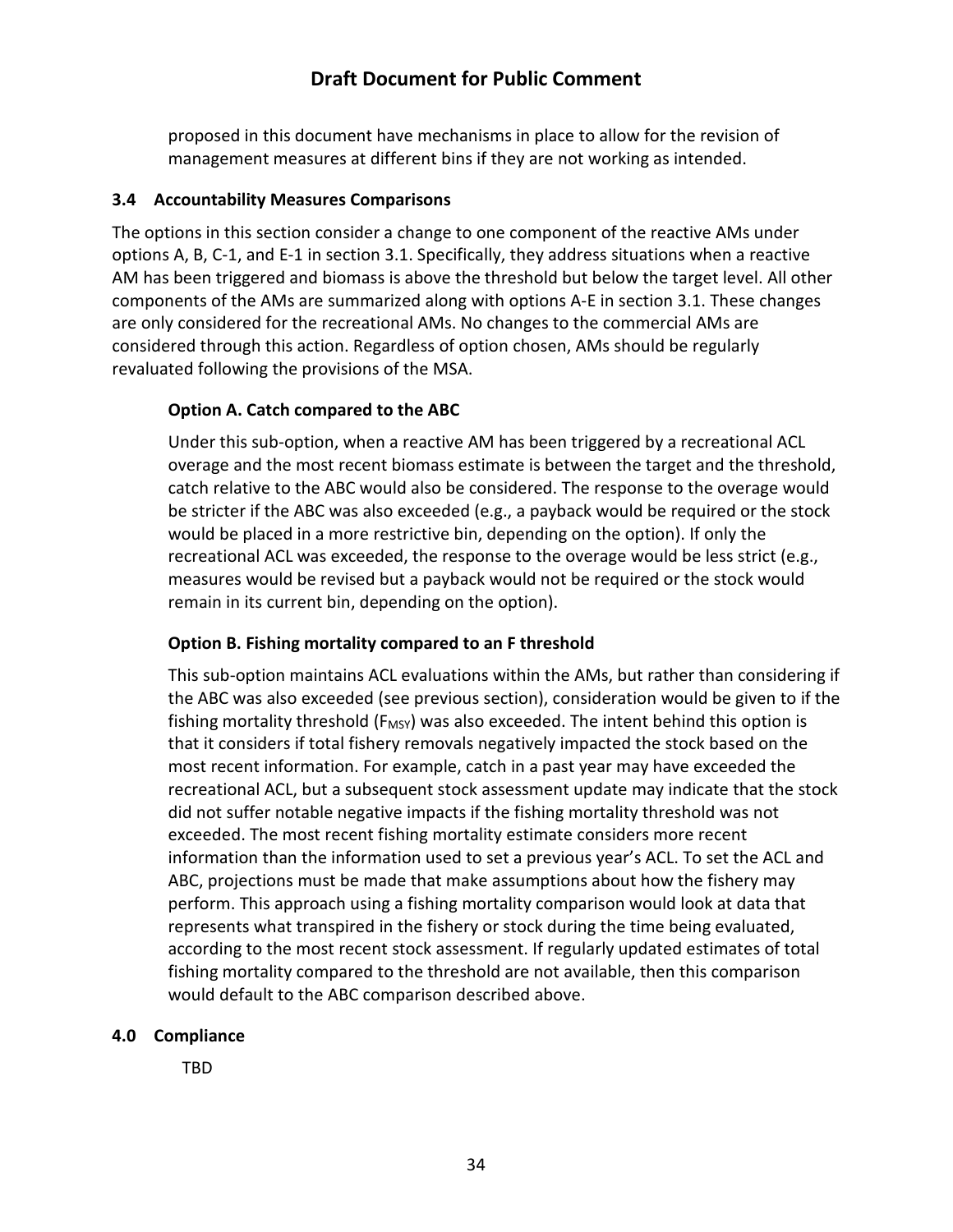proposed in this document have mechanisms in place to allow for the revision of management measures at different bins if they are not working as intended.

### 3.4 Accountability Measures Comparisons

The options in this section consider a change to one component of the reactive AMs under options A, B, C-1, and E-1 in section 3.1. Specifically, they address situations when a reactive AM has been triggered and biomass is above the threshold but below the target level. All other components of the AMs are summarized along with options A-E in section 3.1. These changes are only considered for the recreational AMs. No changes to the commercial AMs are considered through this action. Regardless of option chosen, AMs should be regularly revaluated following the provisions of the MSA.

#### Option A. Catch compared to the ABC

Under this sub-option, when a reactive AM has been triggered by a recreational ACL overage and the most recent biomass estimate is between the target and the threshold, catch relative to the ABC would also be considered. The response to the overage would be stricter if the ABC was also exceeded (e.g., a payback would be required or the stock would be placed in a more restrictive bin, depending on the option). If only the recreational ACL was exceeded, the response to the overage would be less strict (e.g., measures would be revised but a payback would not be required or the stock would remain in its current bin, depending on the option).

#### Option B. Fishing mortality compared to an F threshold

This sub-option maintains ACL evaluations within the AMs, but rather than considering if the ABC was also exceeded (see previous section), consideration would be given to if the fishing mortality threshold ($F_{MSY}$) was also exceeded. The intent behind this option is that it considers if total fishery removals negatively impacted the stock based on the most recent information. For example, catch in a past year may have exceeded the recreational ACL, but a subsequent stock assessment update may indicate that the stock did not suffer notable negative impacts if the fishing mortality threshold was not exceeded. The most recent fishing mortality estimate considers more recent information than the information used to set a previous year's ACL. To set the ACL and ABC, projections must be made that make assumptions about how the fishery may perform. This approach using a fishing mortality comparison would look at data that represents what transpired in the fishery or stock during the time being evaluated, according to the most recent stock assessment. If regularly updated estimates of total fishing mortality compared to the threshold are not available, then this comparison would default to the ABC comparison described above.

## 4.0 Compliance

TBD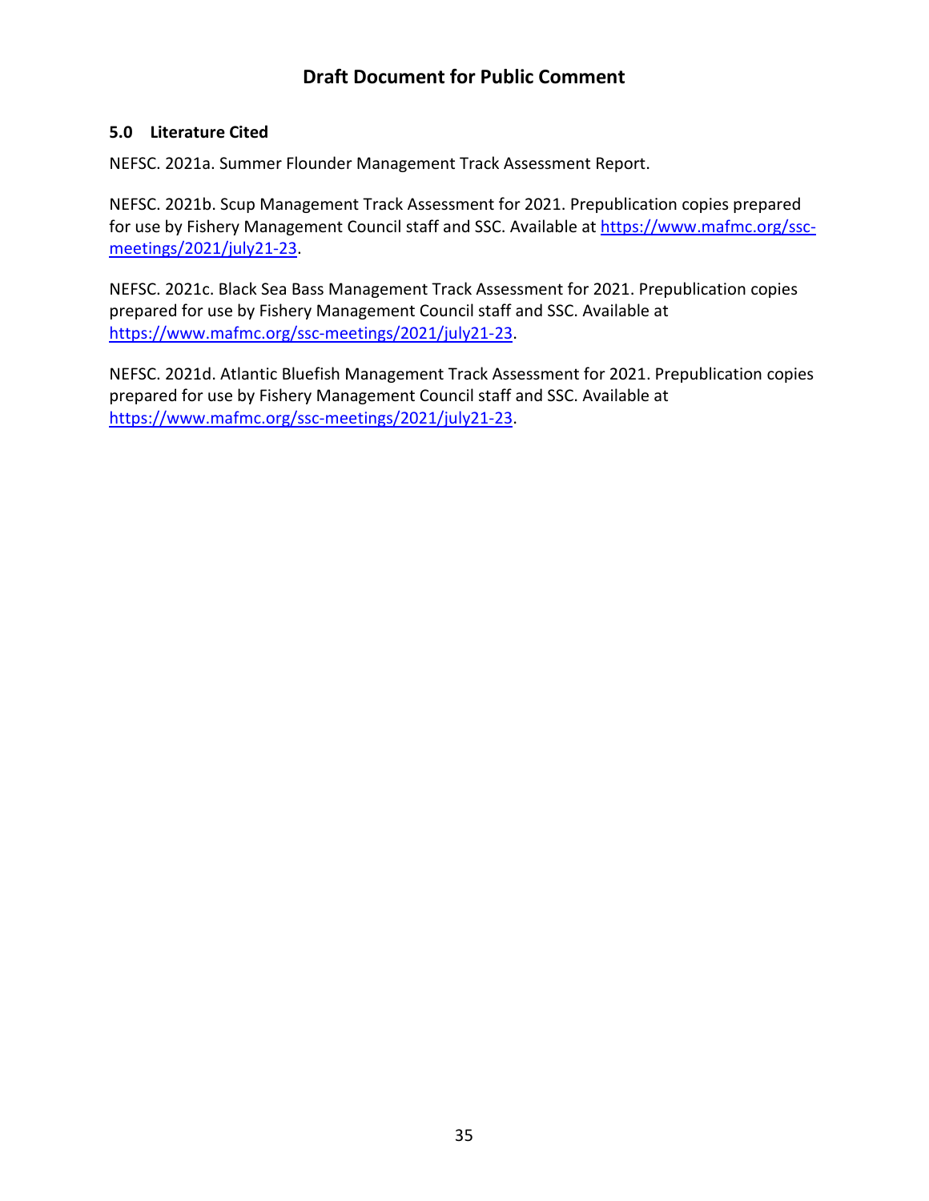## 5.0 Literature Cited

NEFSC. 2021a. Summer Flounder Management Track Assessment Report.

NEFSC. 2021b. Scup Management Track Assessment for 2021. Prepublication copies prepared for use by Fishery Management Council staff and SSC. Available at https://www.mafmc.org/ssc-meetings/2021/july21-23.

NEFSC. 2021c. Black Sea Bass Management Track Assessment for 2021. Prepublication copies prepared for use by Fishery Management Council staff and SSC. Available at https://www.mafmc.org/ssc-meetings/2021/july21-23.

NEFSC. 2021d. Atlantic Bluefish Management Track Assessment for 2021. Prepublication copies prepared for use by Fishery Management Council staff and SSC. Available at https://www.mafmc.org/ssc-meetings/2021/july21-23.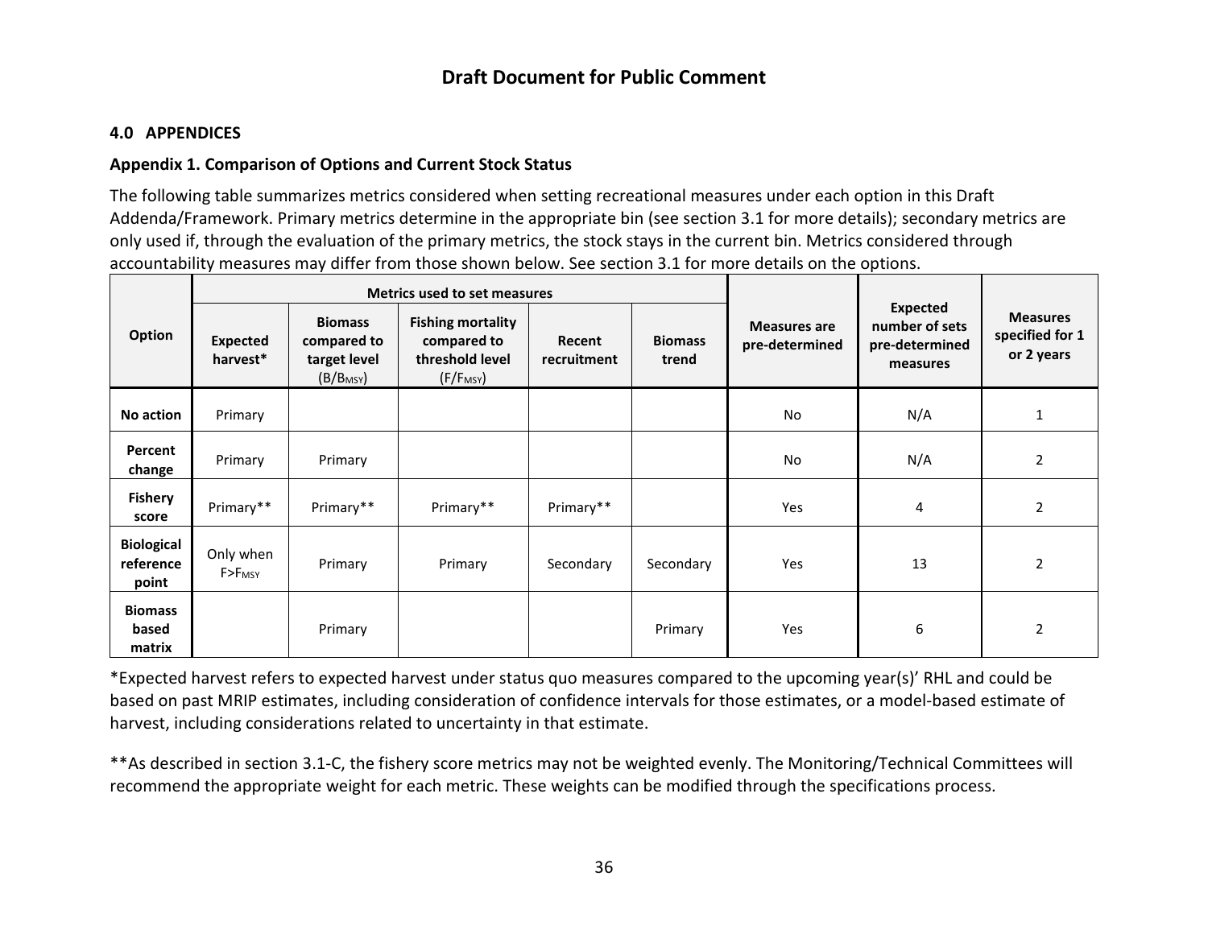Draft Document for Public Comment

## 4.0 APPENDICES

### Appendix 1. Comparison of Options and Current Stock Status

The following table summarizes metrics considered when setting recreational measures under each option in this Draft Addenda/Framework. Primary metrics determine in the appropriate bin (see section 3.1 for more details); secondary metrics are only used if, through the evaluation of the primary metrics, the stock stays in the current bin. Metrics considered through accountability measures may differ from those shown below. See section 3.1 for more details on the options.

| Option | Metrics used to set measures | | | | | Measures are pre-determined | Expected number of sets pre-determined measures | Measures specified for 1 or 2 years |
|---|---|---|---|---|---|---|---|---|
| | Expected harvest* | Biomass compared to target level ($B/B_{MSY}$) | Fishing mortality compared to threshold level ($F/F_{MSY}$) | Recent recruitment | Biomass trend | | | |
| **No action** | Primary | | | | | No | N/A | 1 |
| **Percent change** | Primary | Primary | | | | No | N/A | 2 |
| **Fishery score** | Primary** | Primary** | Primary** | Primary** | | Yes | 4 | 2 |
| **Biological reference point** | Only when $F>F_{MSY}$ | Primary | Primary | Secondary | Secondary | Yes | 13 | 2 |
| **Biomass based matrix** | | Primary | | | Primary | Yes | 6 | 2 |

*Expected harvest refers to expected harvest under status quo measures compared to the upcoming year(s)' RHL and could be based on past MRIP estimates, including consideration of confidence intervals for those estimates, or a model-based estimate of harvest, including considerations related to uncertainty in that estimate.

**As described in section 3.1-C, the fishery score metrics may not be weighted evenly. The Monitoring/Technical Committees will recommend the appropriate weight for each metric. These weights can be modified through the specifications process.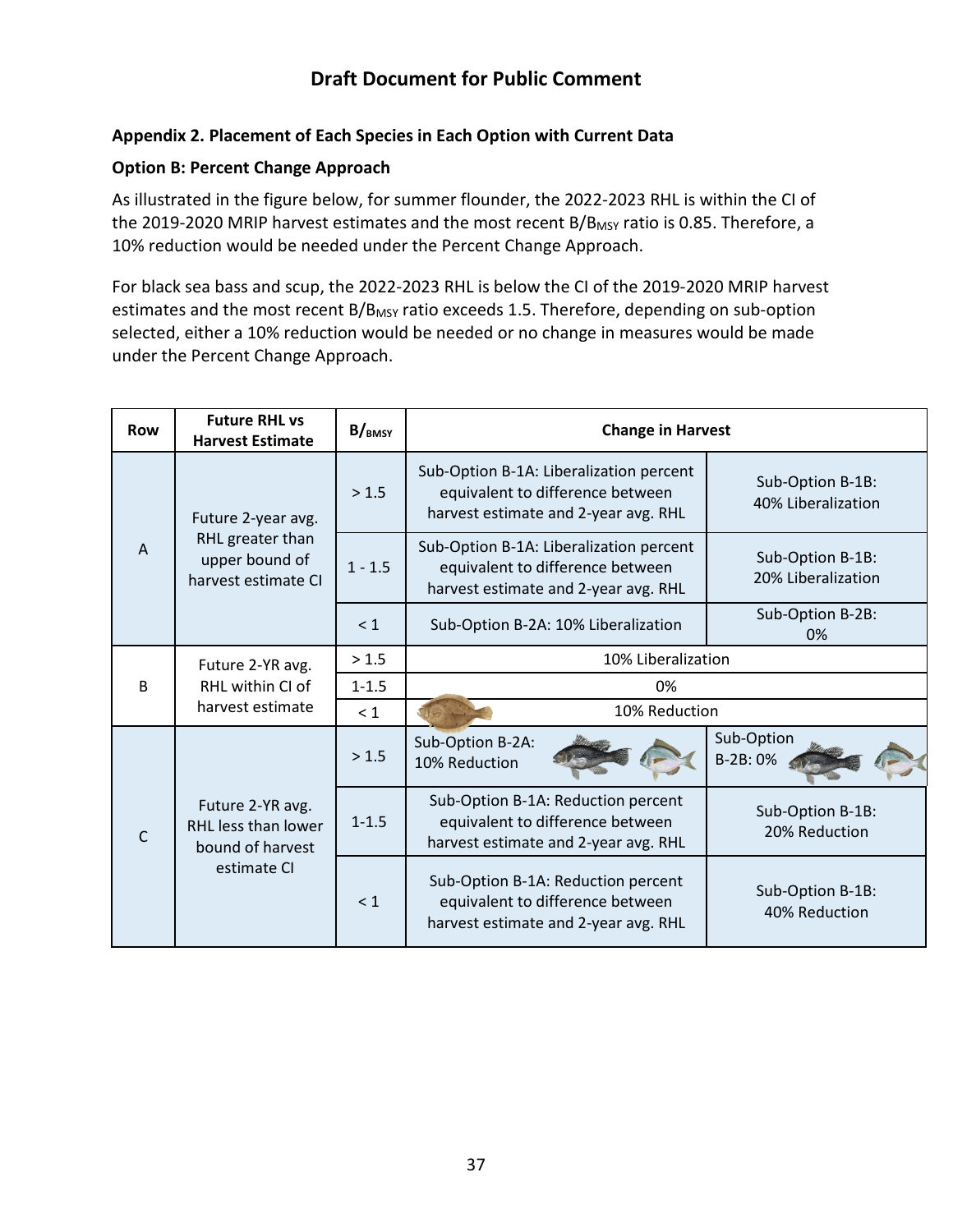**Draft Document for Public Comment**

### Appendix 2. Placement of Each Species in Each Option with Current Data

### Option B: Percent Change Approach

As illustrated in the figure below, for summer flounder, the 2022-2023 RHL is within the CI of the 2019-2020 MRIP harvest estimates and the most recent $B/B_{MSY}$ ratio is 0.85. Therefore, a 10% reduction would be needed under the Percent Change Approach.

For black sea bass and scup, the 2022-2023 RHL is below the CI of the 2019-2020 MRIP harvest estimates and the most recent $B/B_{MSY}$ ratio exceeds 1.5. Therefore, depending on sub-option selected, either a 10% reduction would be needed or no change in measures would be made under the Percent Change Approach.

| Row | Future RHL vs Harvest Estimate | $B/_{BMSY}$ | Change in Harvest | |
|---|---|---|---|---|
| A | Future 2-year avg. RHL greater than upper bound of harvest estimate CI | > 1.5 | Sub-Option B-1A: Liberalization percent equivalent to difference between harvest estimate and 2-year avg. RHL | Sub-Option B-1B: 40% Liberalization |
| | | 1 - 1.5 | Sub-Option B-1A: Liberalization percent equivalent to difference between harvest estimate and 2-year avg. RHL | Sub-Option B-1B: 20% Liberalization |
| | | < 1 | Sub-Option B-2A: 10% Liberalization | Sub-Option B-2B: 0% |
| B | Future 2-YR avg. RHL within CI of harvest estimate | > 1.5 | 10% Liberalization | |
| | | 1-1.5 | 0% | |
| | | < 1 | 10% Reduction | |
| C | Future 2-YR avg. RHL less than lower bound of harvest estimate CI | > 1.5 | Sub-Option B-2A: 10% Reduction | Sub-Option B-2B: 0% |
| | | 1-1.5 | Sub-Option B-1A: Reduction percent equivalent to difference between harvest estimate and 2-year avg. RHL | Sub-Option B-1B: 20% Reduction |
| | | < 1 | Sub-Option B-1A: Reduction percent equivalent to difference between harvest estimate and 2-year avg. RHL | Sub-Option B-1B: 40% Reduction |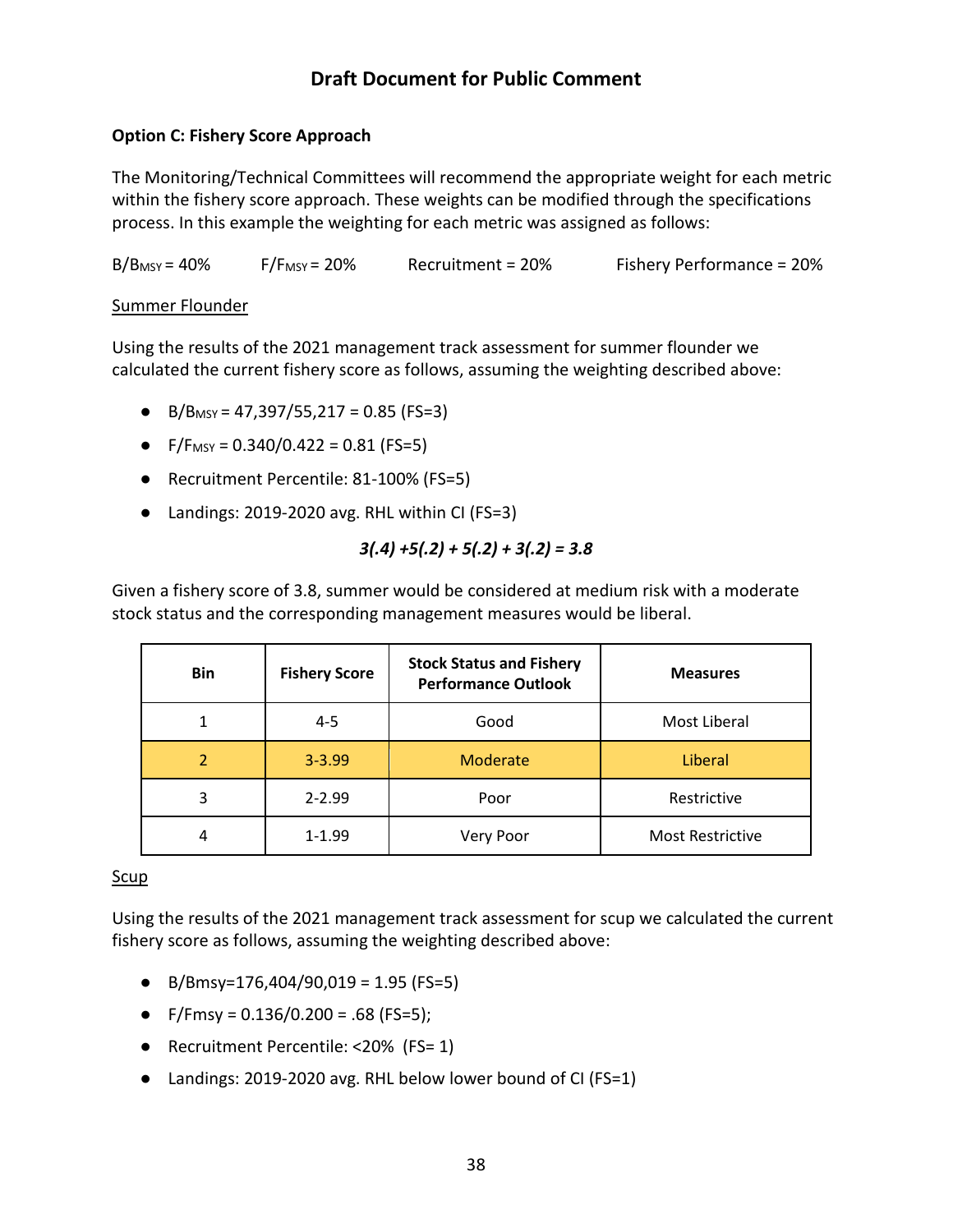# Draft Document for Public Comment

**Option C: Fishery Score Approach**

The Monitoring/Technical Committees will recommend the appropriate weight for each metric within the fishery score approach. These weights can be modified through the specifications process. In this example the weighting for each metric was assigned as follows:

$B/B_{MSY}$ = 40%     $F/F_{MSY}$ = 20%     Recruitment = 20%     Fishery Performance = 20%

Summer Flounder

Using the results of the 2021 management track assessment for summer flounder we calculated the current fishery score as follows, assuming the weighting described above:

- $B/B_{MSY}$ = 47,397/55,217 = 0.85 (FS=3)
- $F/F_{MSY}$ = 0.340/0.422 = 0.81 (FS=5)
- Recruitment Percentile: 81-100% (FS=5)
- Landings: 2019-2020 avg. RHL within CI (FS=3)

$$3(.4) + 5(.2) + 5(.2) + 3(.2) = 3.8$$

Given a fishery score of 3.8, summer would be considered at medium risk with a moderate stock status and the corresponding management measures would be liberal.

| Bin | Fishery Score | Stock Status and Fishery Performance Outlook | Measures |
|---|---|---|---|
| 1 | 4-5 | Good | Most Liberal |
| 2 | 3-3.99 | Moderate | Liberal |
| 3 | 2-2.99 | Poor | Restrictive |
| 4 | 1-1.99 | Very Poor | Most Restrictive |

Scup

Using the results of the 2021 management track assessment for scup we calculated the current fishery score as follows, assuming the weighting described above:

- $B/B_{msy}$=176,404/90,019 = 1.95 (FS=5)
- $F/F_{msy}$ = 0.136/0.200 = .68 (FS=5);
- Recruitment Percentile: <20% (FS= 1)
- Landings: 2019-2020 avg. RHL below lower bound of CI (FS=1)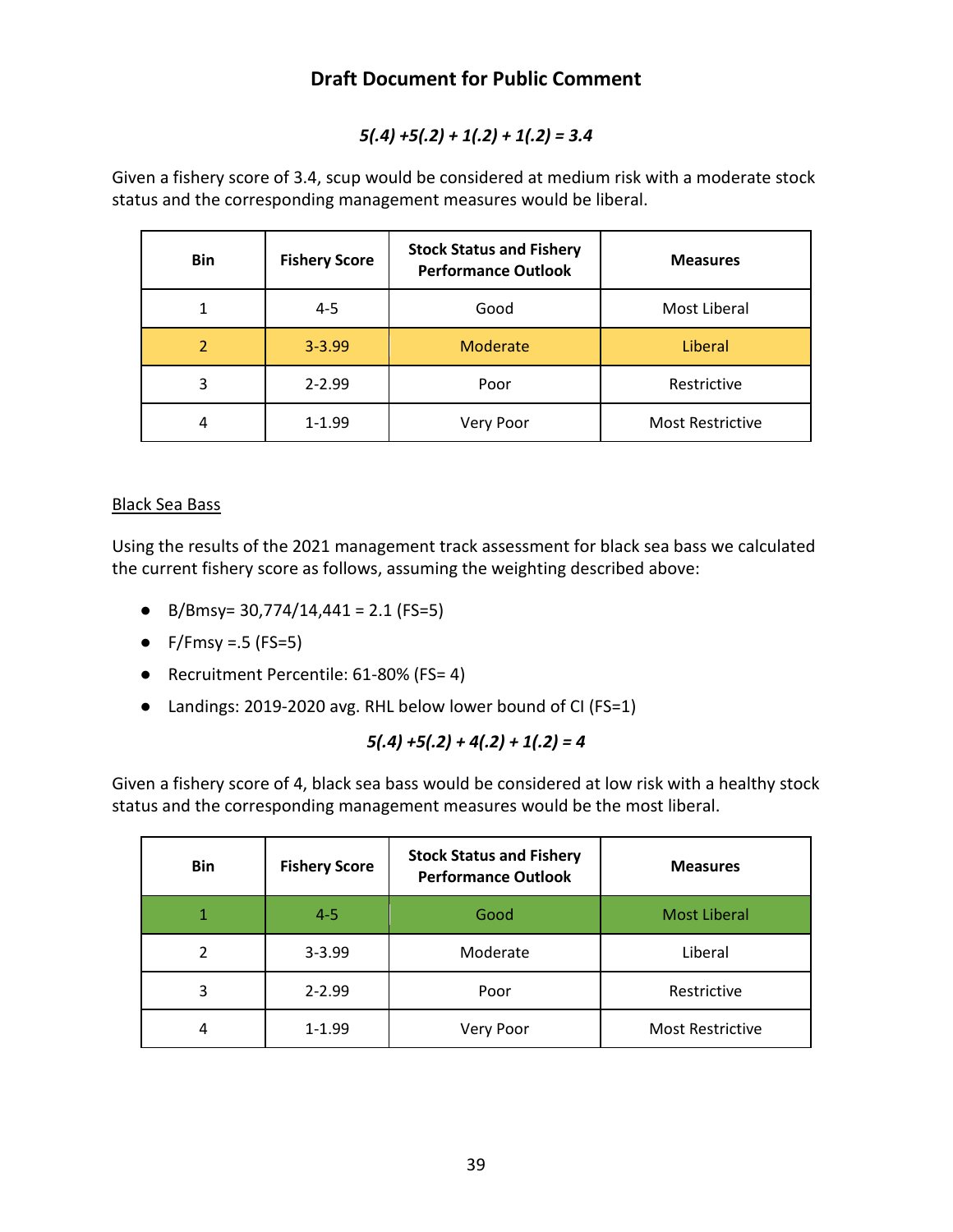**Draft Document for Public Comment**

$$5(.4) + 5(.2) + 1(.2) + 1(.2) = 3.4$$

Given a fishery score of 3.4, scup would be considered at medium risk with a moderate stock status and the corresponding management measures would be liberal.

| Bin | Fishery Score | Stock Status and Fishery Performance Outlook | Measures |
|---|---|---|---|
| 1 | 4-5 | Good | Most Liberal |
| 2 | 3-3.99 | Moderate | Liberal |
| 3 | 2-2.99 | Poor | Restrictive |
| 4 | 1-1.99 | Very Poor | Most Restrictive |

<u>Black Sea Bass</u>

Using the results of the 2021 management track assessment for black sea bass we calculated the current fishery score as follows, assuming the weighting described above:

- B/Bmsy= 30,774/14,441 = 2.1 (FS=5)
- F/Fmsy =.5 (FS=5)
- Recruitment Percentile: 61-80% (FS= 4)
- Landings: 2019-2020 avg. RHL below lower bound of CI (FS=1)

$$5(.4) + 5(.2) + 4(.2) + 1(.2) = 4$$

Given a fishery score of 4, black sea bass would be considered at low risk with a healthy stock status and the corresponding management measures would be the most liberal.

| Bin | Fishery Score | Stock Status and Fishery Performance Outlook | Measures |
|---|---|---|---|
| 1 | 4-5 | Good | Most Liberal |
| 2 | 3-3.99 | Moderate | Liberal |
| 3 | 2-2.99 | Poor | Restrictive |
| 4 | 1-1.99 | Very Poor | Most Restrictive |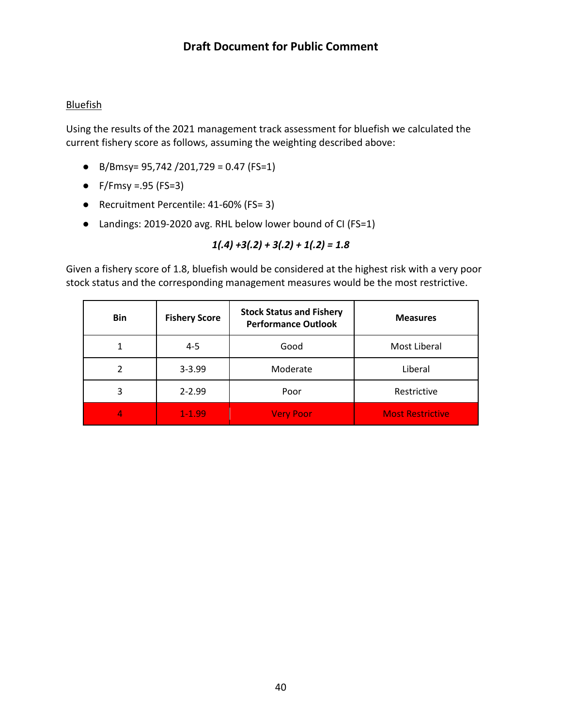## Draft Document for Public Comment

Bluefish

Using the results of the 2021 management track assessment for bluefish we calculated the current fishery score as follows, assuming the weighting described above:

- B/Bmsy= 95,742 /201,729 = 0.47 (FS=1)
- F/Fmsy =.95 (FS=3)
- Recruitment Percentile: 41-60% (FS= 3)
- Landings: 2019-2020 avg. RHL below lower bound of CI (FS=1)

$$1(.4) + 3(.2) + 3(.2) + 1(.2) = 1.8$$

Given a fishery score of 1.8, bluefish would be considered at the highest risk with a very poor stock status and the corresponding management measures would be the most restrictive.

| Bin | Fishery Score | Stock Status and Fishery Performance Outlook | Measures |
|---|---|---|---|
| 1 | 4-5 | Good | Most Liberal |
| 2 | 3-3.99 | Moderate | Liberal |
| 3 | 2-2.99 | Poor | Restrictive |
| 4 | 1-1.99 | Very Poor | Most Restrictive |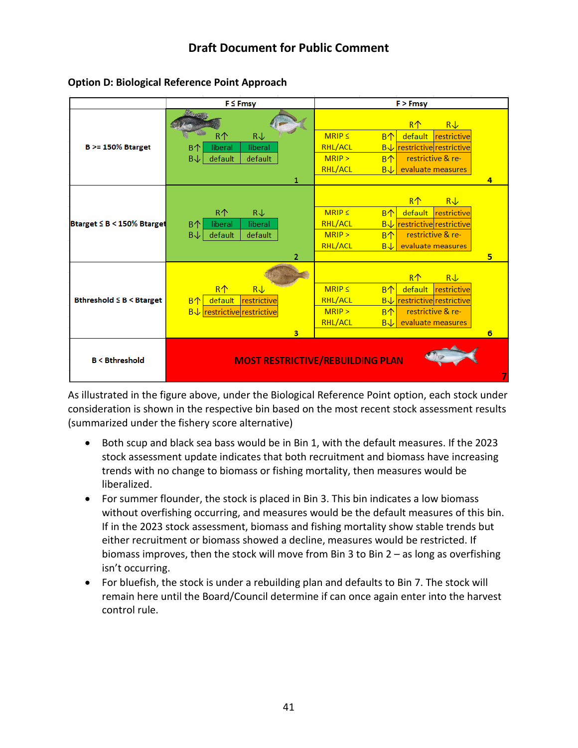**Draft Document for Public Comment**

### Option D: Biological Reference Point Approach

| | F ≤ Fmsy | F > Fmsy |
|---|---|---|
| **B >= 150% Btarget** | **Bin 1**<br>B↑: R↑ liberal; R↓ liberal<br>B↓: R↑ default; R↓ default | **Bin 4**<br>MRIP ≤ RHL/ACL: B↑: R↑ default; R↓ restrictive<br>B↓: R↑ restrictive; R↓ restrictive<br>MRIP > RHL/ACL: B↑ / B↓: restrictive & re-evaluate measures |
| **Btarget ≤ B < 150% Btarget** | **Bin 2**<br>B↑: R↑ liberal; R↓ liberal<br>B↓: R↑ default; R↓ default | **Bin 5**<br>MRIP ≤ RHL/ACL: B↑: R↑ default; R↓ restrictive<br>B↓: R↑ restrictive; R↓ restrictive<br>MRIP > RHL/ACL: B↑ / B↓: restrictive & re-evaluate measures |
| **Bthreshold ≤ B < Btarget** | **Bin 3**<br>B↑: R↑ default; R↓ restrictive<br>B↓: R↑ restrictive; R↓ restrictive | **Bin 6**<br>MRIP ≤ RHL/ACL: B↑: R↑ default; R↓ restrictive<br>B↓: R↑ restrictive; R↓ restrictive<br>MRIP > RHL/ACL: B↑ / B↓: restrictive & re-evaluate measures |
| **B < Bthreshold** | **Bin 7**: MOST RESTRICTIVE/REBUILDING PLAN | |

As illustrated in the figure above, under the Biological Reference Point option, each stock under consideration is shown in the respective bin based on the most recent stock assessment results (summarized under the fishery score alternative)

- Both scup and black sea bass would be in Bin 1, with the default measures. If the 2023 stock assessment update indicates that both recruitment and biomass have increasing trends with no change to biomass or fishing mortality, then measures would be liberalized.
- For summer flounder, the stock is placed in Bin 3. This bin indicates a low biomass without overfishing occurring, and measures would be the default measures of this bin. If in the 2023 stock assessment, biomass and fishing mortality show stable trends but either recruitment or biomass showed a decline, measures would be restricted. If biomass improves, then the stock will move from Bin 3 to Bin 2 – as long as overfishing isn't occurring.
- For bluefish, the stock is under a rebuilding plan and defaults to Bin 7. The stock will remain here until the Board/Council determine if can once again enter into the harvest control rule.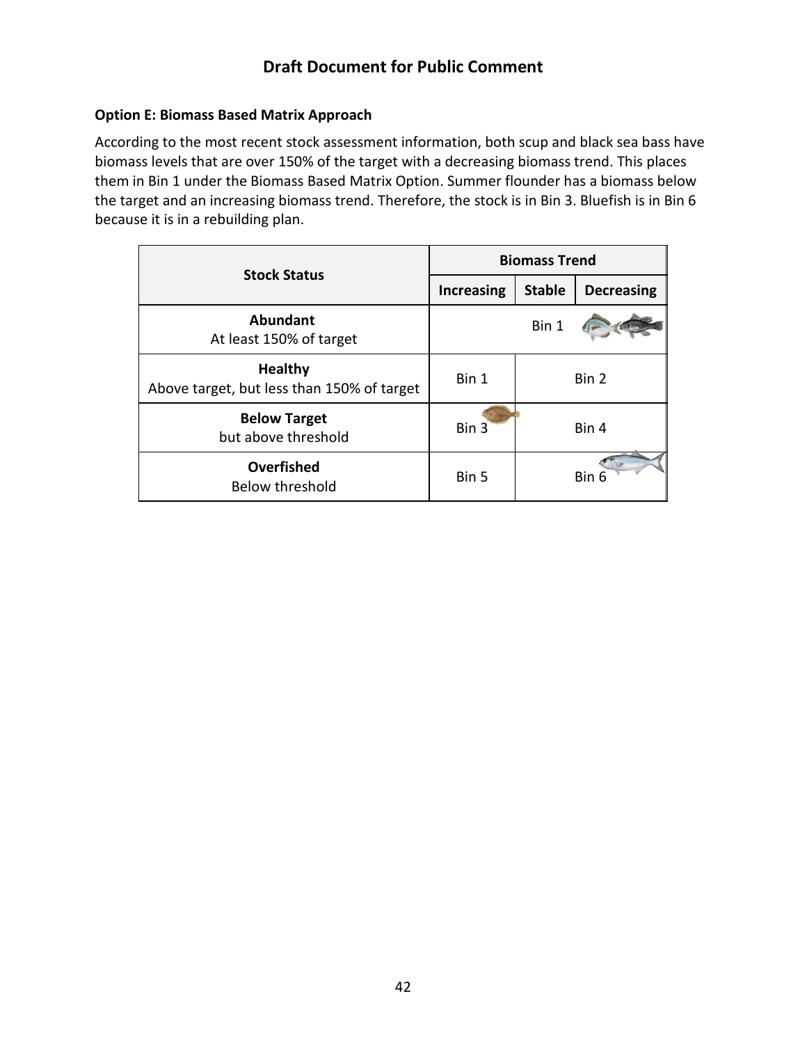**Draft Document for Public Comment**

**Option E: Biomass Based Matrix Approach**

According to the most recent stock assessment information, both scup and black sea bass have biomass levels that are over 150% of the target with a decreasing biomass trend. This places them in Bin 1 under the Biomass Based Matrix Option. Summer flounder has a biomass below the target and an increasing biomass trend. Therefore, the stock is in Bin 3. Bluefish is in Bin 6 because it is in a rebuilding plan.

| Stock Status | Biomass Trend | | |
|---|---|---|---|
| | **Increasing** | **Stable** | **Decreasing** |
| **Abundant** At least 150% of target | Bin 1 | | |
| **Healthy** Above target, but less than 150% of target | Bin 1 | Bin 2 | |
| **Below Target** but above threshold | Bin 3 | Bin 4 | |
| **Overfished** Below threshold | Bin 5 | Bin 6 | |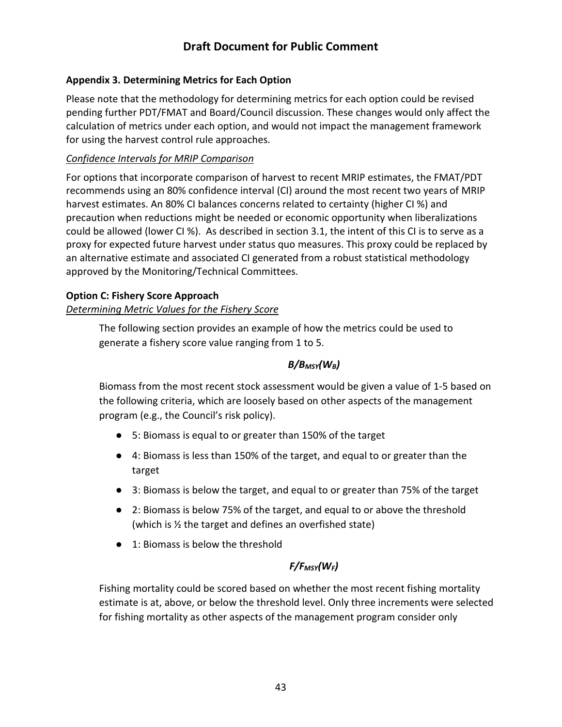Draft Document for Public Comment

## Appendix 3. Determining Metrics for Each Option

Please note that the methodology for determining metrics for each option could be revised pending further PDT/FMAT and Board/Council discussion. These changes would only affect the calculation of metrics under each option, and would not impact the management framework for using the harvest control rule approaches.

*Confidence Intervals for MRIP Comparison*

For options that incorporate comparison of harvest to recent MRIP estimates, the FMAT/PDT recommends using an 80% confidence interval (CI) around the most recent two years of MRIP harvest estimates. An 80% CI balances concerns related to certainty (higher CI %) and precaution when reductions might be needed or economic opportunity when liberalizations could be allowed (lower CI %). As described in section 3.1, the intent of this CI is to serve as a proxy for expected future harvest under status quo measures. This proxy could be replaced by an alternative estimate and associated CI generated from a robust statistical methodology approved by the Monitoring/Technical Committees.

### Option C: Fishery Score Approach

*Determining Metric Values for the Fishery Score*

The following section provides an example of how the metrics could be used to generate a fishery score value ranging from 1 to 5.

***$B/B_{MSY}(W_B)$***

Biomass from the most recent stock assessment would be given a value of 1-5 based on the following criteria, which are loosely based on other aspects of the management program (e.g., the Council's risk policy).

- 5: Biomass is equal to or greater than 150% of the target
- 4: Biomass is less than 150% of the target, and equal to or greater than the target
- 3: Biomass is below the target, and equal to or greater than 75% of the target
- 2: Biomass is below 75% of the target, and equal to or above the threshold (which is ½ the target and defines an overfished state)
- 1: Biomass is below the threshold

***$F/F_{MSY}(W_F)$***

Fishing mortality could be scored based on whether the most recent fishing mortality estimate is at, above, or below the threshold level. Only three increments were selected for fishing mortality as other aspects of the management program consider only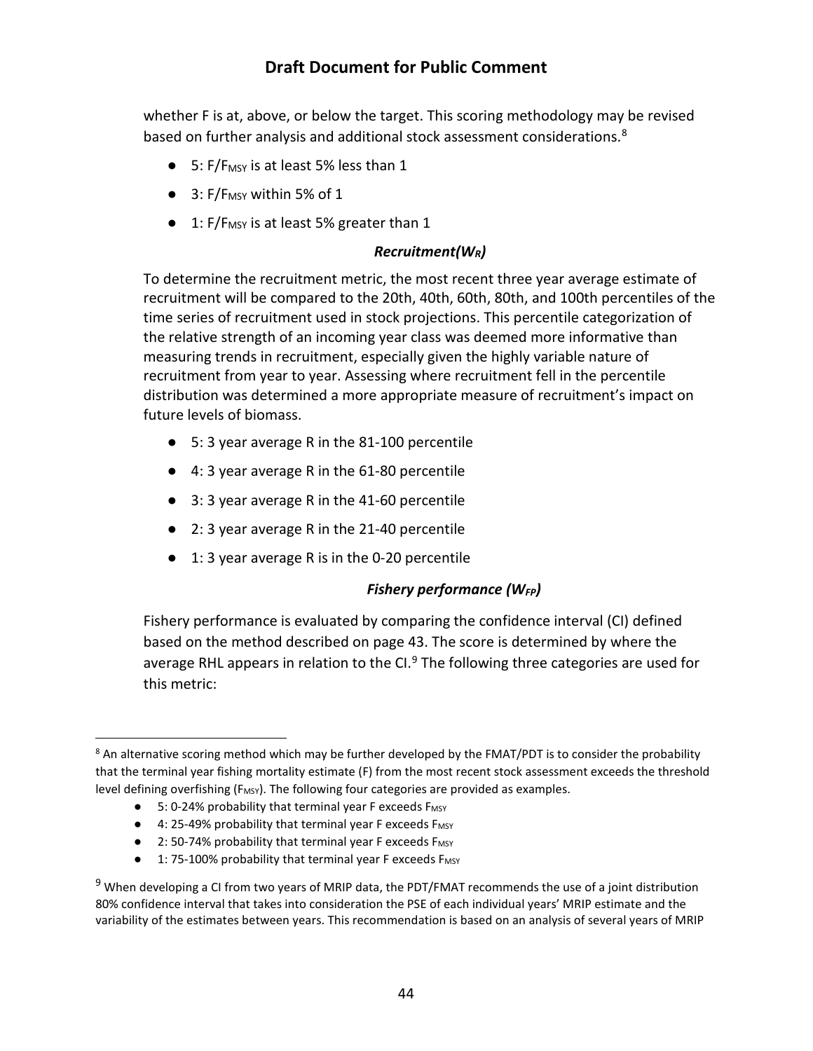whether F is at, above, or below the target. This scoring methodology may be revised based on further analysis and additional stock assessment considerations.[8]

- 5: $F/F_{MSY}$ is at least 5% less than 1
- 3: $F/F_{MSY}$ within 5% of 1
- 1: $F/F_{MSY}$ is at least 5% greater than 1

### *Recruitment($W_R$)*

To determine the recruitment metric, the most recent three year average estimate of recruitment will be compared to the 20th, 40th, 60th, 80th, and 100th percentiles of the time series of recruitment used in stock projections. This percentile categorization of the relative strength of an incoming year class was deemed more informative than measuring trends in recruitment, especially given the highly variable nature of recruitment from year to year. Assessing where recruitment fell in the percentile distribution was determined a more appropriate measure of recruitment's impact on future levels of biomass.

- 5: 3 year average R in the 81-100 percentile
- 4: 3 year average R in the 61-80 percentile
- 3: 3 year average R in the 41-60 percentile
- 2: 3 year average R in the 21-40 percentile
- 1: 3 year average R is in the 0-20 percentile

### *Fishery performance ($W_{FP}$)*

Fishery performance is evaluated by comparing the confidence interval (CI) defined based on the method described on page 43. The score is determined by where the average RHL appears in relation to the CI.[9] The following three categories are used for this metric:

---

[8] An alternative scoring method which may be further developed by the FMAT/PDT is to consider the probability that the terminal year fishing mortality estimate (F) from the most recent stock assessment exceeds the threshold level defining overfishing ($F_{MSY}$). The following four categories are provided as examples.

- 5: 0-24% probability that terminal year F exceeds $F_{MSY}$
- 4: 25-49% probability that terminal year F exceeds $F_{MSY}$
- 2: 50-74% probability that terminal year F exceeds $F_{MSY}$
- 1: 75-100% probability that terminal year F exceeds $F_{MSY}$

[9] When developing a CI from two years of MRIP data, the PDT/FMAT recommends the use of a joint distribution 80% confidence interval that takes into consideration the PSE of each individual years' MRIP estimate and the variability of the estimates between years. This recommendation is based on an analysis of several years of MRIP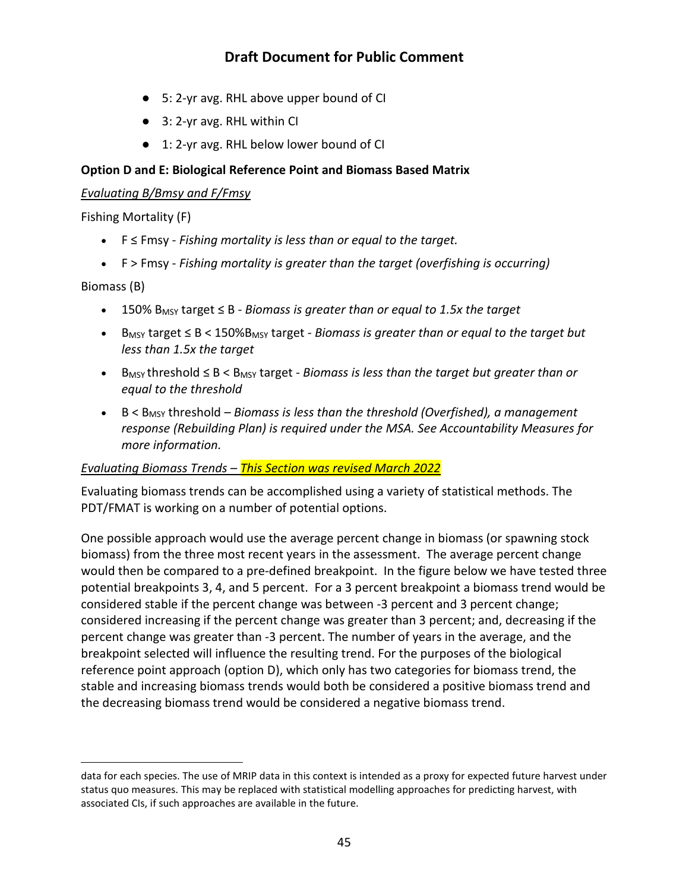- 5: 2-yr avg. RHL above upper bound of CI
- 3: 2-yr avg. RHL within CI
- 1: 2-yr avg. RHL below lower bound of CI

**Option D and E: Biological Reference Point and Biomass Based Matrix**

*Evaluating B/Bmsy and F/Fmsy*

Fishing Mortality (F)

- F ≤ Fmsy - *Fishing mortality is less than or equal to the target.*
- F > Fmsy - *Fishing mortality is greater than the target (overfishing is occurring)*

Biomass (B)

- 150% $B_{MSY}$ target ≤ B - *Biomass is greater than or equal to 1.5x the target*
- $B_{MSY}$ target ≤ B < 150%$B_{MSY}$ target - *Biomass is greater than or equal to the target but less than 1.5x the target*
- $B_{MSY}$ threshold ≤ B < $B_{MSY}$ target - *Biomass is less than the target but greater than or equal to the threshold*
- B < $B_{MSY}$ threshold – *Biomass is less than the threshold (Overfished), a management response (Rebuilding Plan) is required under the MSA. See Accountability Measures for more information.*

*Evaluating Biomass Trends – This Section was revised March 2022*

Evaluating biomass trends can be accomplished using a variety of statistical methods. The PDT/FMAT is working on a number of potential options.

One possible approach would use the average percent change in biomass (or spawning stock biomass) from the three most recent years in the assessment. The average percent change would then be compared to a pre-defined breakpoint. In the figure below we have tested three potential breakpoints 3, 4, and 5 percent. For a 3 percent breakpoint a biomass trend would be considered stable if the percent change was between -3 percent and 3 percent change; considered increasing if the percent change was greater than 3 percent; and, decreasing if the percent change was greater than -3 percent. The number of years in the average, and the breakpoint selected will influence the resulting trend. For the purposes of the biological reference point approach (option D), which only has two categories for biomass trend, the stable and increasing biomass trends would both be considered a positive biomass trend and the decreasing biomass trend would be considered a negative biomass trend.

data for each species. The use of MRIP data in this context is intended as a proxy for expected future harvest under status quo measures. This may be replaced with statistical modelling approaches for predicting harvest, with associated CIs, if such approaches are available in the future.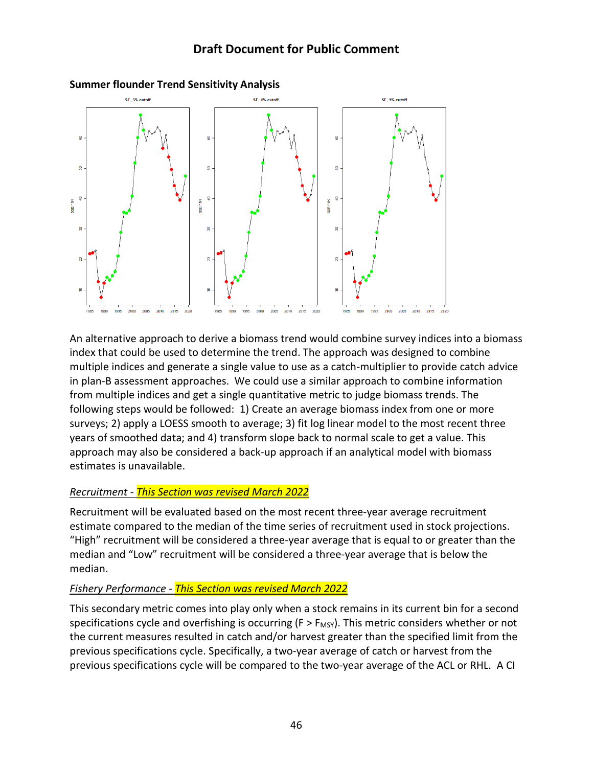**Summer flounder Trend Sensitivity Analysis**

An alternative approach to derive a biomass trend would combine survey indices into a biomass index that could be used to determine the trend. The approach was designed to combine multiple indices and generate a single value to use as a catch-multiplier to provide catch advice in plan-B assessment approaches. We could use a similar approach to combine information from multiple indices and get a single quantitative metric to judge biomass trends. The following steps would be followed: 1) Create an average biomass index from one or more surveys; 2) apply a LOESS smooth to average; 3) fit log linear model to the most recent three years of smoothed data; and 4) transform slope back to normal scale to get a value. This approach may also be considered a back-up approach if an analytical model with biomass estimates is unavailable.

*Recruitment - This Section was revised March 2022*

Recruitment will be evaluated based on the most recent three-year average recruitment estimate compared to the median of the time series of recruitment used in stock projections. "High" recruitment will be considered a three-year average that is equal to or greater than the median and "Low" recruitment will be considered a three-year average that is below the median.

*Fishery Performance - This Section was revised March 2022*

This secondary metric comes into play only when a stock remains in its current bin for a second specifications cycle and overfishing is occurring ($F > F_{MSY}$). This metric considers whether or not the current measures resulted in catch and/or harvest greater than the specified limit from the previous specifications cycle. Specifically, a two-year average of catch or harvest from the previous specifications cycle will be compared to the two-year average of the ACL or RHL. A CI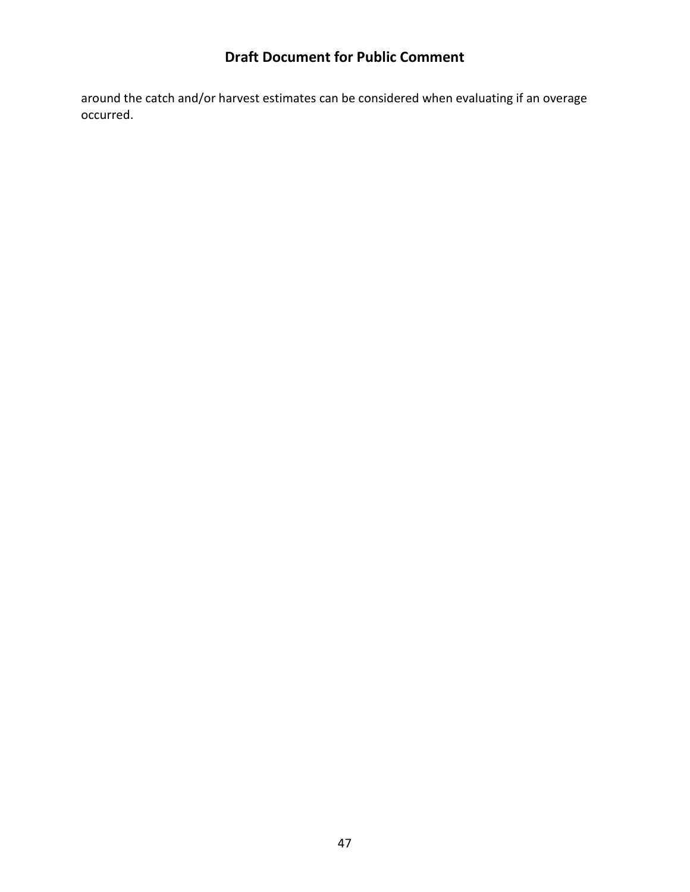around the catch and/or harvest estimates can be considered when evaluating if an overage occurred.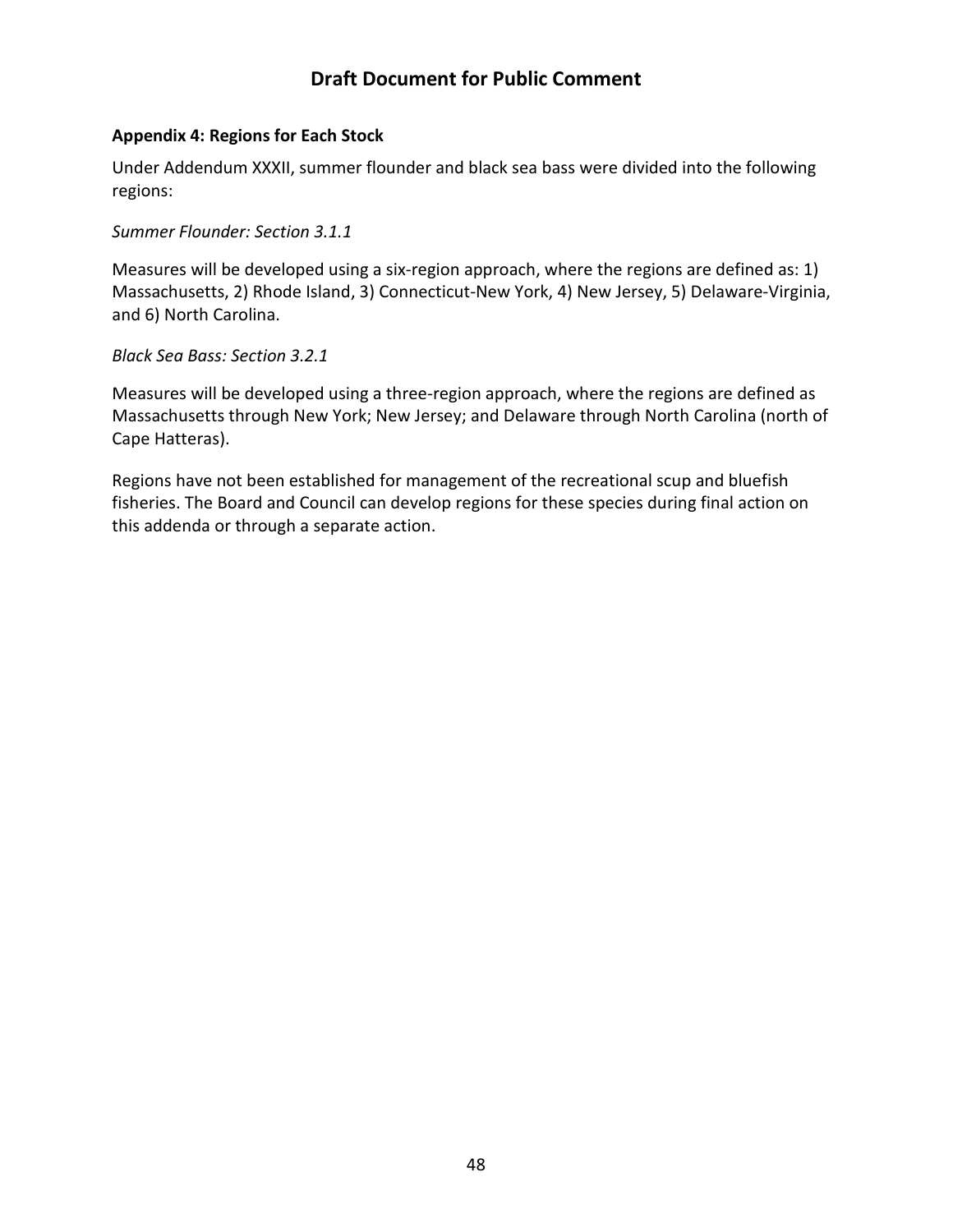**Appendix 4: Regions for Each Stock**

Under Addendum XXXII, summer flounder and black sea bass were divided into the following regions:

*Summer Flounder: Section 3.1.1*

Measures will be developed using a six-region approach, where the regions are defined as: 1) Massachusetts, 2) Rhode Island, 3) Connecticut-New York, 4) New Jersey, 5) Delaware-Virginia, and 6) North Carolina.

*Black Sea Bass: Section 3.2.1*

Measures will be developed using a three-region approach, where the regions are defined as Massachusetts through New York; New Jersey; and Delaware through North Carolina (north of Cape Hatteras).

Regions have not been established for management of the recreational scup and bluefish fisheries. The Board and Council can develop regions for these species during final action on this addenda or through a separate action.